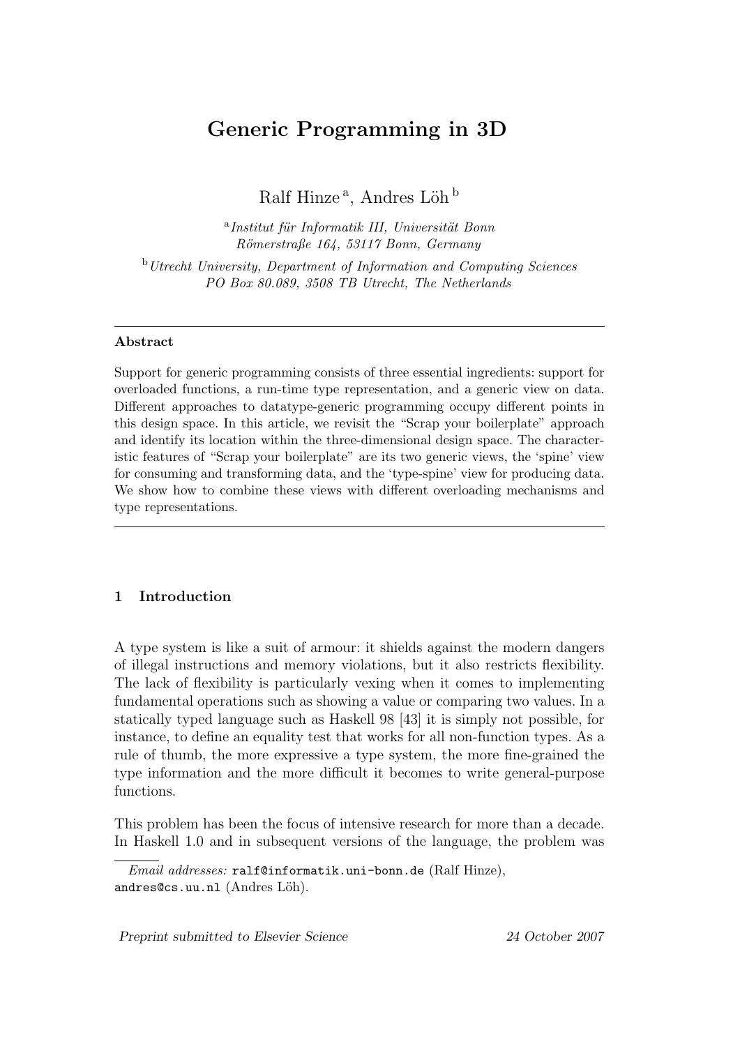# Generic Programming in 3D

Ralf Hinze [a], Andres Löh [b]

[a] *Institut für Informatik III, Universität Bonn*
*Römerstraße 164, 53117 Bonn, Germany*

[b] *Utrecht University, Department of Information and Computing Sciences*
*PO Box 80.089, 3508 TB Utrecht, The Netherlands*

---

**Abstract**

Support for generic programming consists of three essential ingredients: support for overloaded functions, a run-time type representation, and a generic view on data. Different approaches to datatype-generic programming occupy different points in this design space. In this article, we revisit the "Scrap your boilerplate" approach and identify its location within the three-dimensional design space. The characteristic features of "Scrap your boilerplate" are its two generic views, the 'spine' view for consuming and transforming data, and the 'type-spine' view for producing data. We show how to combine these views with different overloading mechanisms and type representations.

---

## 1 Introduction

A type system is like a suit of armour: it shields against the modern dangers of illegal instructions and memory violations, but it also restricts flexibility. The lack of flexibility is particularly vexing when it comes to implementing fundamental operations such as showing a value or comparing two values. In a statically typed language such as Haskell 98 [43] it is simply not possible, for instance, to define an equality test that works for all non-function types. As a rule of thumb, the more expressive a type system, the more fine-grained the type information and the more difficult it becomes to write general-purpose functions.

This problem has been the focus of intensive research for more than a decade. In Haskell 1.0 and in subsequent versions of the language, the problem was

*Email addresses:* `ralf@informatik.uni-bonn.de` (Ralf Hinze), `andres@cs.uu.nl` (Andres Löh).

*Preprint submitted to Elsevier Science* 24 October 2007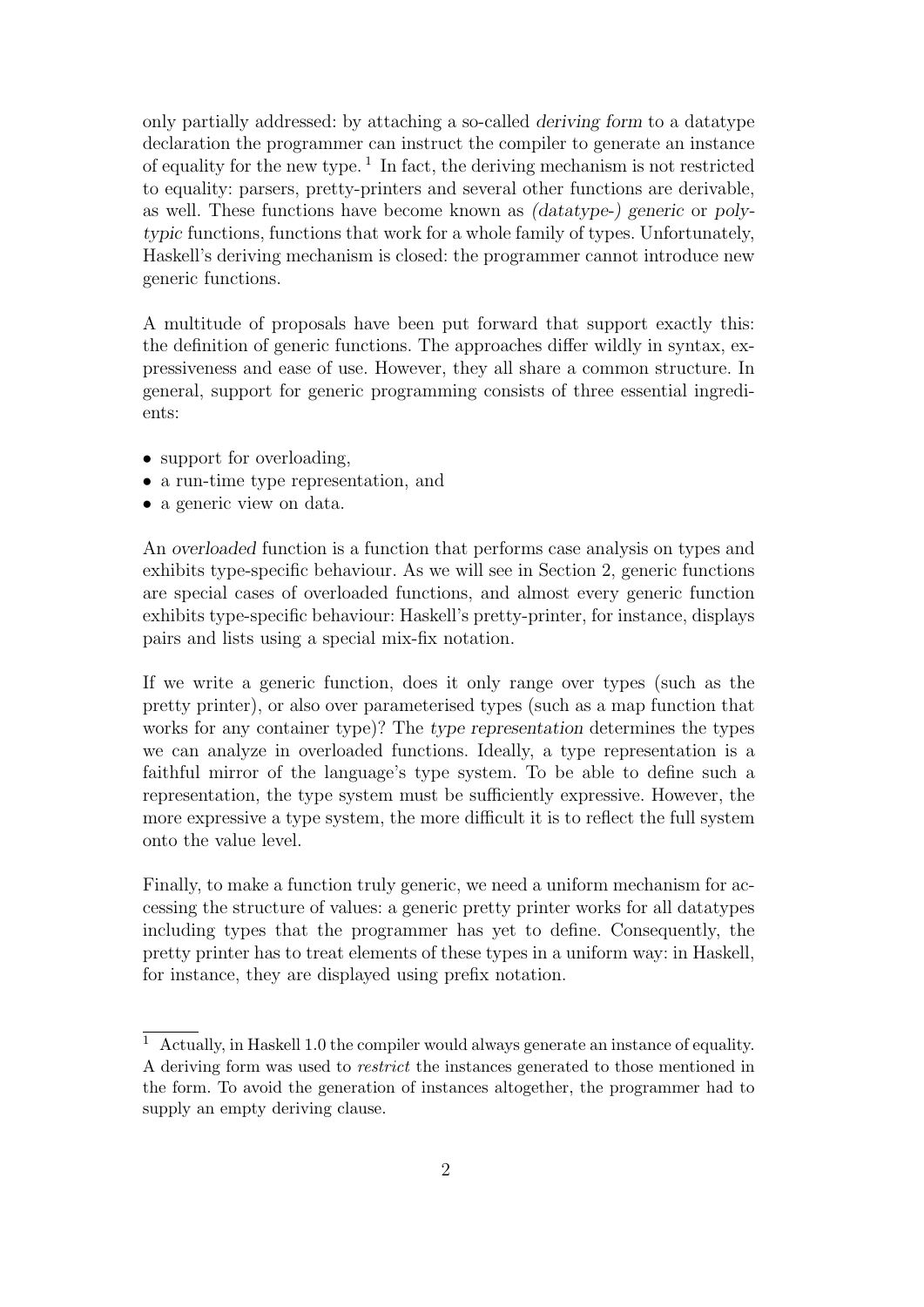only partially addressed: by attaching a so-called *deriving form* to a datatype declaration the programmer can instruct the compiler to generate an instance of equality for the new type. [1] In fact, the deriving mechanism is not restricted to equality: parsers, pretty-printers and several other functions are derivable, as well. These functions have become known as *(datatype-) generic* or *polytypic* functions, functions that work for a whole family of types. Unfortunately, Haskell's deriving mechanism is closed: the programmer cannot introduce new generic functions.

A multitude of proposals have been put forward that support exactly this: the definition of generic functions. The approaches differ wildly in syntax, expressiveness and ease of use. However, they all share a common structure. In general, support for generic programming consists of three essential ingredients:

- support for overloading,
- a run-time type representation, and
- a generic view on data.

An *overloaded* function is a function that performs case analysis on types and exhibits type-specific behaviour. As we will see in Section 2, generic functions are special cases of overloaded functions, and almost every generic function exhibits type-specific behaviour: Haskell's pretty-printer, for instance, displays pairs and lists using a special mix-fix notation.

If we write a generic function, does it only range over types (such as the pretty printer), or also over parameterised types (such as a map function that works for any container type)? The *type representation* determines the types we can analyze in overloaded functions. Ideally, a type representation is a faithful mirror of the language's type system. To be able to define such a representation, the type system must be sufficiently expressive. However, the more expressive a type system, the more difficult it is to reflect the full system onto the value level.

Finally, to make a function truly generic, we need a uniform mechanism for accessing the structure of values: a generic pretty printer works for all datatypes including types that the programmer has yet to define. Consequently, the pretty printer has to treat elements of these types in a uniform way: in Haskell, for instance, they are displayed using prefix notation.

[1] Actually, in Haskell 1.0 the compiler would always generate an instance of equality. A deriving form was used to *restrict* the instances generated to those mentioned in the form. To avoid the generation of instances altogether, the programmer had to supply an empty deriving clause.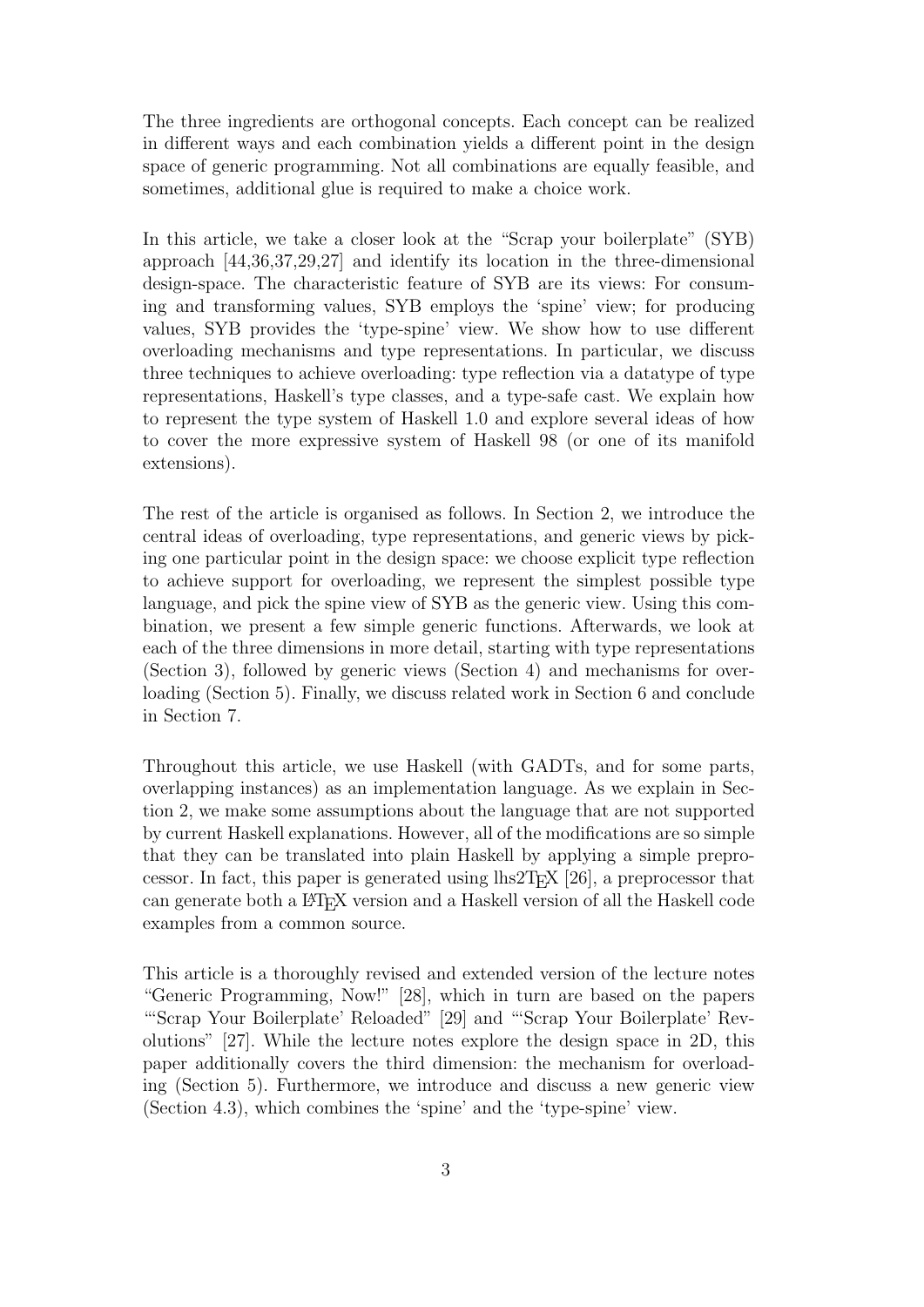The three ingredients are orthogonal concepts. Each concept can be realized in different ways and each combination yields a different point in the design space of generic programming. Not all combinations are equally feasible, and sometimes, additional glue is required to make a choice work.

In this article, we take a closer look at the "Scrap your boilerplate" (SYB) approach [44,36,37,29,27] and identify its location in the three-dimensional design-space. The characteristic feature of SYB are its views: For consuming and transforming values, SYB employs the 'spine' view; for producing values, SYB provides the 'type-spine' view. We show how to use different overloading mechanisms and type representations. In particular, we discuss three techniques to achieve overloading: type reflection via a datatype of type representations, Haskell's type classes, and a type-safe cast. We explain how to represent the type system of Haskell 1.0 and explore several ideas of how to cover the more expressive system of Haskell 98 (or one of its manifold extensions).

The rest of the article is organised as follows. In Section 2, we introduce the central ideas of overloading, type representations, and generic views by picking one particular point in the design space: we choose explicit type reflection to achieve support for overloading, we represent the simplest possible type language, and pick the spine view of SYB as the generic view. Using this combination, we present a few simple generic functions. Afterwards, we look at each of the three dimensions in more detail, starting with type representations (Section 3), followed by generic views (Section 4) and mechanisms for overloading (Section 5). Finally, we discuss related work in Section 6 and conclude in Section 7.

Throughout this article, we use Haskell (with GADTs, and for some parts, overlapping instances) as an implementation language. As we explain in Section 2, we make some assumptions about the language that are not supported by current Haskell explanations. However, all of the modifications are so simple that they can be translated into plain Haskell by applying a simple preprocessor. In fact, this paper is generated using lhs2TEX [26], a preprocessor that can generate both a LaTeX version and a Haskell version of all the Haskell code examples from a common source.

This article is a thoroughly revised and extended version of the lecture notes "Generic Programming, Now!" [28], which in turn are based on the papers "'Scrap Your Boilerplate' Reloaded" [29] and "'Scrap Your Boilerplate' Revolutions" [27]. While the lecture notes explore the design space in 2D, this paper additionally covers the third dimension: the mechanism for overloading (Section 5). Furthermore, we introduce and discuss a new generic view (Section 4.3), which combines the 'spine' and the 'type-spine' view.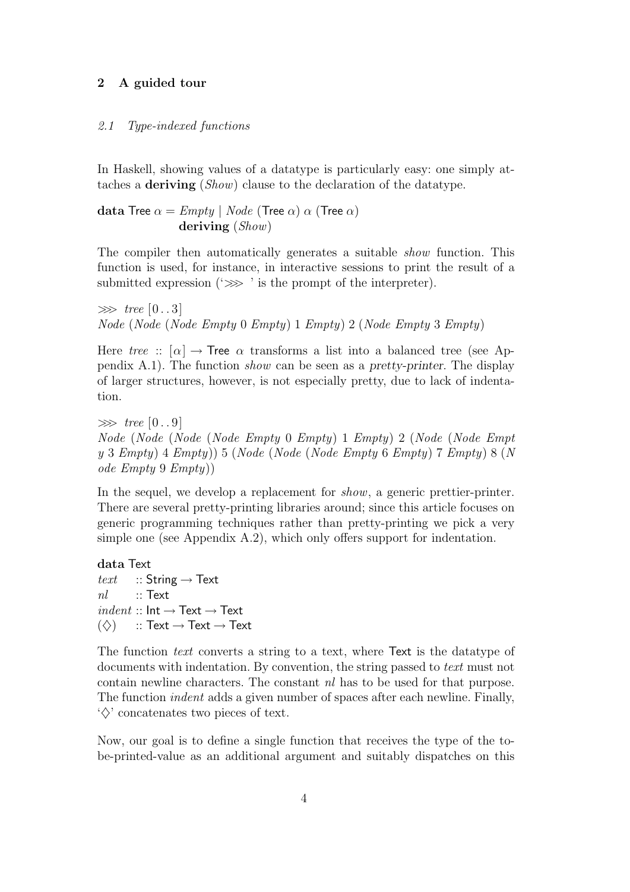## 2 A guided tour

### 2.1 Type-indexed functions

In Haskell, showing values of a datatype is particularly easy: one simply attaches a **deriving** (*Show*) clause to the declaration of the datatype.

```
data Tree α = Empty | Node (Tree α) α (Tree α)
              deriving (Show)
```

The compiler then automatically generates a suitable *show* function. This function is used, for instance, in interactive sessions to print the result of a submitted expression ('⋙ ' is the prompt of the interpreter).

```
⋙ tree [0 . . 3]
Node (Node (Node Empty 0 Empty) 1 Empty) 2 (Node Empty 3 Empty)
```

Here *tree* :: $[\alpha] \to$ Tree $\alpha$ transforms a list into a balanced tree (see Appendix A.1). The function *show* can be seen as a pretty-printer. The display of larger structures, however, is not especially pretty, due to lack of indentation.

```
⋙ tree [0 . . 9]
Node (Node (Node (Node Empty 0 Empty) 1 Empty) 2 (Node (Node Empt
y 3 Empty) 4 Empty)) 5 (Node (Node (Node Empty 6 Empty) 7 Empty) 8 (N
ode Empty 9 Empty))
```

In the sequel, we develop a replacement for *show*, a generic prettier-printer. There are several pretty-printing libraries around; since this article focuses on generic programming techniques rather than pretty-printing we pick a very simple one (see Appendix A.2), which only offers support for indentation.

```
data Text
text   :: String → Text
nl     :: Text
indent :: Int → Text → Text
(◇)    :: Text → Text → Text
```

The function *text* converts a string to a text, where Text is the datatype of documents with indentation. By convention, the string passed to *text* must not contain newline characters. The constant *nl* has to be used for that purpose. The function *indent* adds a given number of spaces after each newline. Finally, '◇' concatenates two pieces of text.

Now, our goal is to define a single function that receives the type of the to-be-printed-value as an additional argument and suitably dispatches on this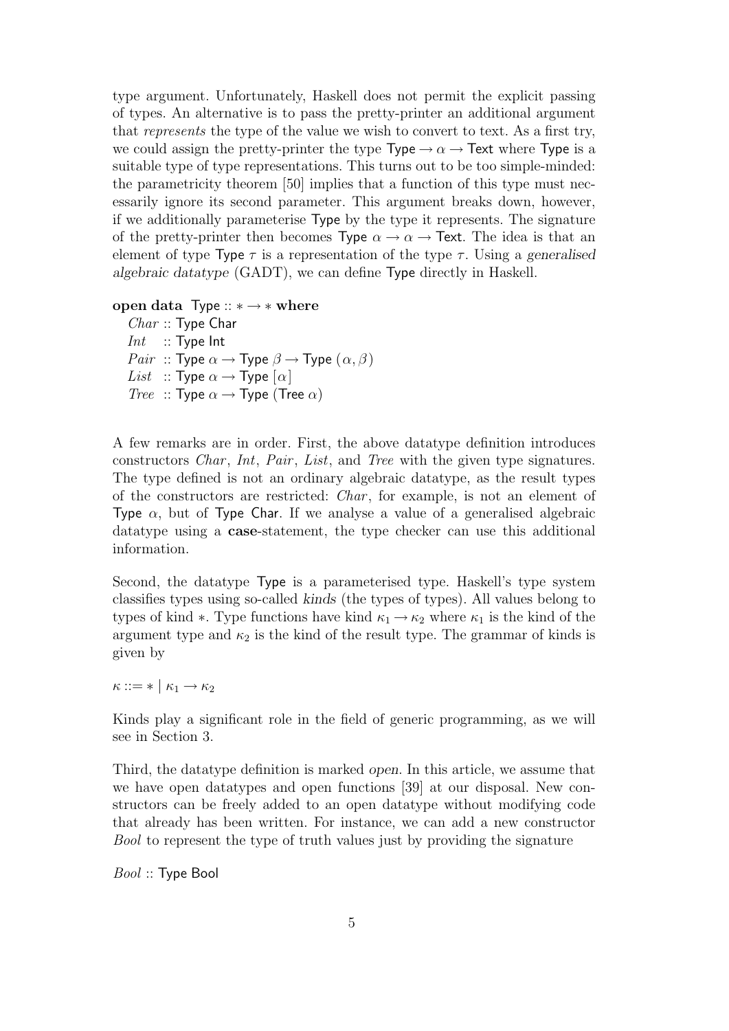type argument. Unfortunately, Haskell does not permit the explicit passing of types. An alternative is to pass the pretty-printer an additional argument that *represents* the type of the value we wish to convert to text. As a first try, we could assign the pretty-printer the type $\mathsf{Type} \to \alpha \to \mathsf{Text}$ where Type is a suitable type of type representations. This turns out to be too simple-minded: the parametricity theorem [50] implies that a function of this type must necessarily ignore its second parameter. This argument breaks down, however, if we additionally parameterise Type by the type it represents. The signature of the pretty-printer then becomes $\mathsf{Type}\ \alpha \to \alpha \to \mathsf{Text}$. The idea is that an element of type $\mathsf{Type}\ \tau$ is a representation of the type $\tau$. Using a *generalised algebraic datatype* (GADT), we can define Type directly in Haskell.

```
open data Type :: * → * where
  Char :: Type Char
  Int  :: Type Int
  Pair :: Type α → Type β → Type (α, β)
  List :: Type α → Type [α]
  Tree :: Type α → Type (Tree α)
```

A few remarks are in order. First, the above datatype definition introduces constructors *Char*, *Int*, *Pair*, *List*, and *Tree* with the given type signatures. The type defined is not an ordinary algebraic datatype, as the result types of the constructors are restricted: *Char*, for example, is not an element of $\mathsf{Type}\ \alpha$, but of $\mathsf{Type\ Char}$. If we analyse a value of a generalised algebraic datatype using a **case**-statement, the type checker can use this additional information.

Second, the datatype Type is a parameterised type. Haskell's type system classifies types using so-called *kinds* (the types of types). All values belong to types of kind $*$. Type functions have kind $\kappa_1 \to \kappa_2$ where $\kappa_1$ is the kind of the argument type and $\kappa_2$ is the kind of the result type. The grammar of kinds is given by

$$\kappa ::= * \mid \kappa_1 \to \kappa_2$$

Kinds play a significant role in the field of generic programming, as we will see in Section 3.

Third, the datatype definition is marked *open*. In this article, we assume that we have open datatypes and open functions [39] at our disposal. New constructors can be freely added to an open datatype without modifying code that already has been written. For instance, we can add a new constructor *Bool* to represent the type of truth values just by providing the signature

```
Bool :: Type Bool
```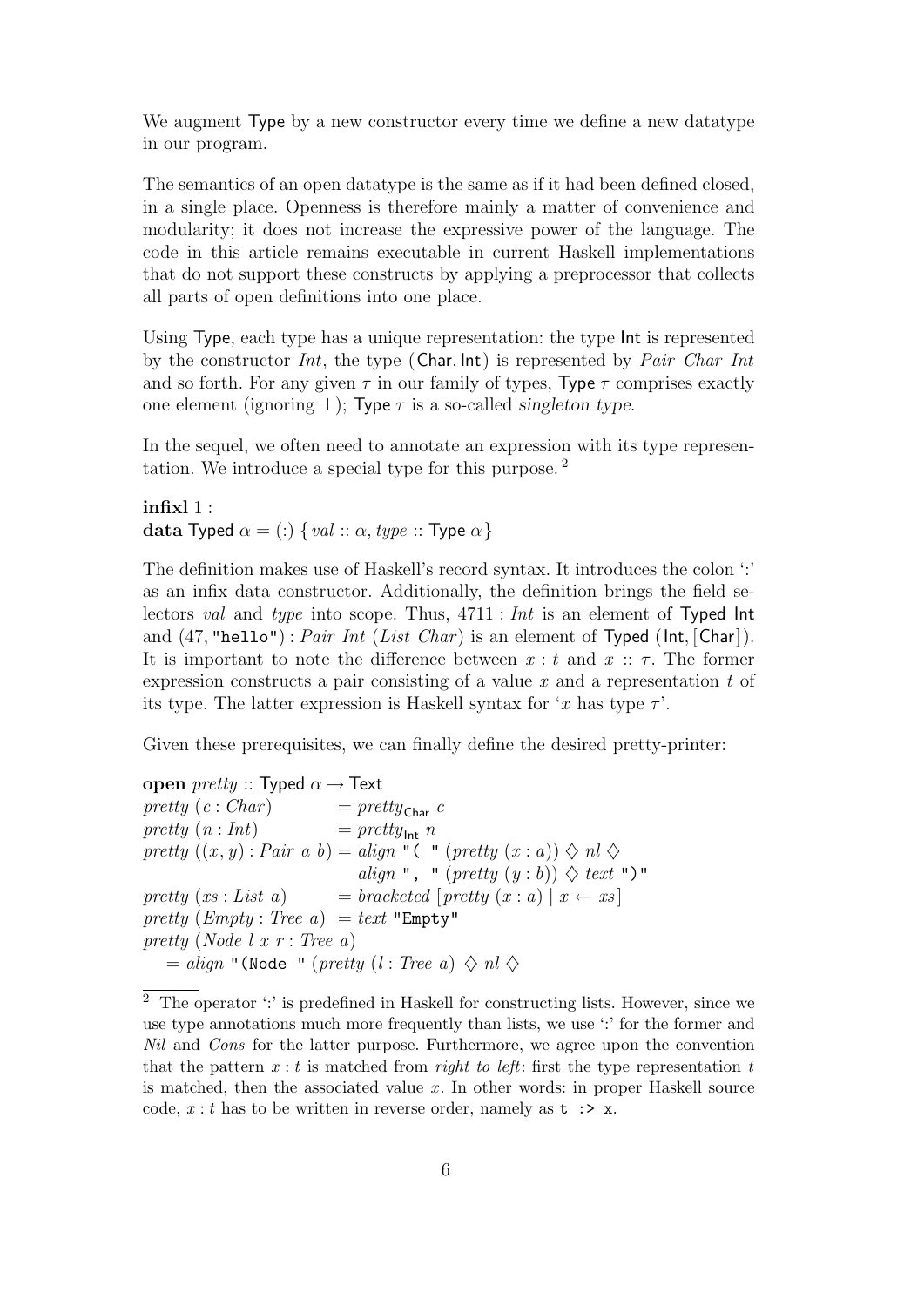We augment Type by a new constructor every time we define a new datatype in our program.

The semantics of an open datatype is the same as if it had been defined closed, in a single place. Openness is therefore mainly a matter of convenience and modularity; it does not increase the expressive power of the language. The code in this article remains executable in current Haskell implementations that do not support these constructs by applying a preprocessor that collects all parts of open definitions into one place.

Using Type, each type has a unique representation: the type Int is represented by the constructor *Int*, the type (Char, Int) is represented by *Pair Char Int* and so forth. For any given $\tau$ in our family of types, Type $\tau$ comprises exactly one element (ignoring $\perp$); Type $\tau$ is a so-called *singleton type*.

In the sequel, we often need to annotate an expression with its type representation. We introduce a special type for this purpose.[2]

```
infixl 1 :
data Typed α = (:) { val :: α, type :: Type α }
```

The definition makes use of Haskell's record syntax. It introduces the colon ':' as an infix data constructor. Additionally, the definition brings the field selectors *val* and *type* into scope. Thus, $4711 : \mathit{Int}$ is an element of Typed Int and $(47, \texttt{"hello"}) : \mathit{Pair\ Int\ (List\ Char)}$ is an element of Typed (Int, [Char]). It is important to note the difference between $x : t$ and $x :: \tau$. The former expression constructs a pair consisting of a value $x$ and a representation $t$ of its type. The latter expression is Haskell syntax for '$x$ has type $\tau$'.

Given these prerequisites, we can finally define the desired pretty-printer:

```
open pretty :: Typed α → Text
pretty (c : Char)          = pretty_Char c
pretty (n : Int)           = pretty_Int n
pretty ((x, y) : Pair a b) = align "( " (pretty (x : a)) ◇ nl ◇
                             align ", " (pretty (y : b)) ◇ text ")"
pretty (xs : List a)       = bracketed [pretty (x : a) | x ← xs]
pretty (Empty : Tree a)    = text "Empty"
pretty (Node l x r : Tree a)
    = align "(Node " (pretty (l : Tree a) ◇ nl ◇
```

[2] The operator ':' is predefined in Haskell for constructing lists. However, since we use type annotations much more frequently than lists, we use ':' for the former and *Nil* and *Cons* for the latter purpose. Furthermore, we agree upon the convention that the pattern $x : t$ is matched from *right to left*: first the type representation $t$ is matched, then the associated value $x$. In other words: in proper Haskell source code, $x : t$ has to be written in reverse order, namely as `t :> x`.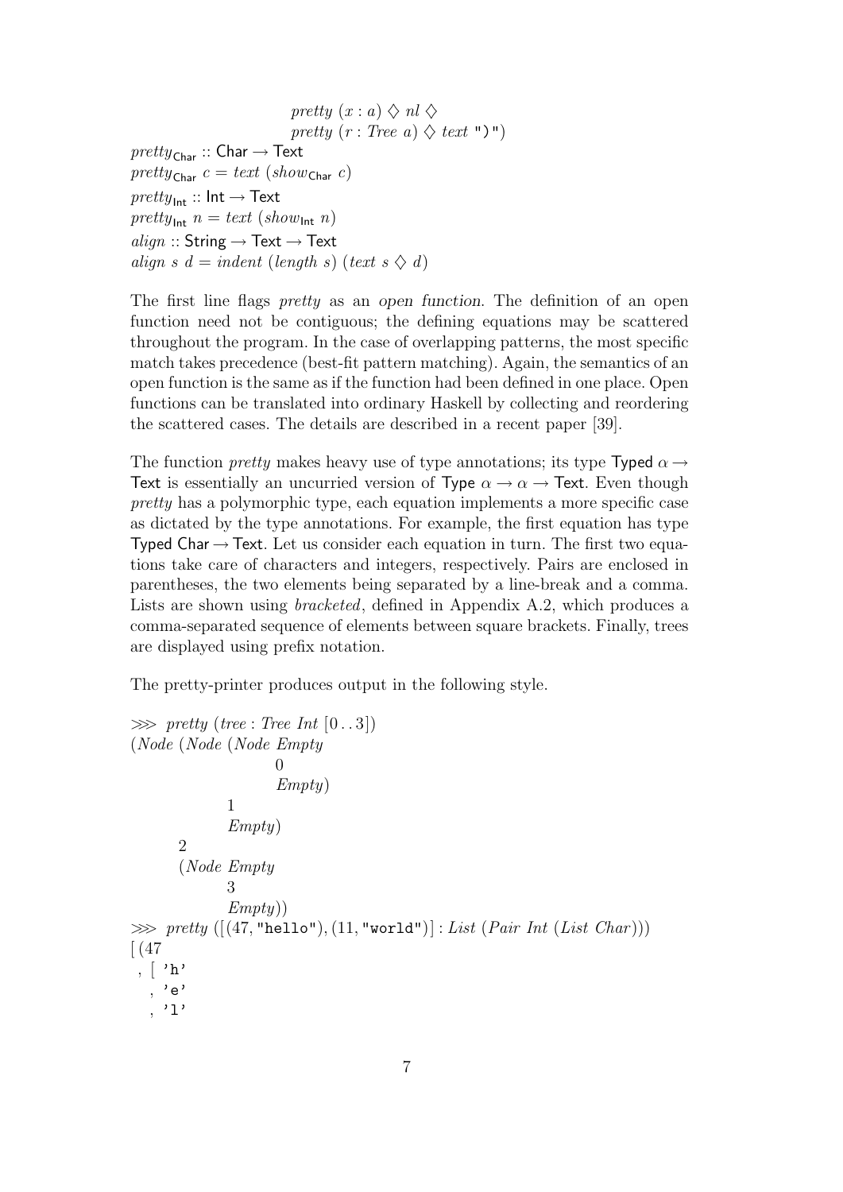```
                    pretty (x : a) ◇ nl ◇
                    pretty (r : Tree a) ◇ text ")")
pretty_Char :: Char → Text
pretty_Char c = text (show_Char c)
pretty_Int :: Int → Text
pretty_Int n = text (show_Int n)
align :: String → Text → Text
align s d = indent (length s) (text s ◇ d)
```

The first line flags *pretty* as an *open function*. The definition of an open function need not be contiguous; the defining equations may be scattered throughout the program. In the case of overlapping patterns, the most specific match takes precedence (best-fit pattern matching). Again, the semantics of an open function is the same as if the function had been defined in one place. Open functions can be translated into ordinary Haskell by collecting and reordering the scattered cases. The details are described in a recent paper [39].

The function *pretty* makes heavy use of type annotations; its type Typed $\alpha \rightarrow$ Text is essentially an uncurried version of Type $\alpha \rightarrow \alpha \rightarrow$ Text. Even though *pretty* has a polymorphic type, each equation implements a more specific case as dictated by the type annotations. For example, the first equation has type Typed Char $\rightarrow$ Text. Let us consider each equation in turn. The first two equations take care of characters and integers, respectively. Pairs are enclosed in parentheses, the two elements being separated by a line-break and a comma. Lists are shown using *bracketed*, defined in Appendix A.2, which produces a comma-separated sequence of elements between square brackets. Finally, trees are displayed using prefix notation.

The pretty-printer produces output in the following style.

```
⋙ pretty (tree : Tree Int [0 .. 3])
(Node (Node (Node Empty
                  0
                  Empty)
            1
            Empty)
      2
      (Node Empty
            3
            Empty))
⋙ pretty ([(47, "hello"), (11, "world")] : List (Pair Int (List Char)))
[(47
 , [ 'h'
   , 'e'
   , 'l'
```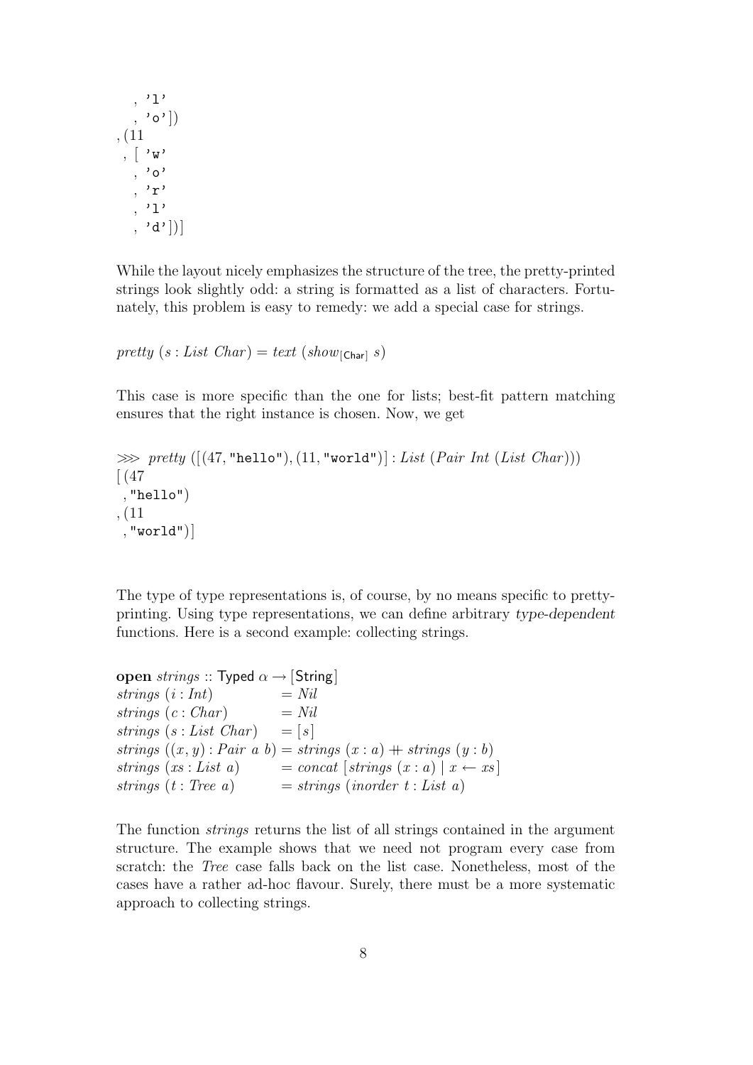```
    , 'l'
    , 'o'])
, (11
 , [ 'w'
    , 'o'
    , 'r'
    , 'l'
    , 'd'])]
```

While the layout nicely emphasizes the structure of the tree, the pretty-printed strings look slightly odd: a string is formatted as a list of characters. Fortunately, this problem is easy to remedy: we add a special case for strings.

```
pretty (s : List Char) = text (show_[Char] s)
```

This case is more specific than the one for lists; best-fit pattern matching ensures that the right instance is chosen. Now, we get

```
>>> pretty ([(47, "hello"), (11, "world")] : List (Pair Int (List Char)))
[ (47
 , "hello")
, (11
 , "world")]
```

The type of type representations is, of course, by no means specific to pretty-printing. Using type representations, we can define arbitrary *type-dependent* functions. Here is a second example: collecting strings.

```
open strings :: Typed α → [String]
strings (i : Int)              = Nil
strings (c : Char)             = Nil
strings (s : List Char)        = [s]
strings ((x, y) : Pair a b)    = strings (x : a) ++ strings (y : b)
strings (xs : List a)          = concat [strings (x : a) | x ← xs]
strings (t : Tree a)           = strings (inorder t : List a)
```

The function *strings* returns the list of all strings contained in the argument structure. The example shows that we need not program every case from scratch: the *Tree* case falls back on the list case. Nonetheless, most of the cases have a rather ad-hoc flavour. Surely, there must be a more systematic approach to collecting strings.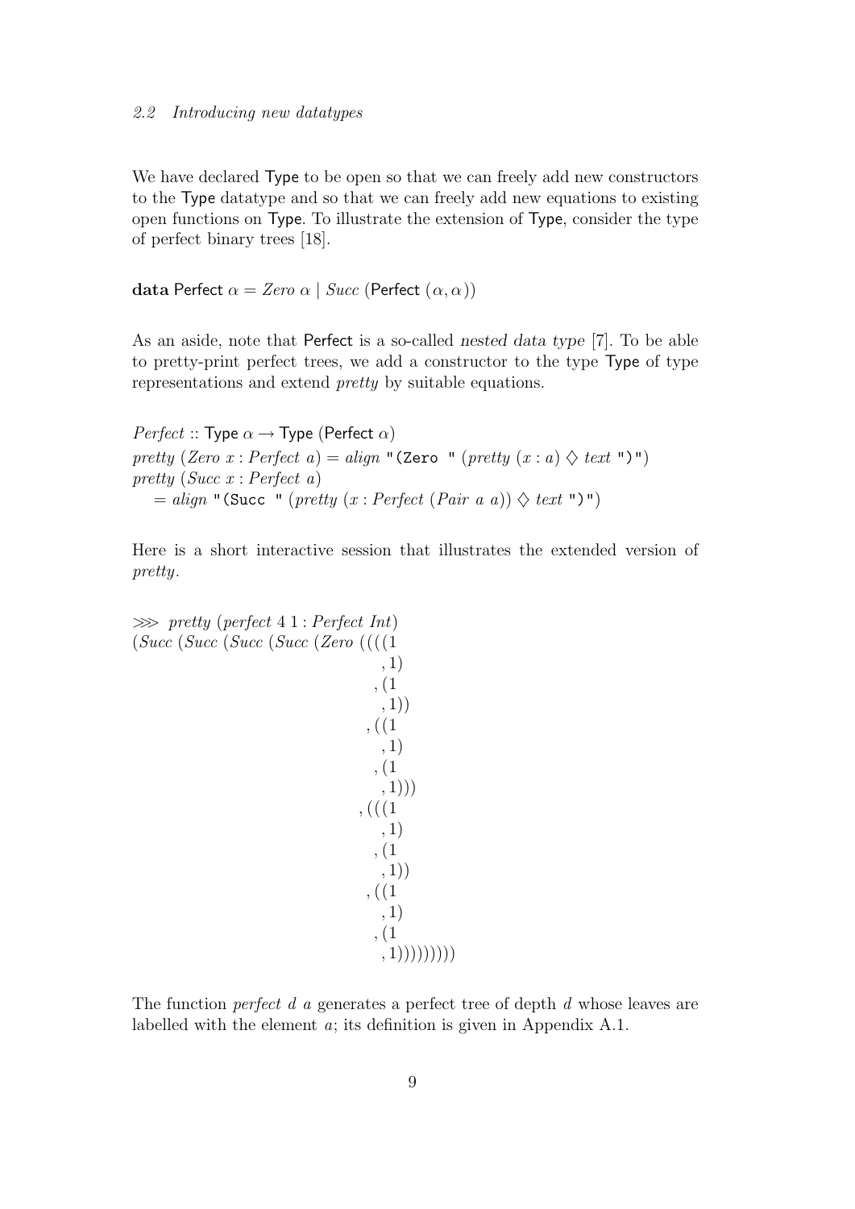*2.2 Introducing new datatypes*

We have declared Type to be open so that we can freely add new constructors to the Type datatype and so that we can freely add new equations to existing open functions on Type. To illustrate the extension of Type, consider the type of perfect binary trees [18].

```
data Perfect α = Zero α | Succ (Perfect (α, α))
```

As an aside, note that Perfect is a so-called *nested data type* [7]. To be able to pretty-print perfect trees, we add a constructor to the type Type of type representations and extend *pretty* by suitable equations.

```
Perfect :: Type α → Type (Perfect α)
pretty (Zero x : Perfect a) = align "(Zero " (pretty (x : a) ◇ text ")")
pretty (Succ x : Perfect a)
  = align "(Succ " (pretty (x : Perfect (Pair a a)) ◇ text ")")
```

Here is a short interactive session that illustrates the extended version of *pretty*.

```
⋙ pretty (perfect 4 1 : Perfect Int)
(Succ (Succ (Succ (Succ (Zero ((((1
                                  ,1)
                                 ,(1
                                  ,1))
                                ,((1
                                  ,1)
                                 ,(1
                                  ,1)))
                               ,(((1
                                  ,1)
                                 ,(1
                                  ,1))
                                ,((1
                                  ,1)
                                 ,(1
                                  ,1)))))))))
```

The function *perfect d a* generates a perfect tree of depth *d* whose leaves are labelled with the element *a*; its definition is given in Appendix A.1.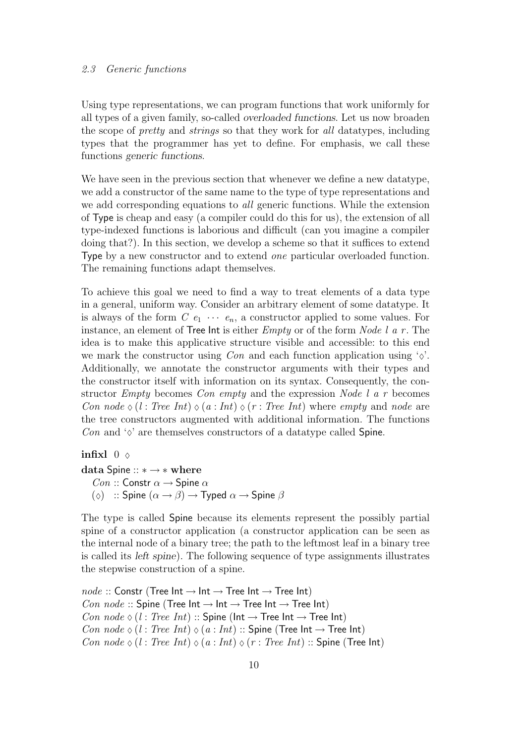## 2.3 Generic functions

Using type representations, we can program functions that work uniformly for all types of a given family, so-called *overloaded functions*. Let us now broaden the scope of *pretty* and *strings* so that they work for *all* datatypes, including types that the programmer has yet to define. For emphasis, we call these functions *generic functions*.

We have seen in the previous section that whenever we define a new datatype, we add a constructor of the same name to the type of type representations and we add corresponding equations to *all* generic functions. While the extension of Type is cheap and easy (a compiler could do this for us), the extension of all type-indexed functions is laborious and difficult (can you imagine a compiler doing that?). In this section, we develop a scheme so that it suffices to extend Type by a new constructor and to extend *one* particular overloaded function. The remaining functions adapt themselves.

To achieve this goal we need to find a way to treat elements of a data type in a general, uniform way. Consider an arbitrary element of some datatype. It is always of the form $C\ e_1\ \cdots\ e_n$, a constructor applied to some values. For instance, an element of Tree Int is either *Empty* or of the form *Node l a r*. The idea is to make this applicative structure visible and accessible: to this end we mark the constructor using *Con* and each function application using '$\diamond$'. Additionally, we annotate the constructor arguments with their types and the constructor itself with information on its syntax. Consequently, the constructor *Empty* becomes *Con empty* and the expression *Node l a r* becomes $Con\ node \diamond (l : Tree\ Int) \diamond (a : Int) \diamond (r : Tree\ Int)$ where *empty* and *node* are the tree constructors augmented with additional information. The functions *Con* and '$\diamond$' are themselves constructors of a datatype called Spine.

```
infixl 0 ◇
data Spine :: * → * where
  Con :: Constr α → Spine α
  (◇) :: Spine (α → β) → Typed α → Spine β
```

The type is called Spine because its elements represent the possibly partial spine of a constructor application (a constructor application can be seen as the internal node of a binary tree; the path to the leftmost leaf in a binary tree is called its *left spine*). The following sequence of type assignments illustrates the stepwise construction of a spine.

```
node :: Constr (Tree Int → Int → Tree Int → Tree Int)
Con node :: Spine (Tree Int → Int → Tree Int → Tree Int)
Con node ◇ (l : Tree Int) :: Spine (Int → Tree Int → Tree Int)
Con node ◇ (l : Tree Int) ◇ (a : Int) :: Spine (Tree Int → Tree Int)
Con node ◇ (l : Tree Int) ◇ (a : Int) ◇ (r : Tree Int) :: Spine (Tree Int)
```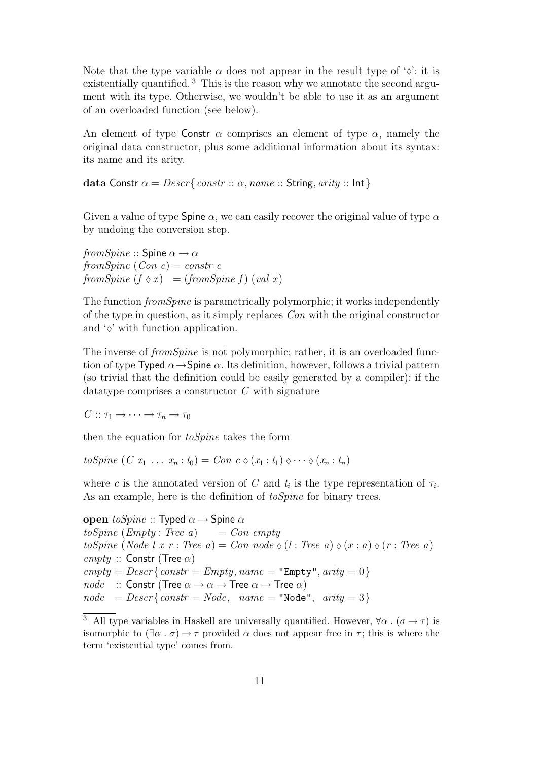Note that the type variable $\alpha$ does not appear in the result type of '$\diamond$': it is existentially quantified. [3] This is the reason why we annotate the second argument with its type. Otherwise, we wouldn't be able to use it as an argument of an overloaded function (see below).

An element of type $\mathsf{Constr}\ \alpha$ comprises an element of type $\alpha$, namely the original data constructor, plus some additional information about its syntax: its name and its arity.

$$\textbf{data}\ \mathsf{Constr}\ \alpha = \mathit{Descr}\{\mathit{constr} :: \alpha, \mathit{name} :: \mathsf{String}, \mathit{arity} :: \mathsf{Int}\}$$

Given a value of type $\mathsf{Spine}\ \alpha$, we can easily recover the original value of type $\alpha$ by undoing the conversion step.

$$\begin{array}{l}
\mathit{fromSpine} :: \mathsf{Spine}\ \alpha \to \alpha \\
\mathit{fromSpine}\ (\mathit{Con}\ c) = \mathit{constr}\ c \\
\mathit{fromSpine}\ (f \diamond x) \quad = (\mathit{fromSpine}\ f)\ (\mathit{val}\ x)
\end{array}$$

The function *fromSpine* is parametrically polymorphic; it works independently of the type in question, as it simply replaces *Con* with the original constructor and '$\diamond$' with function application.

The inverse of *fromSpine* is not polymorphic; rather, it is an overloaded function of type $\mathsf{Typed}\ \alpha \to \mathsf{Spine}\ \alpha$. Its definition, however, follows a trivial pattern (so trivial that the definition could be easily generated by a compiler): if the datatype comprises a constructor $C$ with signature

$$C :: \tau_1 \to \cdots \to \tau_n \to \tau_0$$

then the equation for *toSpine* takes the form

$$\mathit{toSpine}\ (C\ x_1\ \ldots\ x_n : t_0) = \mathit{Con}\ c \diamond (x_1 : t_1) \diamond \cdots \diamond (x_n : t_n)$$

where $c$ is the annotated version of $C$ and $t_i$ is the type representation of $\tau_i$. As an example, here is the definition of *toSpine* for binary trees.

$$\begin{array}{l}
\textbf{open}\ \mathit{toSpine} :: \mathsf{Typed}\ \alpha \to \mathsf{Spine}\ \alpha \\
\mathit{toSpine}\ (\mathit{Empty} : \mathit{Tree}\ a) \qquad = \mathit{Con}\ \mathit{empty} \\
\mathit{toSpine}\ (\mathit{Node}\ l\ x\ r : \mathit{Tree}\ a) = \mathit{Con}\ \mathit{node} \diamond (l : \mathit{Tree}\ a) \diamond (x : a) \diamond (r : \mathit{Tree}\ a) \\
\mathit{empty} :: \mathsf{Constr}\ (\mathsf{Tree}\ \alpha) \\
\mathit{empty} = \mathit{Descr}\{\mathit{constr} = \mathit{Empty}, \mathit{name} = \texttt{"Empty"}, \mathit{arity} = 0\} \\
\mathit{node} \quad :: \mathsf{Constr}\ (\mathsf{Tree}\ \alpha \to \alpha \to \mathsf{Tree}\ \alpha \to \mathsf{Tree}\ \alpha) \\
\mathit{node} \quad = \mathit{Descr}\{\mathit{constr} = \mathit{Node}, \quad \mathit{name} = \texttt{"Node"}, \quad \mathit{arity} = 3\}
\end{array}$$

[3] All type variables in Haskell are universally quantified. However, $\forall \alpha\ .\ (\sigma \to \tau)$ is isomorphic to $(\exists \alpha\ .\ \sigma) \to \tau$ provided $\alpha$ does not appear free in $\tau$; this is where the term 'existential type' comes from.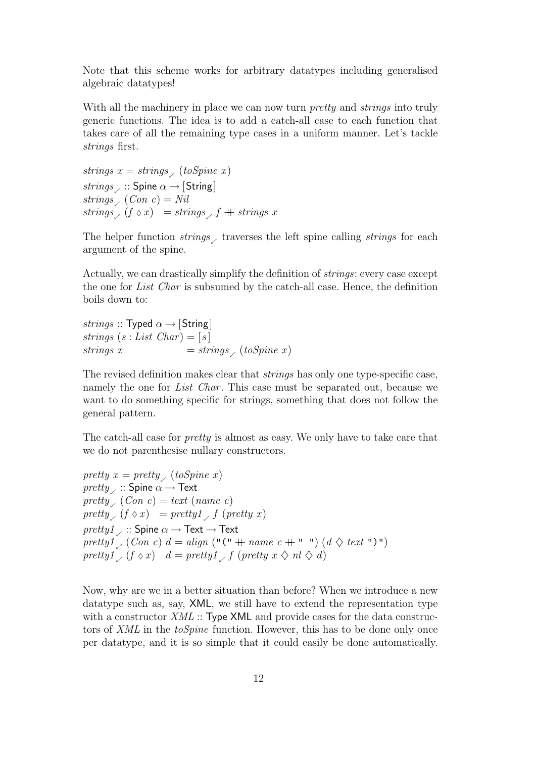Note that this scheme works for arbitrary datatypes including generalised algebraic datatypes!

With all the machinery in place we can now turn *pretty* and *strings* into truly generic functions. The idea is to add a catch-all case to each function that takes care of all the remaining type cases in a uniform manner. Let's tackle *strings* first.

```
strings x = strings✓ (toSpine x)
strings✓ :: Spine α → [String]
strings✓ (Con c) = Nil
strings✓ (f ◇ x)  = strings✓ f ++ strings x
```

The helper function *strings*✓ traverses the left spine calling *strings* for each argument of the spine.

Actually, we can drastically simplify the definition of *strings*: every case except the one for *List Char* is subsumed by the catch-all case. Hence, the definition boils down to:

```
strings :: Typed α → [String]
strings (s : List Char) = [s]
strings x               = strings✓ (toSpine x)
```

The revised definition makes clear that *strings* has only one type-specific case, namely the one for *List Char*. This case must be separated out, because we want to do something specific for strings, something that does not follow the general pattern.

The catch-all case for *pretty* is almost as easy. We only have to take care that we do not parenthesise nullary constructors.

```
pretty x = pretty✓ (toSpine x)
pretty✓ :: Spine α → Text
pretty✓ (Con c) = text (name c)
pretty✓ (f ◇ x)  = pretty1✓ f (pretty x)
pretty1✓ :: Spine α → Text → Text
pretty1✓ (Con c) d = align ("(" ++ name c ++ " ") (d ◇ text ")")
pretty1✓ (f ◇ x)  d = pretty1✓ f (pretty x ◇ nl ◇ d)
```

Now, why are we in a better situation than before? When we introduce a new datatype such as, say, XML, we still have to extend the representation type with a constructor *XML* :: Type XML and provide cases for the data constructors of *XML* in the *toSpine* function. However, this has to be done only once per datatype, and it is so simple that it could easily be done automatically.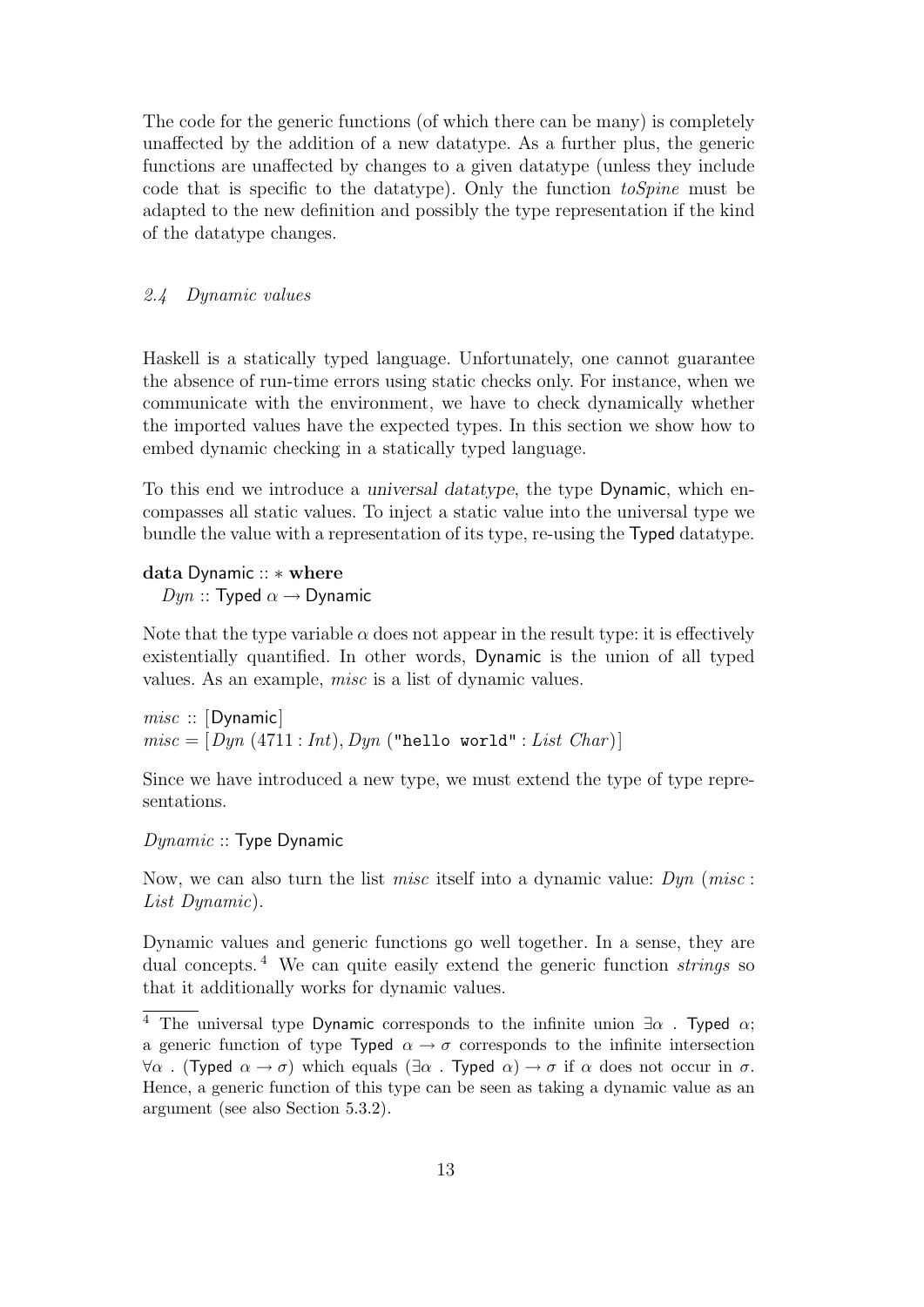The code for the generic functions (of which there can be many) is completely unaffected by the addition of a new datatype. As a further plus, the generic functions are unaffected by changes to a given datatype (unless they include code that is specific to the datatype). Only the function *toSpine* must be adapted to the new definition and possibly the type representation if the kind of the datatype changes.

### *2.4 Dynamic values*

Haskell is a statically typed language. Unfortunately, one cannot guarantee the absence of run-time errors using static checks only. For instance, when we communicate with the environment, we have to check dynamically whether the imported values have the expected types. In this section we show how to embed dynamic checking in a statically typed language.

To this end we introduce a *universal datatype*, the type Dynamic, which encompasses all static values. To inject a static value into the universal type we bundle the value with a representation of its type, re-using the Typed datatype.

```
data Dynamic :: * where
  Dyn :: Typed α → Dynamic
```

Note that the type variable $\alpha$ does not appear in the result type: it is effectively existentially quantified. In other words, Dynamic is the union of all typed values. As an example, *misc* is a list of dynamic values.

```
misc :: [Dynamic]
misc = [Dyn (4711 : Int), Dyn ("hello world" : List Char)]
```

Since we have introduced a new type, we must extend the type of type representations.

```
Dynamic :: Type Dynamic
```

Now, we can also turn the list *misc* itself into a dynamic value: *Dyn* (*misc* : *List Dynamic*).

Dynamic values and generic functions go well together. In a sense, they are dual concepts.[4] We can quite easily extend the generic function *strings* so that it additionally works for dynamic values.

[4] The universal type Dynamic corresponds to the infinite union $\exists\alpha$ . Typed $\alpha$; a generic function of type Typed $\alpha \to \sigma$ corresponds to the infinite intersection $\forall\alpha$ . (Typed $\alpha \to \sigma$) which equals ($\exists\alpha$ . Typed $\alpha$) $\to \sigma$ if $\alpha$ does not occur in $\sigma$. Hence, a generic function of this type can be seen as taking a dynamic value as an argument (see also Section 5.3.2).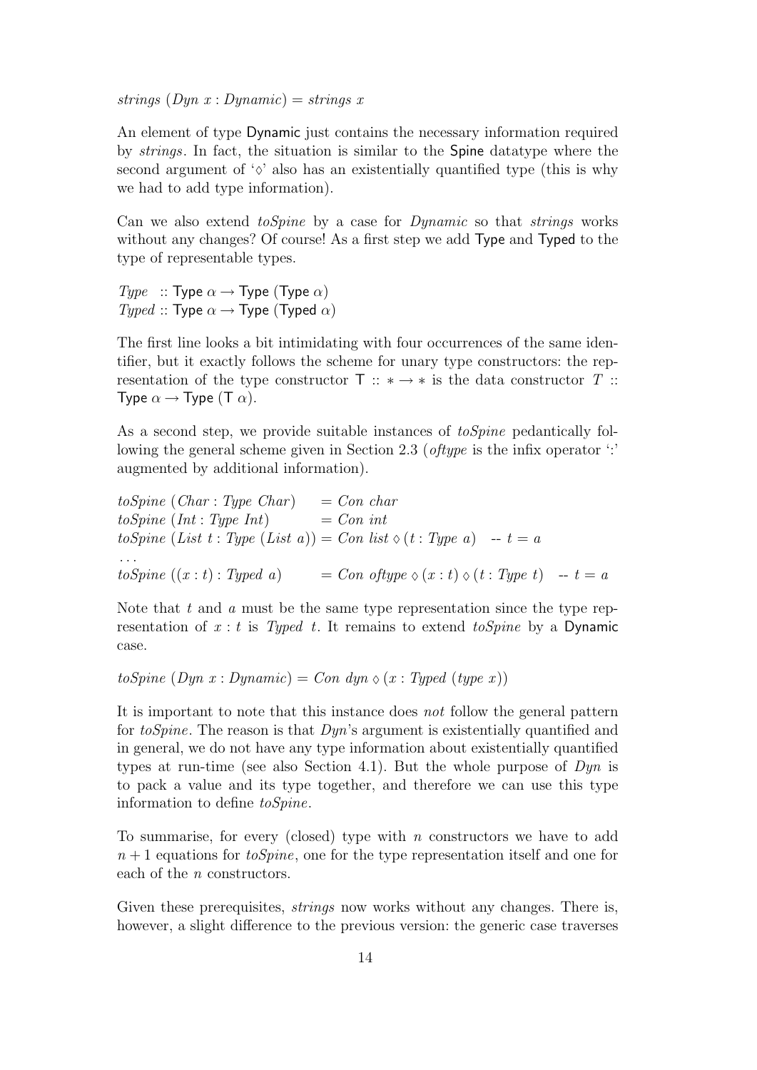*strings* (*Dyn x* : *Dynamic*) = *strings x*

An element of type Dynamic just contains the necessary information required by *strings*. In fact, the situation is similar to the Spine datatype where the second argument of '$\diamond$' also has an existentially quantified type (this is why we had to add type information).

Can we also extend *toSpine* by a case for *Dynamic* so that *strings* works without any changes? Of course! As a first step we add Type and Typed to the type of representable types.

$$
\begin{aligned}
&\mathit{Type} \;\; :: \mathsf{Type}\ \alpha \to \mathsf{Type}\ (\mathsf{Type}\ \alpha) \\
&\mathit{Typed} :: \mathsf{Type}\ \alpha \to \mathsf{Type}\ (\mathsf{Typed}\ \alpha)
\end{aligned}
$$

The first line looks a bit intimidating with four occurrences of the same identifier, but it exactly follows the scheme for unary type constructors: the representation of the type constructor $\mathsf{T} :: * \to *$ is the data constructor $T ::$ $\mathsf{Type}\ \alpha \to \mathsf{Type}\ (\mathsf{T}\ \alpha)$.

As a second step, we provide suitable instances of *toSpine* pedantically following the general scheme given in Section 2.3 (*oftype* is the infix operator ':' augmented by additional information).

```
toSpine (Char : Type Char)      = Con char
toSpine (Int : Type Int)        = Con int
toSpine (List t : Type (List a)) = Con list ◇ (t : Type a)   -- t = a
...
toSpine ((x : t) : Typed a)     = Con oftype ◇ (x : t) ◇ (t : Type t)   -- t = a
```

Note that $t$ and $a$ must be the same type representation since the type representation of $x : t$ is *Typed t*. It remains to extend *toSpine* by a Dynamic case.

```
toSpine (Dyn x : Dynamic) = Con dyn ◇ (x : Typed (type x))
```

It is important to note that this instance does *not* follow the general pattern for *toSpine*. The reason is that *Dyn*'s argument is existentially quantified and in general, we do not have any type information about existentially quantified types at run-time (see also Section 4.1). But the whole purpose of *Dyn* is to pack a value and its type together, and therefore we can use this type information to define *toSpine*.

To summarise, for every (closed) type with $n$ constructors we have to add $n + 1$ equations for *toSpine*, one for the type representation itself and one for each of the $n$ constructors.

Given these prerequisites, *strings* now works without any changes. There is, however, a slight difference to the previous version: the generic case traverses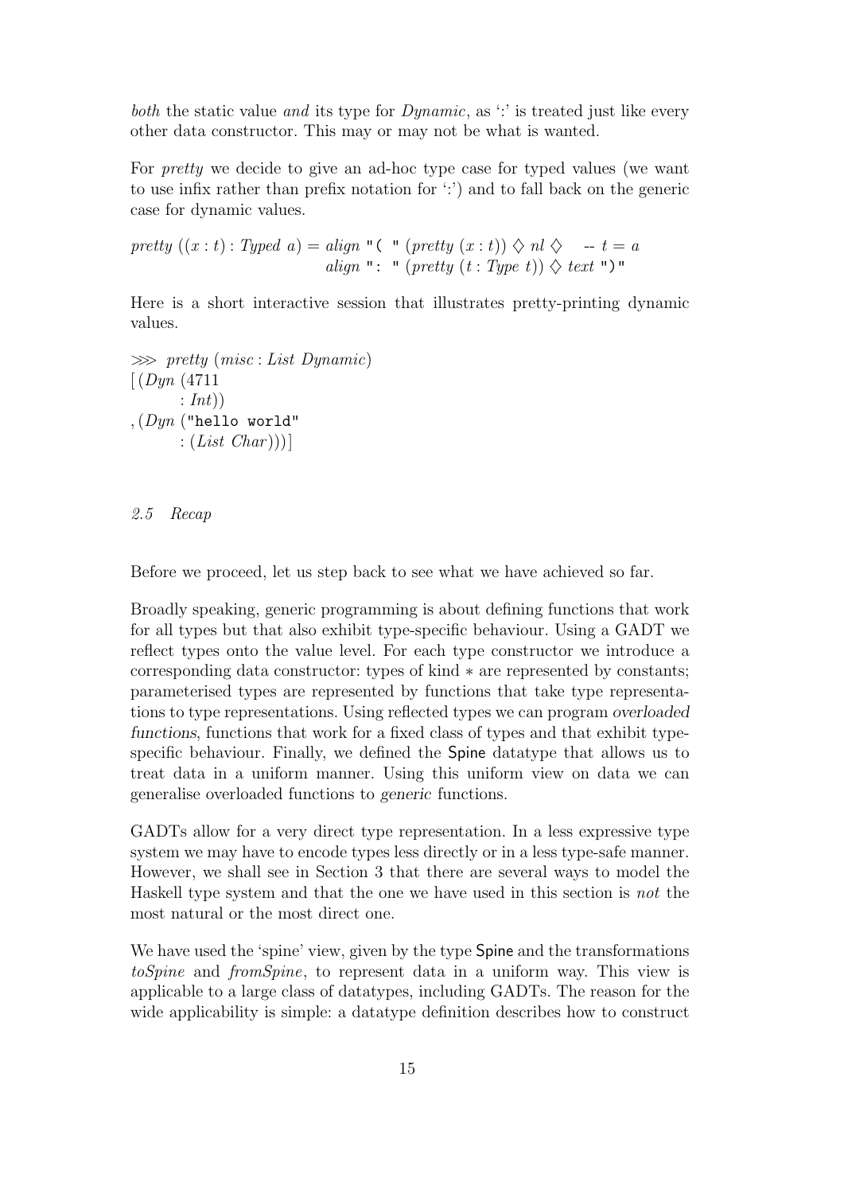*both* the static value *and* its type for *Dynamic*, as ':' is treated just like every other data constructor. This may or may not be what is wanted.

For *pretty* we decide to give an ad-hoc type case for typed values (we want to use infix rather than prefix notation for ':') and to fall back on the generic case for dynamic values.

```
pretty ((x : t) : Typed a) = align "( " (pretty (x : t)) ◇ nl ◇    -- t = a
                             align ": " (pretty (t : Type t)) ◇ text ")"
```

Here is a short interactive session that illustrates pretty-printing dynamic values.

```
⋙ pretty (misc : List Dynamic)
[(Dyn (4711
       : Int))
,(Dyn ("hello world"
       : (List Char)))]
```

### *2.5 Recap*

Before we proceed, let us step back to see what we have achieved so far.

Broadly speaking, generic programming is about defining functions that work for all types but that also exhibit type-specific behaviour. Using a GADT we reflect types onto the value level. For each type constructor we introduce a corresponding data constructor: types of kind $*$ are represented by constants; parameterised types are represented by functions that take type representations to type representations. Using reflected types we can program *overloaded functions*, functions that work for a fixed class of types and that exhibit type-specific behaviour. Finally, we defined the Spine datatype that allows us to treat data in a uniform manner. Using this uniform view on data we can generalise overloaded functions to *generic* functions.

GADTs allow for a very direct type representation. In a less expressive type system we may have to encode types less directly or in a less type-safe manner. However, we shall see in Section 3 that there are several ways to model the Haskell type system and that the one we have used in this section is *not* the most natural or the most direct one.

We have used the 'spine' view, given by the type Spine and the transformations *toSpine* and *fromSpine*, to represent data in a uniform way. This view is applicable to a large class of datatypes, including GADTs. The reason for the wide applicability is simple: a datatype definition describes how to construct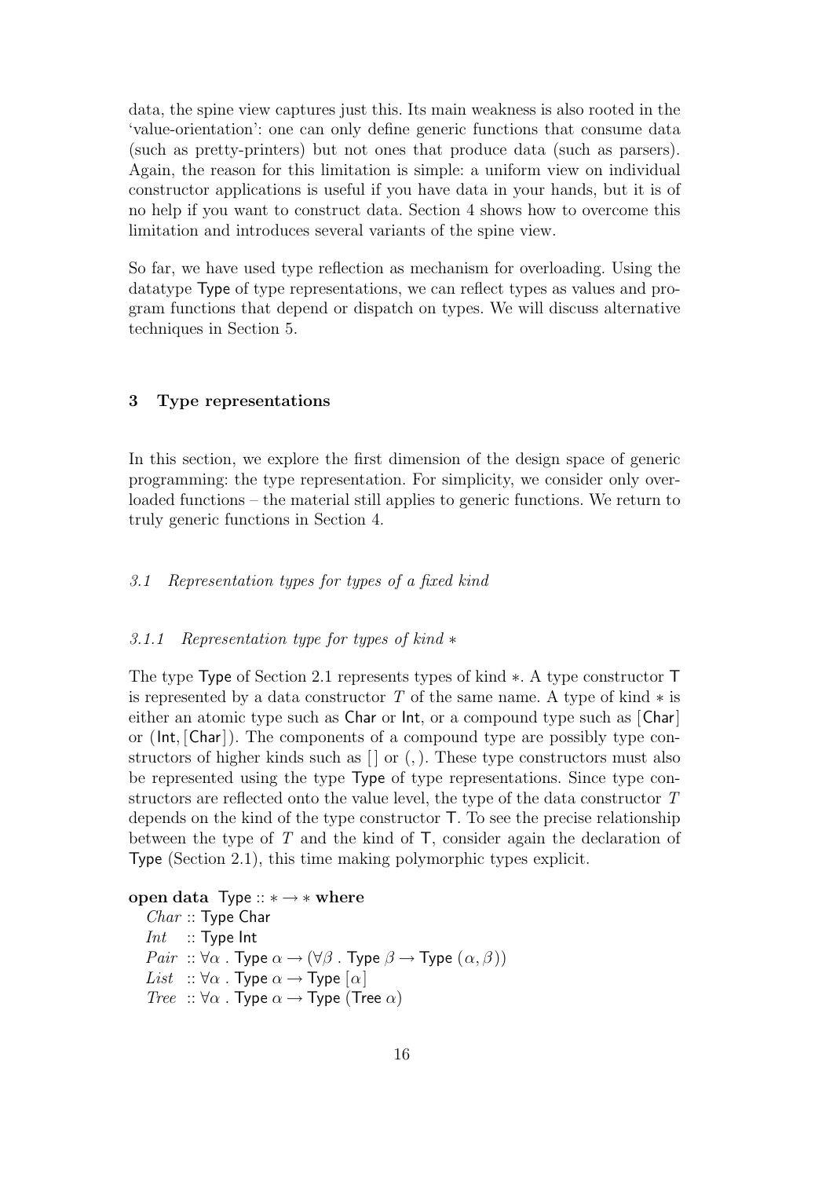data, the spine view captures just this. Its main weakness is also rooted in the 'value-orientation': one can only define generic functions that consume data (such as pretty-printers) but not ones that produce data (such as parsers). Again, the reason for this limitation is simple: a uniform view on individual constructor applications is useful if you have data in your hands, but it is of no help if you want to construct data. Section 4 shows how to overcome this limitation and introduces several variants of the spine view.

So far, we have used type reflection as mechanism for overloading. Using the datatype Type of type representations, we can reflect types as values and program functions that depend or dispatch on types. We will discuss alternative techniques in Section 5.

## 3 Type representations

In this section, we explore the first dimension of the design space of generic programming: the type representation. For simplicity, we consider only overloaded functions – the material still applies to generic functions. We return to truly generic functions in Section 4.

### *3.1 Representation types for types of a fixed kind*

#### *3.1.1 Representation type for types of kind $*$*

The type Type of Section 2.1 represents types of kind $*$. A type constructor T is represented by a data constructor $T$ of the same name. A type of kind $*$ is either an atomic type such as Char or Int, or a compound type such as [Char] or (Int, [Char]). The components of a compound type are possibly type constructors of higher kinds such as [] or (,). These type constructors must also be represented using the type Type of type representations. Since type constructors are reflected onto the value level, the type of the data constructor $T$ depends on the kind of the type constructor T. To see the precise relationship between the type of $T$ and the kind of T, consider again the declaration of Type (Section 2.1), this time making polymorphic types explicit.

```
open data Type :: * → * where
  Char :: Type Char
  Int  :: Type Int
  Pair :: ∀α . Type α → (∀β . Type β → Type (α, β))
  List :: ∀α . Type α → Type [α]
  Tree :: ∀α . Type α → Type (Tree α)
```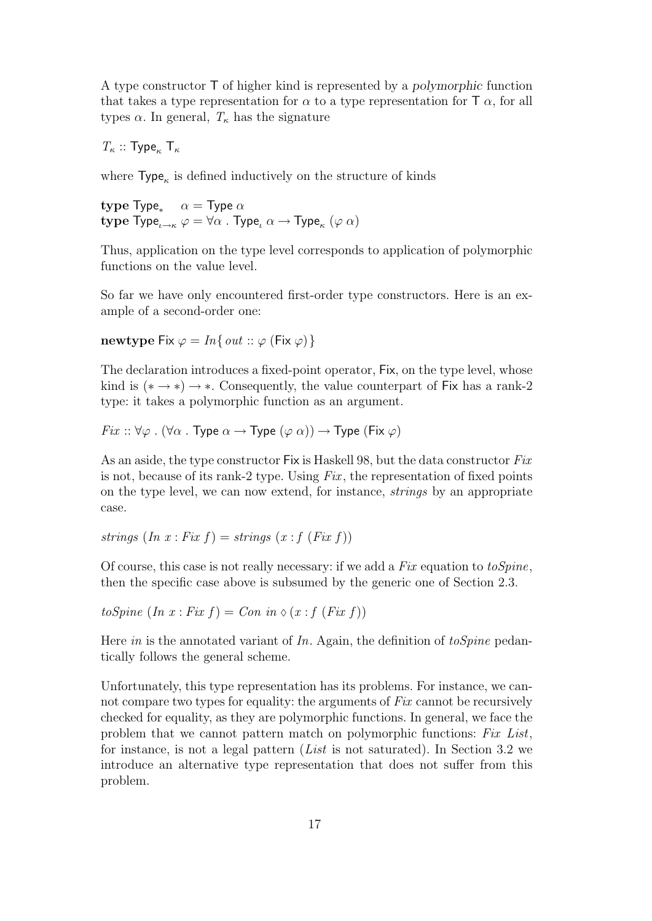A type constructor $\mathsf{T}$ of higher kind is represented by a *polymorphic* function that takes a type representation for $\alpha$ to a type representation for $\mathsf{T}\ \alpha$, for all types $\alpha$. In general, $T_\kappa$ has the signature

$$T_\kappa :: \mathsf{Type}_\kappa\ \mathsf{T}_\kappa$$

where $\mathsf{Type}_\kappa$ is defined inductively on the structure of kinds

$$\textbf{type}\ \mathsf{Type}_*\quad \alpha = \mathsf{Type}\ \alpha$$
$$\textbf{type}\ \mathsf{Type}_{\iota\to\kappa}\ \varphi = \forall\alpha\ .\ \mathsf{Type}_\iota\ \alpha \to \mathsf{Type}_\kappa\ (\varphi\ \alpha)$$

Thus, application on the type level corresponds to application of polymorphic functions on the value level.

So far we have only encountered first-order type constructors. Here is an example of a second-order one:

$$\textbf{newtype}\ \mathsf{Fix}\ \varphi = \mathit{In}\{\ \mathit{out} :: \varphi\ (\mathsf{Fix}\ \varphi)\}$$

The declaration introduces a fixed-point operator, $\mathsf{Fix}$, on the type level, whose kind is $(* \to *) \to *$. Consequently, the value counterpart of $\mathsf{Fix}$ has a rank-2 type: it takes a polymorphic function as an argument.

$$\mathit{Fix} :: \forall\varphi\ .\ (\forall\alpha\ .\ \mathsf{Type}\ \alpha \to \mathsf{Type}\ (\varphi\ \alpha)) \to \mathsf{Type}\ (\mathsf{Fix}\ \varphi)$$

As an aside, the type constructor $\mathsf{Fix}$ is Haskell 98, but the data constructor $\mathit{Fix}$ is not, because of its rank-2 type. Using $\mathit{Fix}$, the representation of fixed points on the type level, we can now extend, for instance, *strings* by an appropriate case.

$$\mathit{strings}\ (\mathit{In}\ x : \mathit{Fix}\ f) = \mathit{strings}\ (x : f\ (\mathit{Fix}\ f))$$

Of course, this case is not really necessary: if we add a $\mathit{Fix}$ equation to *toSpine*, then the specific case above is subsumed by the generic one of Section 2.3.

$$\mathit{toSpine}\ (\mathit{In}\ x : \mathit{Fix}\ f) = \mathit{Con}\ \mathit{in} \diamond (x : f\ (\mathit{Fix}\ f))$$

Here *in* is the annotated variant of *In*. Again, the definition of *toSpine* pedantically follows the general scheme.

Unfortunately, this type representation has its problems. For instance, we cannot compare two types for equality: the arguments of $\mathit{Fix}$ cannot be recursively checked for equality, as they are polymorphic functions. In general, we face the problem that we cannot pattern match on polymorphic functions: *Fix List*, for instance, is not a legal pattern (*List* is not saturated). In Section 3.2 we introduce an alternative type representation that does not suffer from this problem.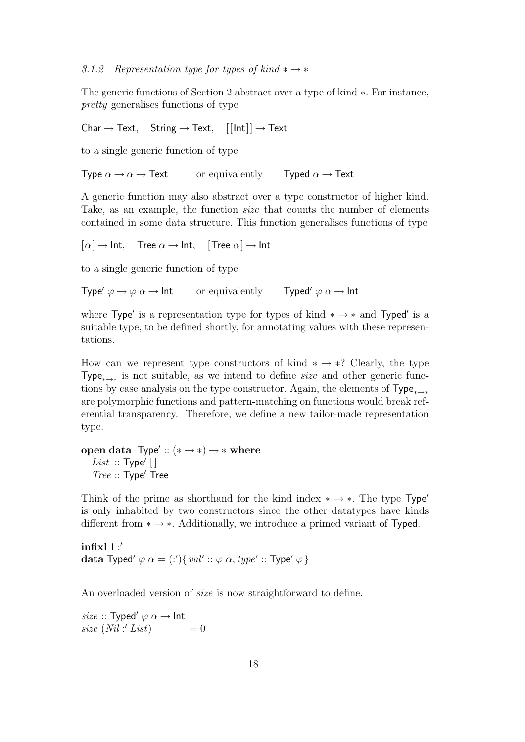*3.1.2 Representation type for types of kind $* \to *$*

The generic functions of Section 2 abstract over a type of kind $*$. For instance, *pretty* generalises functions of type

$\mathsf{Char} \to \mathsf{Text}, \quad \mathsf{String} \to \mathsf{Text}, \quad [[\mathsf{Int}]] \to \mathsf{Text}$

to a single generic function of type

$\mathsf{Type}\ \alpha \to \alpha \to \mathsf{Text}$ or equivalently $\mathsf{Typed}\ \alpha \to \mathsf{Text}$

A generic function may also abstract over a type constructor of higher kind. Take, as an example, the function *size* that counts the number of elements contained in some data structure. This function generalises functions of type

$[\alpha] \to \mathsf{Int}, \quad \mathsf{Tree}\ \alpha \to \mathsf{Int}, \quad [\mathsf{Tree}\ \alpha] \to \mathsf{Int}$

to a single generic function of type

$\mathsf{Type}'\ \varphi \to \varphi\ \alpha \to \mathsf{Int}$ or equivalently $\mathsf{Typed}'\ \varphi\ \alpha \to \mathsf{Int}$

where $\mathsf{Type}'$ is a representation type for types of kind $* \to *$ and $\mathsf{Typed}'$ is a suitable type, to be defined shortly, for annotating values with these representations.

How can we represent type constructors of kind $* \to *$? Clearly, the type $\mathsf{Type}_{* \to *}$ is not suitable, as we intend to define *size* and other generic functions by case analysis on the type constructor. Again, the elements of $\mathsf{Type}_{* \to *}$ are polymorphic functions and pattern-matching on functions would break referential transparency. Therefore, we define a new tailor-made representation type.

```
open data Type′ :: (∗ → ∗) → ∗ where
  List :: Type′ []
  Tree :: Type′ Tree
```

Think of the prime as shorthand for the kind index $* \to *$. The type $\mathsf{Type}'$ is only inhabited by two constructors since the other datatypes have kinds different from $* \to *$. Additionally, we introduce a primed variant of $\mathsf{Typed}$.

```
infixl 1 :′
data Typed′ φ α = (:′){ val′ :: φ α, type′ :: Type′ φ }
```

An overloaded version of *size* is now straightforward to define.

```
size :: Typed′ φ α → Int
size (Nil :′ List)        = 0
```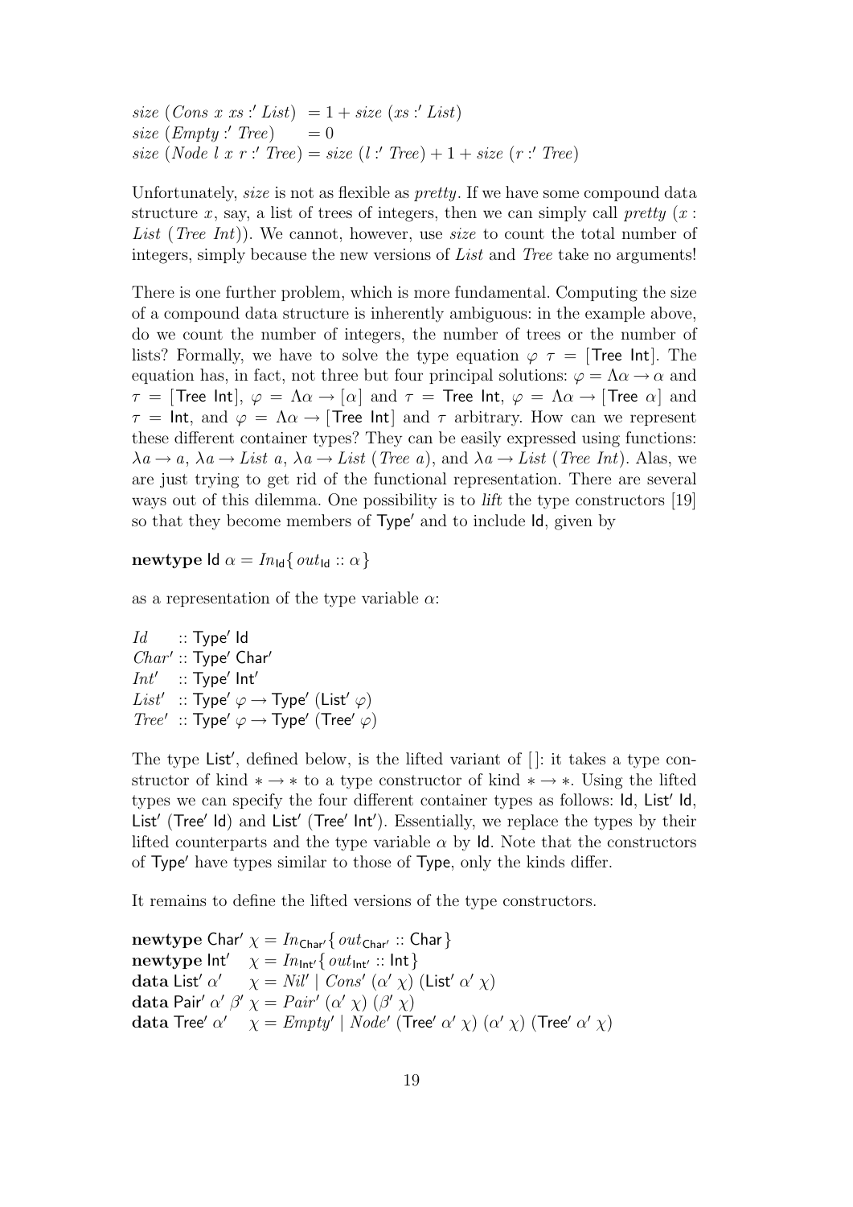$$
\begin{aligned}
&size\ (Cons\ x\ xs :' List) &&= 1 + size\ (xs :' List)\\
&size\ (Empty :' Tree) &&= 0\\
&size\ (Node\ l\ x\ r :' Tree) &&= size\ (l :' Tree) + 1 + size\ (r :' Tree)
\end{aligned}
$$

Unfortunately, *size* is not as flexible as *pretty*. If we have some compound data structure $x$, say, a list of trees of integers, then we can simply call $pretty\ (x : List\ (Tree\ Int))$. We cannot, however, use *size* to count the total number of integers, simply because the new versions of *List* and *Tree* take no arguments!

There is one further problem, which is more fundamental. Computing the size of a compound data structure is inherently ambiguous: in the example above, do we count the number of integers, the number of trees or the number of lists? Formally, we have to solve the type equation $\varphi\ \tau = [\mathsf{Tree\ Int}]$. The equation has, in fact, not three but four principal solutions: $\varphi = \Lambda\alpha \to \alpha$ and $\tau = [\mathsf{Tree\ Int}]$, $\varphi = \Lambda\alpha \to [\alpha]$ and $\tau = \mathsf{Tree\ Int}$, $\varphi = \Lambda\alpha \to [\mathsf{Tree}\ \alpha]$ and $\tau = \mathsf{Int}$, and $\varphi = \Lambda\alpha \to [\mathsf{Tree\ Int}]$ and $\tau$ arbitrary. How can we represent these different container types? They can be easily expressed using functions: $\lambda a \to a$, $\lambda a \to List\ a$, $\lambda a \to List\ (Tree\ a)$, and $\lambda a \to List\ (Tree\ Int)$. Alas, we are just trying to get rid of the functional representation. There are several ways out of this dilemma. One possibility is to *lift* the type constructors [19] so that they become members of $\mathsf{Type}'$ and to include $\mathsf{Id}$, given by

$$\textbf{newtype}\ \mathsf{Id}\ \alpha = In_{\mathsf{Id}}\{\, out_{\mathsf{Id}} :: \alpha\}$$

as a representation of the type variable $\alpha$:

$$
\begin{aligned}
&Id &&:: \mathsf{Type}'\ \mathsf{Id}\\
&Char' &&:: \mathsf{Type}'\ \mathsf{Char}'\\
&Int' &&:: \mathsf{Type}'\ \mathsf{Int}'\\
&List' &&:: \mathsf{Type}'\ \varphi \to \mathsf{Type}'\ (\mathsf{List}'\ \varphi)\\
&Tree' &&:: \mathsf{Type}'\ \varphi \to \mathsf{Type}'\ (\mathsf{Tree}'\ \varphi)
\end{aligned}
$$

The type $\mathsf{List}'$, defined below, is the lifted variant of $[\,]$: it takes a type constructor of kind $* \to *$ to a type constructor of kind $* \to *$. Using the lifted types we can specify the four different container types as follows: $\mathsf{Id}$, $\mathsf{List}'\ \mathsf{Id}$, $\mathsf{List}'\ (\mathsf{Tree}'\ \mathsf{Id})$ and $\mathsf{List}'\ (\mathsf{Tree}'\ \mathsf{Int}')$. Essentially, we replace the types by their lifted counterparts and the type variable $\alpha$ by $\mathsf{Id}$. Note that the constructors of $\mathsf{Type}'$ have types similar to those of $\mathsf{Type}$, only the kinds differ.

It remains to define the lifted versions of the type constructors.

$$
\begin{aligned}
&\textbf{newtype}\ \mathsf{Char}'\ \chi = In_{\mathsf{Char}'}\{\, out_{\mathsf{Char}'} :: \mathsf{Char}\}\\
&\textbf{newtype}\ \mathsf{Int}'\ \ \chi = In_{\mathsf{Int}'}\{\, out_{\mathsf{Int}'} :: \mathsf{Int}\}\\
&\textbf{data}\ \mathsf{List}'\ \alpha'\ \ \chi = Nil' \mid Cons'\ (\alpha'\ \chi)\ (\mathsf{List}'\ \alpha'\ \chi)\\
&\textbf{data}\ \mathsf{Pair}'\ \alpha'\ \beta'\ \chi = Pair'\ (\alpha'\ \chi)\ (\beta'\ \chi)\\
&\textbf{data}\ \mathsf{Tree}'\ \alpha'\ \ \chi = Empty' \mid Node'\ (\mathsf{Tree}'\ \alpha'\ \chi)\ (\alpha'\ \chi)\ (\mathsf{Tree}'\ \alpha'\ \chi)
\end{aligned}
$$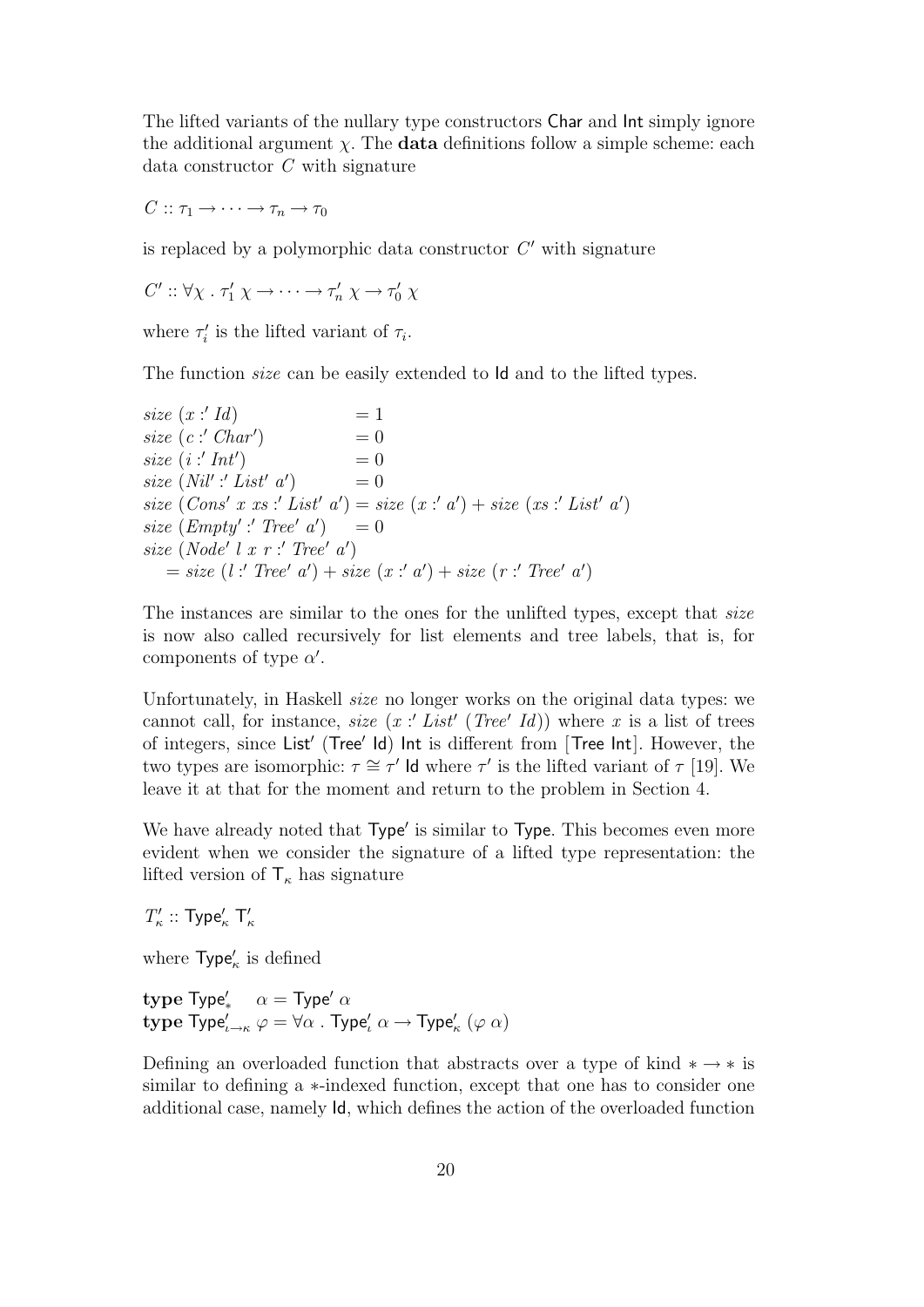The lifted variants of the nullary type constructors Char and Int simply ignore the additional argument $\chi$. The **data** definitions follow a simple scheme: each data constructor $C$ with signature

$$C :: \tau_1 \to \cdots \to \tau_n \to \tau_0$$

is replaced by a polymorphic data constructor $C'$ with signature

$$C' :: \forall \chi \;.\; \tau'_1\ \chi \to \cdots \to \tau'_n\ \chi \to \tau'_0\ \chi$$

where $\tau'_i$ is the lifted variant of $\tau_i$.

The function *size* can be easily extended to Id and to the lifted types.

$$
\begin{array}{ll}
size\ (x :' Id) & = 1 \\
size\ (c :' Char') & = 0 \\
size\ (i :' Int') & = 0 \\
size\ (Nil' :' List'\ a') & = 0 \\
size\ (Cons'\ x\ xs :' List'\ a') & = size\ (x :' a') + size\ (xs :' List'\ a') \\
size\ (Empty' :' Tree'\ a') & = 0 \\
size\ (Node'\ l\ x\ r :' Tree'\ a') & \\
\quad = size\ (l :' Tree'\ a') + size\ (x :' a') + size\ (r :' Tree'\ a') &
\end{array}
$$

The instances are similar to the ones for the unlifted types, except that *size* is now also called recursively for list elements and tree labels, that is, for components of type $\alpha'$.

Unfortunately, in Haskell *size* no longer works on the original data types: we cannot call, for instance, $size\ (x :' List'\ (Tree'\ Id))$ where $x$ is a list of trees of integers, since $\mathsf{List}'\ (\mathsf{Tree}'\ \mathsf{Id})\ \mathsf{Int}$ is different from $[\mathsf{Tree}\ \mathsf{Int}]$. However, the two types are isomorphic: $\tau \cong \tau'\ \mathsf{Id}$ where $\tau'$ is the lifted variant of $\tau$ [19]. We leave it at that for the moment and return to the problem in Section 4.

We have already noted that $\mathsf{Type}'$ is similar to $\mathsf{Type}$. This becomes even more evident when we consider the signature of a lifted type representation: the lifted version of $\mathsf{T}_\kappa$ has signature

$$T'_\kappa :: \mathsf{Type}'_\kappa\ \mathsf{T}'_\kappa$$

where $\mathsf{Type}'_\kappa$ is defined

$$
\begin{array}{l}
\textbf{type}\ \mathsf{Type}'_*\quad \alpha = \mathsf{Type}'\ \alpha \\
\textbf{type}\ \mathsf{Type}'_{\iota \to \kappa}\ \varphi = \forall \alpha\ .\ \mathsf{Type}'_\iota\ \alpha \to \mathsf{Type}'_\kappa\ (\varphi\ \alpha)
\end{array}
$$

Defining an overloaded function that abstracts over a type of kind $* \to *$ is similar to defining a $*$-indexed function, except that one has to consider one additional case, namely Id, which defines the action of the overloaded function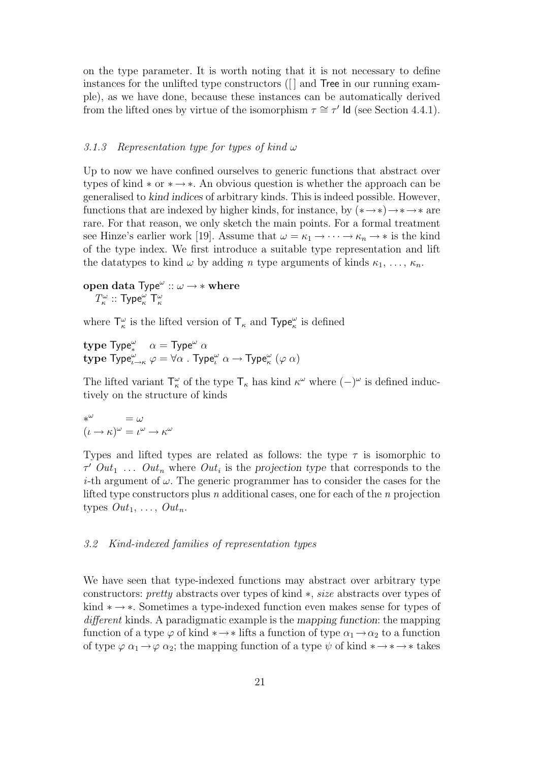on the type parameter. It is worth noting that it is not necessary to define instances for the unlifted type constructors ($[\,]$ and $\mathsf{Tree}$ in our running example), as we have done, because these instances can be automatically derived from the lifted ones by virtue of the isomorphism $\tau \cong \tau'\ \mathsf{Id}$ (see Section 4.4.1).

### 3.1.3 Representation type for types of kind $\omega$

Up to now we have confined ourselves to generic functions that abstract over types of kind $*$ or $* \to *$. An obvious question is whether the approach can be generalised to *kind indices* of arbitrary kinds. This is indeed possible. However, functions that are indexed by higher kinds, for instance, by $(* \to *) \to * \to *$ are rare. For that reason, we only sketch the main points. For a formal treatment see Hinze's earlier work [19]. Assume that $\omega = \kappa_1 \to \cdots \to \kappa_n \to *$ is the kind of the type index. We first introduce a suitable type representation and lift the datatypes to kind $\omega$ by adding $n$ type arguments of kinds $\kappa_1, \ldots, \kappa_n$.

$$
\begin{array}{l}
\textbf{open data}\ \mathsf{Type}^{\omega} :: \omega \to * \ \textbf{where} \\
\quad T^{\omega}_{\kappa} :: \mathsf{Type}^{\omega}_{\kappa}\ \mathsf{T}^{\omega}_{\kappa}
\end{array}
$$

where $\mathsf{T}^{\omega}_{\kappa}$ is the lifted version of $\mathsf{T}_{\kappa}$ and $\mathsf{Type}^{\omega}_{\kappa}$ is defined

$$
\begin{array}{l}
\textbf{type}\ \mathsf{Type}^{\omega}_{*}\quad \alpha = \mathsf{Type}^{\omega}\ \alpha \\
\textbf{type}\ \mathsf{Type}^{\omega}_{\iota \to \kappa}\ \varphi = \forall \alpha\ .\ \mathsf{Type}^{\omega}_{\iota}\ \alpha \to \mathsf{Type}^{\omega}_{\kappa}\ (\varphi\ \alpha)
\end{array}
$$

The lifted variant $\mathsf{T}^{\omega}_{\kappa}$ of the type $\mathsf{T}_{\kappa}$ has kind $\kappa^{\omega}$ where $(-)^{\omega}$ is defined inductively on the structure of kinds

$$
\begin{array}{ll}
*^{\omega} & = \omega \\
(\iota \to \kappa)^{\omega} & = \iota^{\omega} \to \kappa^{\omega}
\end{array}
$$

Types and lifted types are related as follows: the type $\tau$ is isomorphic to $\tau'\ Out_1\ \ldots\ Out_n$ where $Out_i$ is the *projection type* that corresponds to the $i$-th argument of $\omega$. The generic programmer has to consider the cases for the lifted type constructors plus $n$ additional cases, one for each of the $n$ projection types $Out_1, \ldots, Out_n$.

## 3.2 Kind-indexed families of representation types

We have seen that type-indexed functions may abstract over arbitrary type constructors: *pretty* abstracts over types of kind $*$, *size* abstracts over types of kind $* \to *$. Sometimes a type-indexed function even makes sense for types of *different* kinds. A paradigmatic example is the *mapping function*: the mapping function of a type $\varphi$ of kind $* \to *$ lifts a function of type $\alpha_1 \to \alpha_2$ to a function of type $\varphi\ \alpha_1 \to \varphi\ \alpha_2$; the mapping function of a type $\psi$ of kind $* \to * \to *$ takes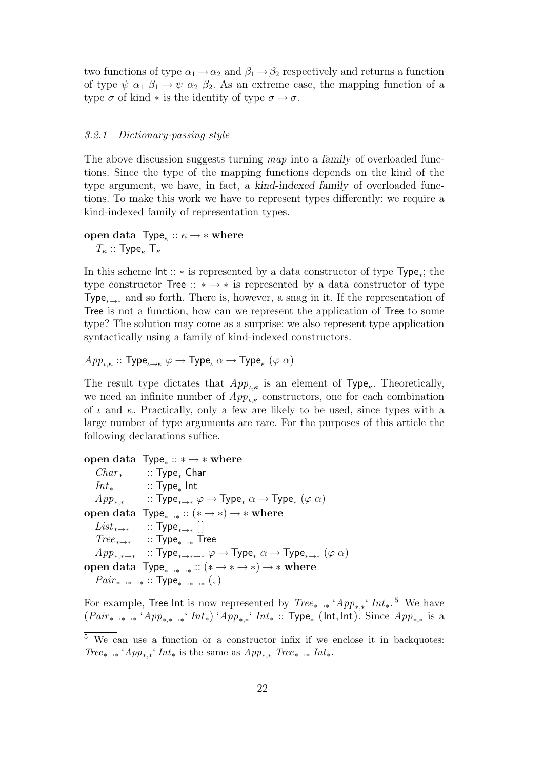two functions of type $\alpha_1 \to \alpha_2$ and $\beta_1 \to \beta_2$ respectively and returns a function of type $\psi\ \alpha_1\ \beta_1 \to \psi\ \alpha_2\ \beta_2$. As an extreme case, the mapping function of a type $\sigma$ of kind $*$ is the identity of type $\sigma \to \sigma$.

### *3.2.1 Dictionary-passing style*

The above discussion suggests turning *map* into a *family* of overloaded functions. Since the type of the mapping functions depends on the kind of the type argument, we have, in fact, a *kind-indexed family* of overloaded functions. To make this work we have to represent types differently: we require a kind-indexed family of representation types.

$$
\begin{array}{l}
\textbf{open data}\ \ \mathsf{Type}_{\kappa} :: \kappa \to * \ \textbf{where} \\
\quad T_{\kappa} :: \mathsf{Type}_{\kappa}\ \mathsf{T}_{\kappa}
\end{array}
$$

In this scheme $\mathsf{Int} :: *$ is represented by a data constructor of type $\mathsf{Type}_{*}$; the type constructor $\mathsf{Tree} :: * \to *$ is represented by a data constructor of type $\mathsf{Type}_{* \to *}$ and so forth. There is, however, a snag in it. If the representation of Tree is not a function, how can we represent the application of Tree to some type? The solution may come as a surprise: we also represent type application syntactically using a family of kind-indexed constructors.

$$
App_{\iota,\kappa} :: \mathsf{Type}_{\iota \to \kappa}\ \varphi \to \mathsf{Type}_{\iota}\ \alpha \to \mathsf{Type}_{\kappa}\ (\varphi\ \alpha)
$$

The result type dictates that $App_{\iota,\kappa}$ is an element of $\mathsf{Type}_{\kappa}$. Theoretically, we need an infinite number of $App_{\iota,\kappa}$ constructors, one for each combination of $\iota$ and $\kappa$. Practically, only a few are likely to be used, since types with a large number of type arguments are rare. For the purposes of this article the following declarations suffice.

$$
\begin{array}{ll}
\multicolumn{2}{l}{\textbf{open data}\ \ \mathsf{Type}_{*} :: * \to * \ \textbf{where}} \\
\quad Char_{*} & :: \mathsf{Type}_{*}\ \mathsf{Char} \\
\quad Int_{*} & :: \mathsf{Type}_{*}\ \mathsf{Int} \\
\quad App_{*,*} & :: \mathsf{Type}_{* \to *}\ \varphi \to \mathsf{Type}_{*}\ \alpha \to \mathsf{Type}_{*}\ (\varphi\ \alpha) \\
\multicolumn{2}{l}{\textbf{open data}\ \ \mathsf{Type}_{* \to *} :: (* \to *) \to * \ \textbf{where}} \\
\quad List_{* \to *} & :: \mathsf{Type}_{* \to *}\ [\,] \\
\quad Tree_{* \to *} & :: \mathsf{Type}_{* \to *}\ \mathsf{Tree} \\
\quad App_{*,* \to *} & :: \mathsf{Type}_{* \to * \to *}\ \varphi \to \mathsf{Type}_{*}\ \alpha \to \mathsf{Type}_{* \to *}\ (\varphi\ \alpha) \\
\multicolumn{2}{l}{\textbf{open data}\ \ \mathsf{Type}_{* \to * \to *} :: (* \to * \to *) \to * \ \textbf{where}} \\
\quad Pair_{* \to * \to *} & :: \mathsf{Type}_{* \to * \to *}\ (,)
\end{array}
$$

For example, Tree Int is now represented by $Tree_{* \to *}$ ‘$App_{*,*}$‘ $Int_{*}$.[5] We have $(Pair_{* \to * \to *}$ ‘$App_{*,* \to *}$‘ $Int_{*})$ ‘$App_{*,*}$‘ $Int_{*} :: \mathsf{Type}_{*}\ (\mathsf{Int}, \mathsf{Int})$. Since $App_{*,*}$ is a

[5] We can use a function or a constructor infix if we enclose it in backquotes: $Tree_{* \to *}$ ‘$App_{*,*}$‘ $Int_{*}$ is the same as $App_{*,*}\ Tree_{* \to *}\ Int_{*}$.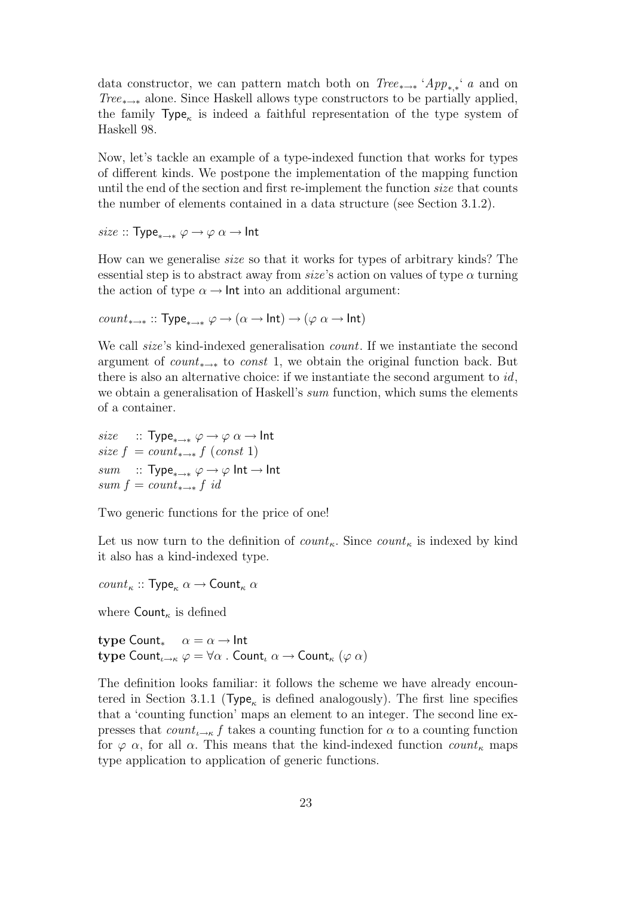data constructor, we can pattern match both on $Tree_{*\to*}$ '$App_{*,*}$' $a$ and on $Tree_{*\to*}$ alone. Since Haskell allows type constructors to be partially applied, the family $\mathsf{Type}_\kappa$ is indeed a faithful representation of the type system of Haskell 98.

Now, let's tackle an example of a type-indexed function that works for types of different kinds. We postpone the implementation of the mapping function until the end of the section and first re-implement the function *size* that counts the number of elements contained in a data structure (see Section 3.1.2).

$$size :: \mathsf{Type}_{*\to*}\ \varphi \to \varphi\ \alpha \to \mathsf{Int}$$

How can we generalise *size* so that it works for types of arbitrary kinds? The essential step is to abstract away from *size*'s action on values of type $\alpha$ turning the action of type $\alpha \to \mathsf{Int}$ into an additional argument:

$$count_{*\to*} :: \mathsf{Type}_{*\to*}\ \varphi \to (\alpha \to \mathsf{Int}) \to (\varphi\ \alpha \to \mathsf{Int})$$

We call *size*'s kind-indexed generalisation *count*. If we instantiate the second argument of $count_{*\to*}$ to *const* 1, we obtain the original function back. But there is also an alternative choice: if we instantiate the second argument to *id*, we obtain a generalisation of Haskell's *sum* function, which sums the elements of a container.

$$
\begin{aligned}
&size\ \ \ :: \mathsf{Type}_{*\to*}\ \varphi \to \varphi\ \alpha \to \mathsf{Int}\\
&size\ f\ = count_{*\to*}\ f\ (const\ 1)\\
&sum\ \ \ :: \mathsf{Type}_{*\to*}\ \varphi \to \varphi\ \mathsf{Int} \to \mathsf{Int}\\
&sum\ f = count_{*\to*}\ f\ id
\end{aligned}
$$

Two generic functions for the price of one!

Let us now turn to the definition of $count_\kappa$. Since $count_\kappa$ is indexed by kind it also has a kind-indexed type.

$$count_\kappa :: \mathsf{Type}_\kappa\ \alpha \to \mathsf{Count}_\kappa\ \alpha$$

where $\mathsf{Count}_\kappa$ is defined

$$
\begin{aligned}
&\mathbf{type}\ \mathsf{Count}_*\ \ \ \ \ \alpha = \alpha \to \mathsf{Int}\\
&\mathbf{type}\ \mathsf{Count}_{\iota\to\kappa}\ \varphi = \forall\alpha\ .\ \mathsf{Count}_\iota\ \alpha \to \mathsf{Count}_\kappa\ (\varphi\ \alpha)
\end{aligned}
$$

The definition looks familiar: it follows the scheme we have already encountered in Section 3.1.1 ($\mathsf{Type}_\kappa$ is defined analogously). The first line specifies that a 'counting function' maps an element to an integer. The second line expresses that $count_{\iota\to\kappa}\ f$ takes a counting function for $\alpha$ to a counting function for $\varphi\ \alpha$, for all $\alpha$. This means that the kind-indexed function $count_\kappa$ maps type application to application of generic functions.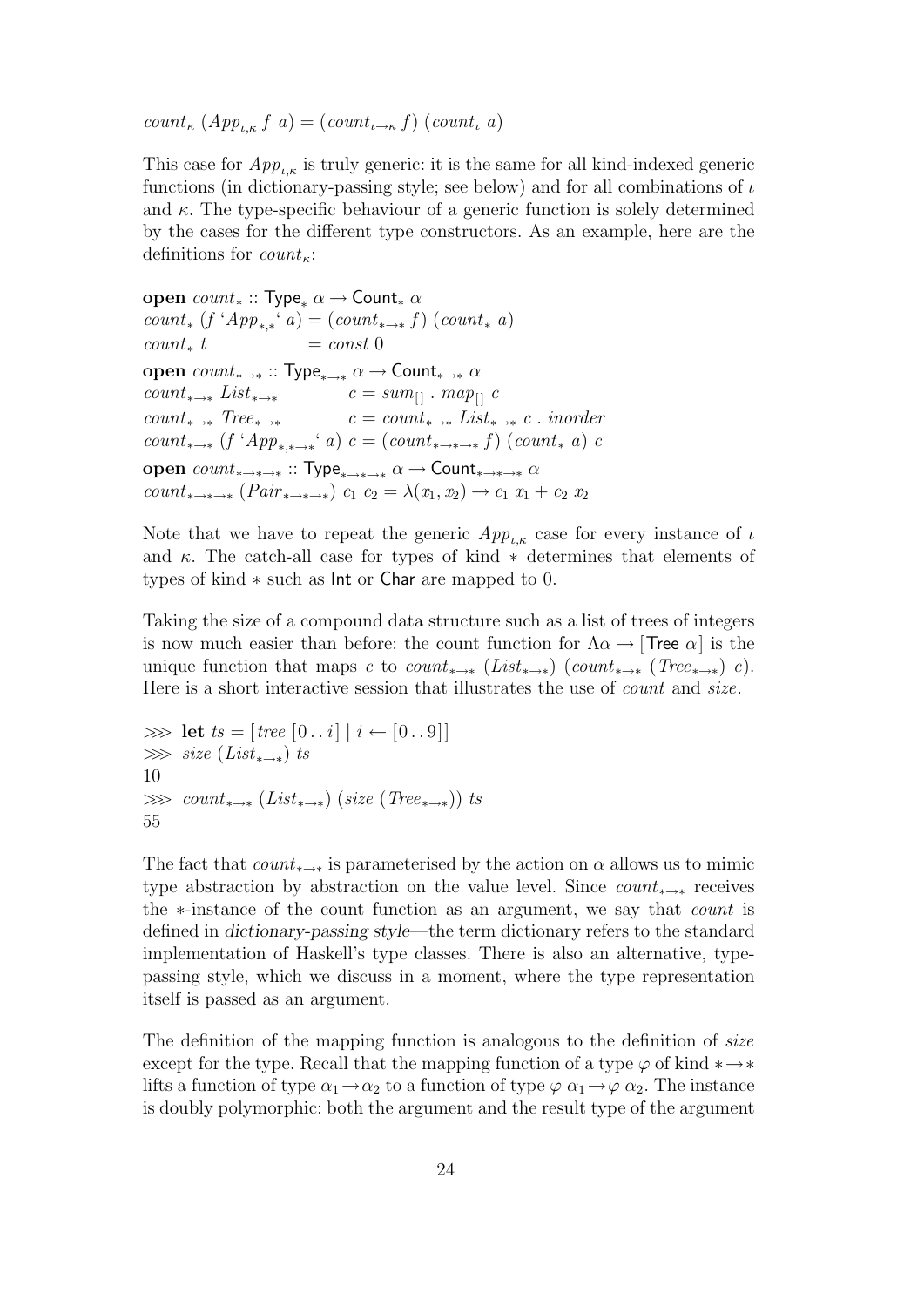$count_\kappa\ (App_{\iota,\kappa}\ f\ a) = (count_{\iota\to\kappa}\ f)\ (count_\iota\ a)$

This case for $App_{\iota,\kappa}$ is truly generic: it is the same for all kind-indexed generic functions (in dictionary-passing style; see below) and for all combinations of $\iota$ and $\kappa$. The type-specific behaviour of a generic function is solely determined by the cases for the different type constructors. As an example, here are the definitions for $count_\kappa$:

$$
\begin{array}{l}
\mathbf{open}\ count_* :: \mathsf{Type}_*\ \alpha \to \mathsf{Count}_*\ \alpha \\
count_*\ (f\ `App_{*,*}`\ a) = (count_{*\to*}\ f)\ (count_*\ a) \\
count_*\ t \qquad\qquad\quad\;\; = const\ 0 \\
\mathbf{open}\ count_{*\to*} :: \mathsf{Type}_{*\to*}\ \alpha \to \mathsf{Count}_{*\to*}\ \alpha \\
count_{*\to*}\ List_{*\to*} \qquad\quad c = sum_{[]}\ .\ map_{[]}\ c \\
count_{*\to*}\ Tree_{*\to*} \qquad\quad c = count_{*\to*}\ List_{*\to*}\ c\ .\ inorder \\
count_{*\to*}\ (f\ `App_{*,*\to*}`\ a)\ c = (count_{*\to*\to*}\ f)\ (count_*\ a)\ c \\
\mathbf{open}\ count_{*\to*\to*} :: \mathsf{Type}_{*\to*\to*}\ \alpha \to \mathsf{Count}_{*\to*\to*}\ \alpha \\
count_{*\to*\to*}\ (Pair_{*\to*\to*})\ c_1\ c_2 = \lambda(x_1, x_2) \to c_1\ x_1 + c_2\ x_2
\end{array}
$$

Note that we have to repeat the generic $App_{\iota,\kappa}$ case for every instance of $\iota$ and $\kappa$. The catch-all case for types of kind $*$ determines that elements of types of kind $*$ such as Int or Char are mapped to 0.

Taking the size of a compound data structure such as a list of trees of integers is now much easier than before: the count function for $\Lambda\alpha \to [\mathsf{Tree}\ \alpha]$ is the unique function that maps $c$ to $count_{*\to*}\ (List_{*\to*})\ (count_{*\to*}\ (Tree_{*\to*})\ c)$. Here is a short interactive session that illustrates the use of *count* and *size*.

$$
\begin{array}{l}
\ggg\ \mathbf{let}\ ts = [tree\ [0\,..\,i] \mid i \leftarrow [0\,..\,9]] \\
\ggg\ size\ (List_{*\to*})\ ts \\
10 \\
\ggg\ count_{*\to*}\ (List_{*\to*})\ (size\ (Tree_{*\to*}))\ ts \\
55
\end{array}
$$

The fact that $count_{*\to*}$ is parameterised by the action on $\alpha$ allows us to mimic type abstraction by abstraction on the value level. Since $count_{*\to*}$ receives the $*$-instance of the count function as an argument, we say that *count* is defined in *dictionary-passing style*—the term dictionary refers to the standard implementation of Haskell's type classes. There is also an alternative, type-passing style, which we discuss in a moment, where the type representation itself is passed as an argument.

The definition of the mapping function is analogous to the definition of *size* except for the type. Recall that the mapping function of a type $\varphi$ of kind $*\to*$ lifts a function of type $\alpha_1 \to \alpha_2$ to a function of type $\varphi\ \alpha_1 \to \varphi\ \alpha_2$. The instance is doubly polymorphic: both the argument and the result type of the argument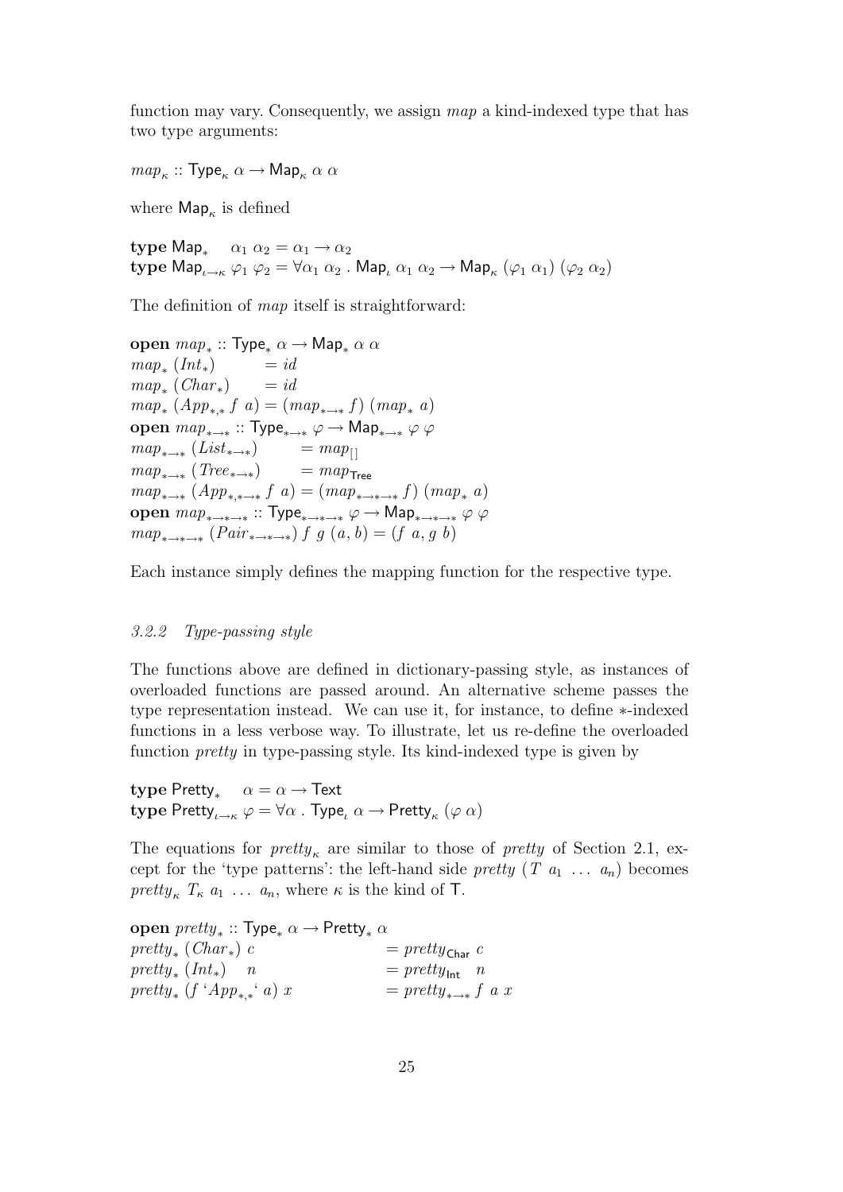function may vary. Consequently, we assign *map* a kind-indexed type that has two type arguments:

$map_\kappa :: \mathsf{Type}_\kappa\ \alpha \to \mathsf{Map}_\kappa\ \alpha\ \alpha$

where $\mathsf{Map}_\kappa$ is defined

$$
\begin{array}{l}
\textbf{type}\ \mathsf{Map}_*\quad \alpha_1\ \alpha_2 = \alpha_1 \to \alpha_2\\
\textbf{type}\ \mathsf{Map}_{\iota\to\kappa}\ \varphi_1\ \varphi_2 = \forall \alpha_1\ \alpha_2\ .\ \mathsf{Map}_\iota\ \alpha_1\ \alpha_2 \to \mathsf{Map}_\kappa\ (\varphi_1\ \alpha_1)\ (\varphi_2\ \alpha_2)
\end{array}
$$

The definition of *map* itself is straightforward:

$$
\begin{array}{l}
\textbf{open}\ map_* :: \mathsf{Type}_*\ \alpha \to \mathsf{Map}_*\ \alpha\ \alpha\\
map_*\ (Int_*) \qquad = id\\
map_*\ (Char_*) \qquad = id\\
map_*\ (App_{*,*}\ f\ a) = (map_{*\to*}\ f)\ (map_*\ a)\\
\textbf{open}\ map_{*\to*} :: \mathsf{Type}_{*\to*}\ \varphi \to \mathsf{Map}_{*\to*}\ \varphi\ \varphi\\
map_{*\to*}\ (List_{*\to*}) \qquad = map_{[\,]}\\
map_{*\to*}\ (Tree_{*\to*}) \qquad = map_{\mathsf{Tree}}\\
map_{*\to*}\ (App_{*,*\to*}\ f\ a) = (map_{*\to*\to*}\ f)\ (map_*\ a)\\
\textbf{open}\ map_{*\to*\to*} :: \mathsf{Type}_{*\to*\to*}\ \varphi \to \mathsf{Map}_{*\to*\to*}\ \varphi\ \varphi\\
map_{*\to*\to*}\ (Pair_{*\to*\to*})\ f\ g\ (a, b) = (f\ a, g\ b)
\end{array}
$$

Each instance simply defines the mapping function for the respective type.

### 3.2.2 Type-passing style

The functions above are defined in dictionary-passing style, as instances of overloaded functions are passed around. An alternative scheme passes the type representation instead. We can use it, for instance, to define $*$-indexed functions in a less verbose way. To illustrate, let us re-define the overloaded function *pretty* in type-passing style. Its kind-indexed type is given by

$$
\begin{array}{l}
\textbf{type}\ \mathsf{Pretty}_*\quad \alpha = \alpha \to \mathsf{Text}\\
\textbf{type}\ \mathsf{Pretty}_{\iota\to\kappa}\ \varphi = \forall \alpha\ .\ \mathsf{Type}_\iota\ \alpha \to \mathsf{Pretty}_\kappa\ (\varphi\ \alpha)
\end{array}
$$

The equations for $pretty_\kappa$ are similar to those of *pretty* of Section 2.1, except for the 'type patterns': the left-hand side $pretty\ (T\ a_1\ \ldots\ a_n)$ becomes $pretty_\kappa\ T_\kappa\ a_1\ \ldots\ a_n$, where $\kappa$ is the kind of $\mathsf{T}$.

$$
\begin{array}{l}
\textbf{open}\ pretty_* :: \mathsf{Type}_*\ \alpha \to \mathsf{Pretty}_*\ \alpha\\
pretty_*\ (Char_*)\ c \qquad\qquad = pretty_{\mathsf{Char}}\ c\\
pretty_*\ (Int_*)\quad n \qquad\qquad = pretty_{\mathsf{Int}}\quad n\\
pretty_*\ (f\ \text{`}App_{*,*}\text{'}\ a)\ x \qquad = pretty_{*\to*}\ f\ a\ x
\end{array}
$$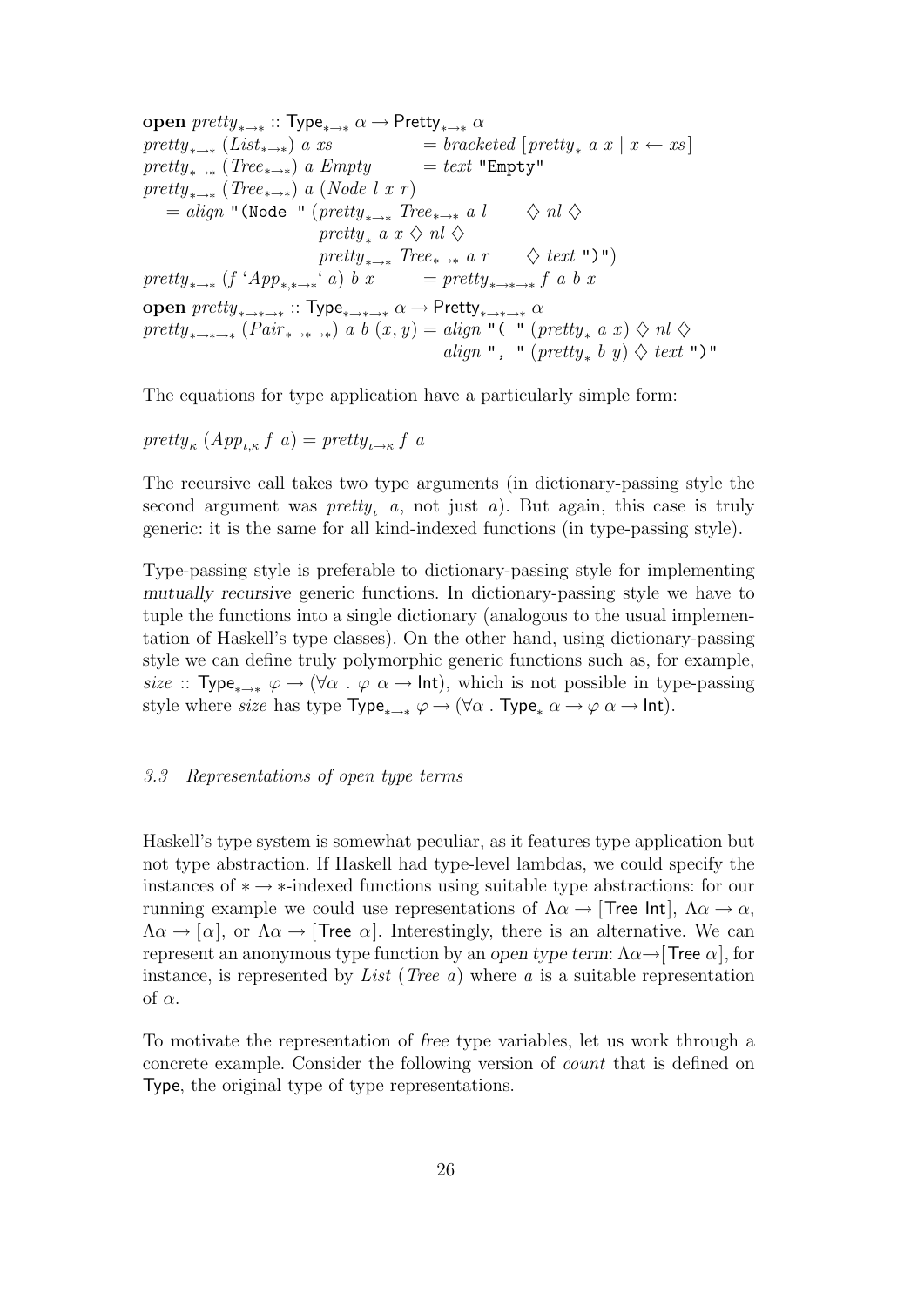```
open pretty_{*→*} :: Type_{*→*} α → Pretty_{*→*} α
pretty_{*→*} (List_{*→*}) a xs          = bracketed [pretty_* a x | x ← xs]
pretty_{*→*} (Tree_{*→*}) a Empty       = text "Empty"
pretty_{*→*} (Tree_{*→*}) a (Node l x r)
    = align "(Node " (pretty_{*→*} Tree_{*→*} a l      ◇ nl ◇
                      pretty_* a x ◇ nl ◇
                      pretty_{*→*} Tree_{*→*} a r      ◇ text ")")
pretty_{*→*} (f `App_{*,*→*}` a) b x    = pretty_{*→*→*} f a b x

open pretty_{*→*→*} :: Type_{*→*→*} α → Pretty_{*→*→*} α
pretty_{*→*→*} (Pair_{*→*→*}) a b (x, y) = align "( " (pretty_* a x) ◇ nl ◇
                                           align ", " (pretty_* b y) ◇ text ")"
```

The equations for type application have a particularly simple form:

$pretty_{\kappa}\ (App_{\iota,\kappa}\ f\ a) = pretty_{\iota\to\kappa}\ f\ a$

The recursive call takes two type arguments (in dictionary-passing style the second argument was $pretty_{\iota}\ a$, not just $a$). But again, this case is truly generic: it is the same for all kind-indexed functions (in type-passing style).

Type-passing style is preferable to dictionary-passing style for implementing *mutually recursive* generic functions. In dictionary-passing style we have to tuple the functions into a single dictionary (analogous to the usual implementation of Haskell's type classes). On the other hand, using dictionary-passing style we can define truly polymorphic generic functions such as, for example, $size :: \mathsf{Type}_{*\to*}\ \varphi \to (\forall\alpha\ .\ \varphi\ \alpha \to \mathsf{Int})$, which is not possible in type-passing style where $size$ has type $\mathsf{Type}_{*\to*}\ \varphi \to (\forall\alpha\ .\ \mathsf{Type}_{*}\ \alpha \to \varphi\ \alpha \to \mathsf{Int})$.

### 3.3 Representations of open type terms

Haskell's type system is somewhat peculiar, as it features type application but not type abstraction. If Haskell had type-level lambdas, we could specify the instances of $* \to *$-indexed functions using suitable type abstractions: for our running example we could use representations of $\Lambda\alpha \to [\mathsf{Tree\ Int}]$, $\Lambda\alpha \to \alpha$, $\Lambda\alpha \to [\alpha]$, or $\Lambda\alpha \to [\mathsf{Tree}\ \alpha]$. Interestingly, there is an alternative. We can represent an anonymous type function by an *open type term*: $\Lambda\alpha\to[\mathsf{Tree}\ \alpha]$, for instance, is represented by $List\ (Tree\ a)$ where $a$ is a suitable representation of $\alpha$.

To motivate the representation of *free* type variables, let us work through a concrete example. Consider the following version of *count* that is defined on Type, the original type of type representations.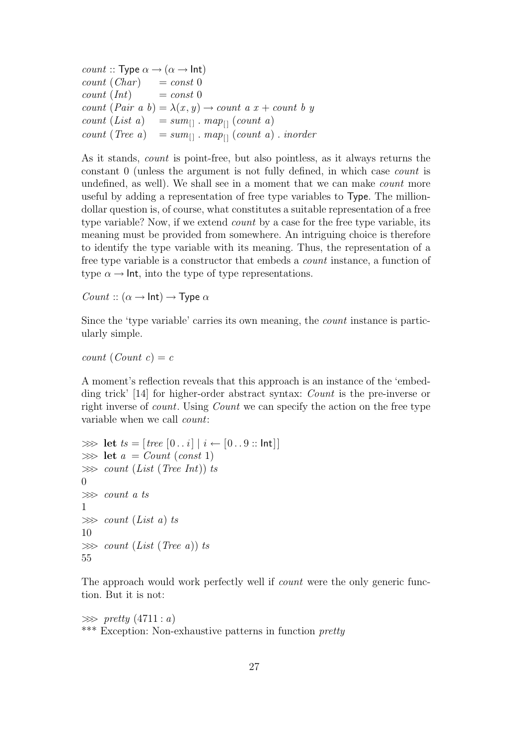$$
\begin{array}{lll}
\mathit{count} :: \mathsf{Type}\ \alpha \to (\alpha \to \mathsf{Int}) \\
\mathit{count}\ (\mathit{Char}) & = \mathit{const}\ 0 \\
\mathit{count}\ (\mathit{Int}) & = \mathit{const}\ 0 \\
\mathit{count}\ (\mathit{Pair}\ a\ b) & = \lambda(x, y) \to \mathit{count}\ a\ x + \mathit{count}\ b\ y \\
\mathit{count}\ (\mathit{List}\ a) & = \mathit{sum}_{[]}\ .\ \mathit{map}_{[]}\ (\mathit{count}\ a) \\
\mathit{count}\ (\mathit{Tree}\ a) & = \mathit{sum}_{[]}\ .\ \mathit{map}_{[]}\ (\mathit{count}\ a)\ .\ \mathit{inorder}
\end{array}
$$

As it stands, *count* is point-free, but also pointless, as it always returns the constant 0 (unless the argument is not fully defined, in which case *count* is undefined, as well). We shall see in a moment that we can make *count* more useful by adding a representation of free type variables to Type. The million-dollar question is, of course, what constitutes a suitable representation of a free type variable? Now, if we extend *count* by a case for the free type variable, its meaning must be provided from somewhere. An intriguing choice is therefore to identify the type variable with its meaning. Thus, the representation of a free type variable is a constructor that embeds a *count* instance, a function of type $\alpha \to \mathsf{Int}$, into the type of type representations.

$$\mathit{Count} :: (\alpha \to \mathsf{Int}) \to \mathsf{Type}\ \alpha$$

Since the 'type variable' carries its own meaning, the *count* instance is particularly simple.

$$\mathit{count}\ (\mathit{Count}\ c) = c$$

A moment's reflection reveals that this approach is an instance of the 'embedding trick' [14] for higher-order abstract syntax: *Count* is the pre-inverse or right inverse of *count*. Using *Count* we can specify the action on the free type variable when we call *count*:

```
⋙ let ts = [tree [0 .. i] | i ← [0 .. 9 :: Int]]
⋙ let a  = Count (const 1)
⋙  count (List (Tree Int)) ts
0
⋙  count a ts
1
⋙  count (List a) ts
10
⋙  count (List (Tree a)) ts
55
```

The approach would work perfectly well if *count* were the only generic function. But it is not:

```
⋙  pretty (4711 : a)
*** Exception: Non-exhaustive patterns in function pretty
```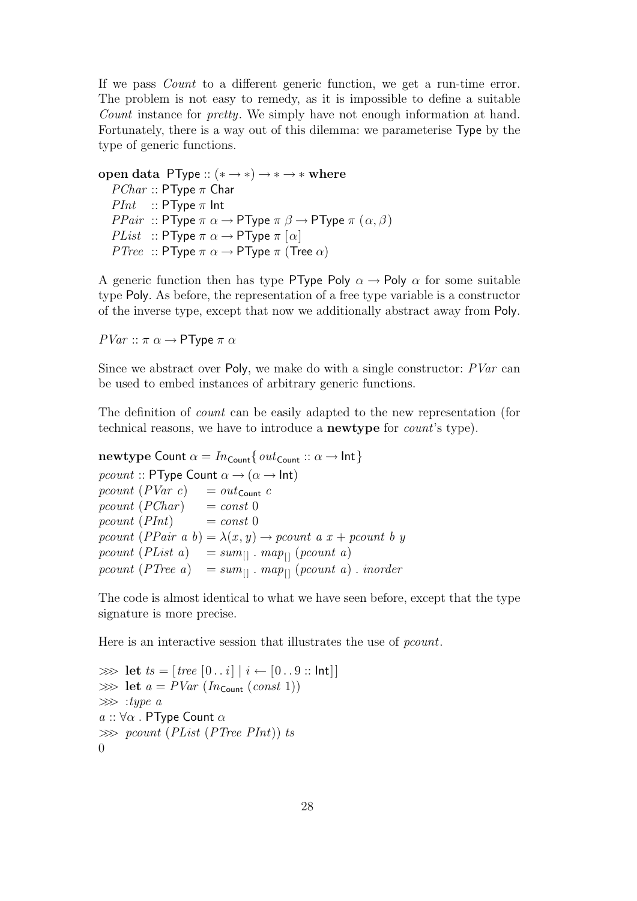If we pass *Count* to a different generic function, we get a run-time error. The problem is not easy to remedy, as it is impossible to define a suitable *Count* instance for *pretty*. We simply have not enough information at hand. Fortunately, there is a way out of this dilemma: we parameterise Type by the type of generic functions.

```
open data PType :: (* → *) → * → * where
  PChar :: PType π Char
  PInt  :: PType π Int
  PPair :: PType π α → PType π β → PType π (α, β)
  PList :: PType π α → PType π [α]
  PTree :: PType π α → PType π (Tree α)
```

A generic function then has type PType Poly $\alpha \rightarrow$ Poly $\alpha$ for some suitable type Poly. As before, the representation of a free type variable is a constructor of the inverse type, except that now we additionally abstract away from Poly.

```
PVar :: π α → PType π α
```

Since we abstract over Poly, we make do with a single constructor: *PVar* can be used to embed instances of arbitrary generic functions.

The definition of *count* can be easily adapted to the new representation (for technical reasons, we have to introduce a **newtype** for *count*'s type).

```
newtype Count α = In_Count{ out_Count :: α → Int}
pcount :: PType Count α → (α → Int)
pcount (PVar c)     = out_Count c
pcount (PChar)      = const 0
pcount (PInt)       = const 0
pcount (PPair a b)  = λ(x, y) → pcount a x + pcount b y
pcount (PList a)    = sum_[] . map_[] (pcount a)
pcount (PTree a)    = sum_[] . map_[] (pcount a) . inorder
```

The code is almost identical to what we have seen before, except that the type signature is more precise.

Here is an interactive session that illustrates the use of *pcount*.

```
⋙ let ts = [tree [0 .. i] | i ← [0 .. 9 :: Int]]
⋙ let a = PVar (In_Count (const 1))
⋙ :type a
a :: ∀α . PType Count α
⋙ pcount (PList (PTree PInt)) ts
0
```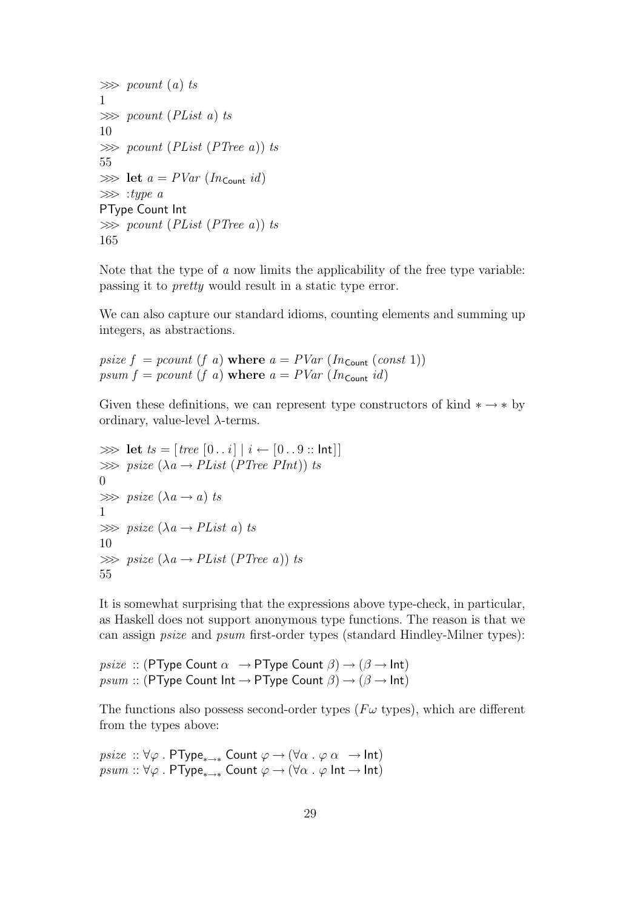```
>>> pcount (a) ts
1
>>> pcount (PList a) ts
10
>>> pcount (PList (PTree a)) ts
55
>>> let a = PVar (In_Count id)
>>> :type a
PType Count Int
>>> pcount (PList (PTree a)) ts
165
```

Note that the type of $a$ now limits the applicability of the free type variable: passing it to *pretty* would result in a static type error.

We can also capture our standard idioms, counting elements and summing up integers, as abstractions.

```
psize f = pcount (f a) where a = PVar (In_Count (const 1))
psum f  = pcount (f a) where a = PVar (In_Count id)
```

Given these definitions, we can represent type constructors of kind $* \rightarrow *$ by ordinary, value-level $\lambda$-terms.

```
>>> let ts = [tree [0 .. i] | i <- [0 .. 9 :: Int]]
>>> psize (\a -> PList (PTree PInt)) ts
0
>>> psize (\a -> a) ts
1
>>> psize (\a -> PList a) ts
10
>>> psize (\a -> PList (PTree a)) ts
55
```

It is somewhat surprising that the expressions above type-check, in particular, as Haskell does not support anonymous type functions. The reason is that we can assign *psize* and *psum* first-order types (standard Hindley-Milner types):

$$
\begin{aligned}
psize &:: (\mathsf{PType\ Count}\ \alpha \ \rightarrow \mathsf{PType\ Count}\ \beta) \rightarrow (\beta \rightarrow \mathsf{Int}) \\
psum &:: (\mathsf{PType\ Count\ Int} \rightarrow \mathsf{PType\ Count}\ \beta) \rightarrow (\beta \rightarrow \mathsf{Int})
\end{aligned}
$$

The functions also possess second-order types ($F\omega$ types), which are different from the types above:

$$
\begin{aligned}
psize &:: \forall \varphi\ .\ \mathsf{PType}_{* \rightarrow *}\ \mathsf{Count}\ \varphi \rightarrow (\forall \alpha\ .\ \varphi\ \alpha \ \rightarrow \mathsf{Int}) \\
psum &:: \forall \varphi\ .\ \mathsf{PType}_{* \rightarrow *}\ \mathsf{Count}\ \varphi \rightarrow (\forall \alpha\ .\ \varphi\ \mathsf{Int} \rightarrow \mathsf{Int})
\end{aligned}
$$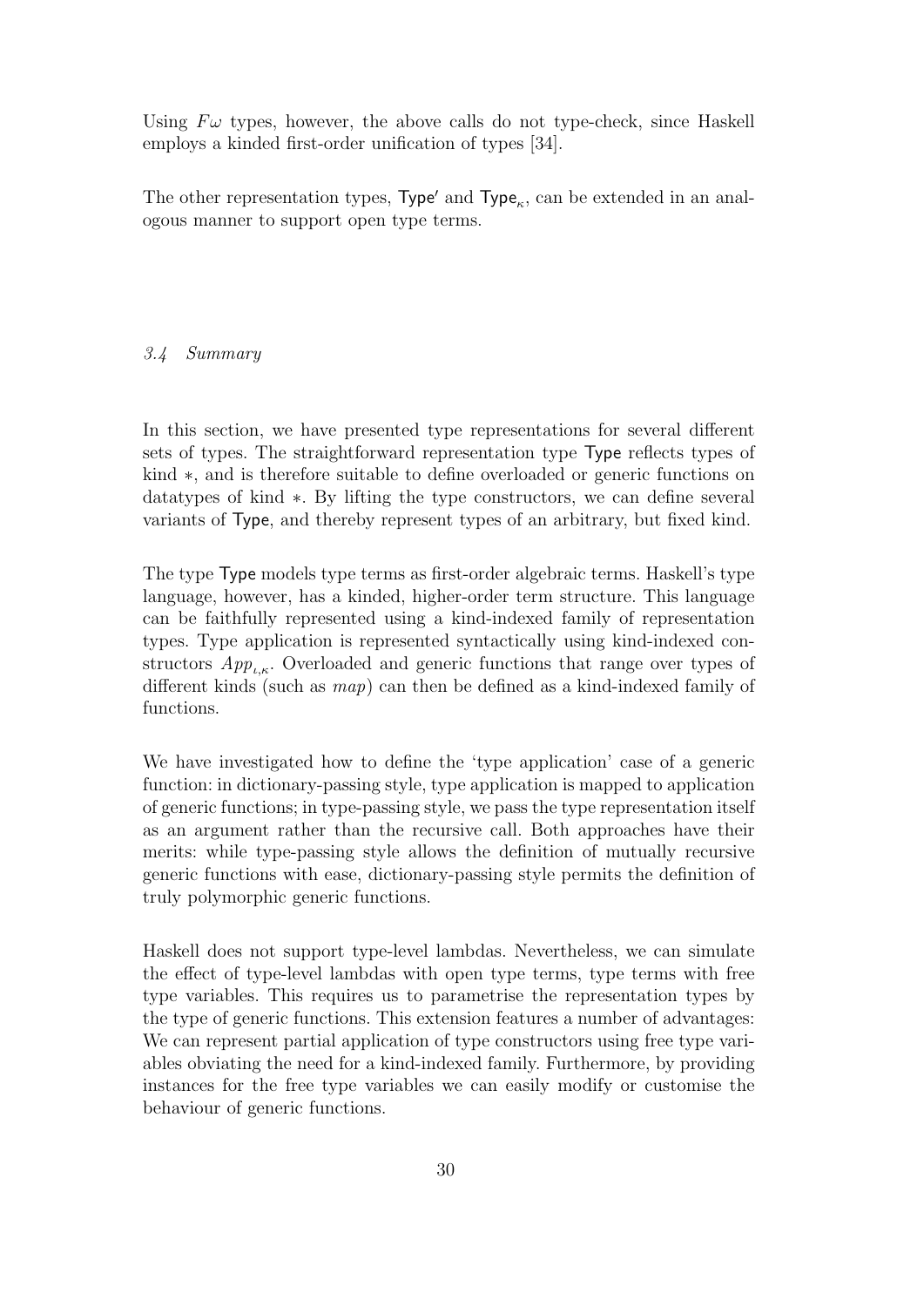Using $F\omega$ types, however, the above calls do not type-check, since Haskell employs a kinded first-order unification of types [34].

The other representation types, $\mathsf{Type}'$ and $\mathsf{Type}_\kappa$, can be extended in an analogous manner to support open type terms.

### *3.4 Summary*

In this section, we have presented type representations for several different sets of types. The straightforward representation type Type reflects types of kind $*$, and is therefore suitable to define overloaded or generic functions on datatypes of kind $*$. By lifting the type constructors, we can define several variants of Type, and thereby represent types of an arbitrary, but fixed kind.

The type Type models type terms as first-order algebraic terms. Haskell's type language, however, has a kinded, higher-order term structure. This language can be faithfully represented using a kind-indexed family of representation types. Type application is represented syntactically using kind-indexed constructors $App_{\iota,\kappa}$. Overloaded and generic functions that range over types of different kinds (such as *map*) can then be defined as a kind-indexed family of functions.

We have investigated how to define the 'type application' case of a generic function: in dictionary-passing style, type application is mapped to application of generic functions; in type-passing style, we pass the type representation itself as an argument rather than the recursive call. Both approaches have their merits: while type-passing style allows the definition of mutually recursive generic functions with ease, dictionary-passing style permits the definition of truly polymorphic generic functions.

Haskell does not support type-level lambdas. Nevertheless, we can simulate the effect of type-level lambdas with open type terms, type terms with free type variables. This requires us to parametrise the representation types by the type of generic functions. This extension features a number of advantages: We can represent partial application of type constructors using free type variables obviating the need for a kind-indexed family. Furthermore, by providing instances for the free type variables we can easily modify or customise the behaviour of generic functions.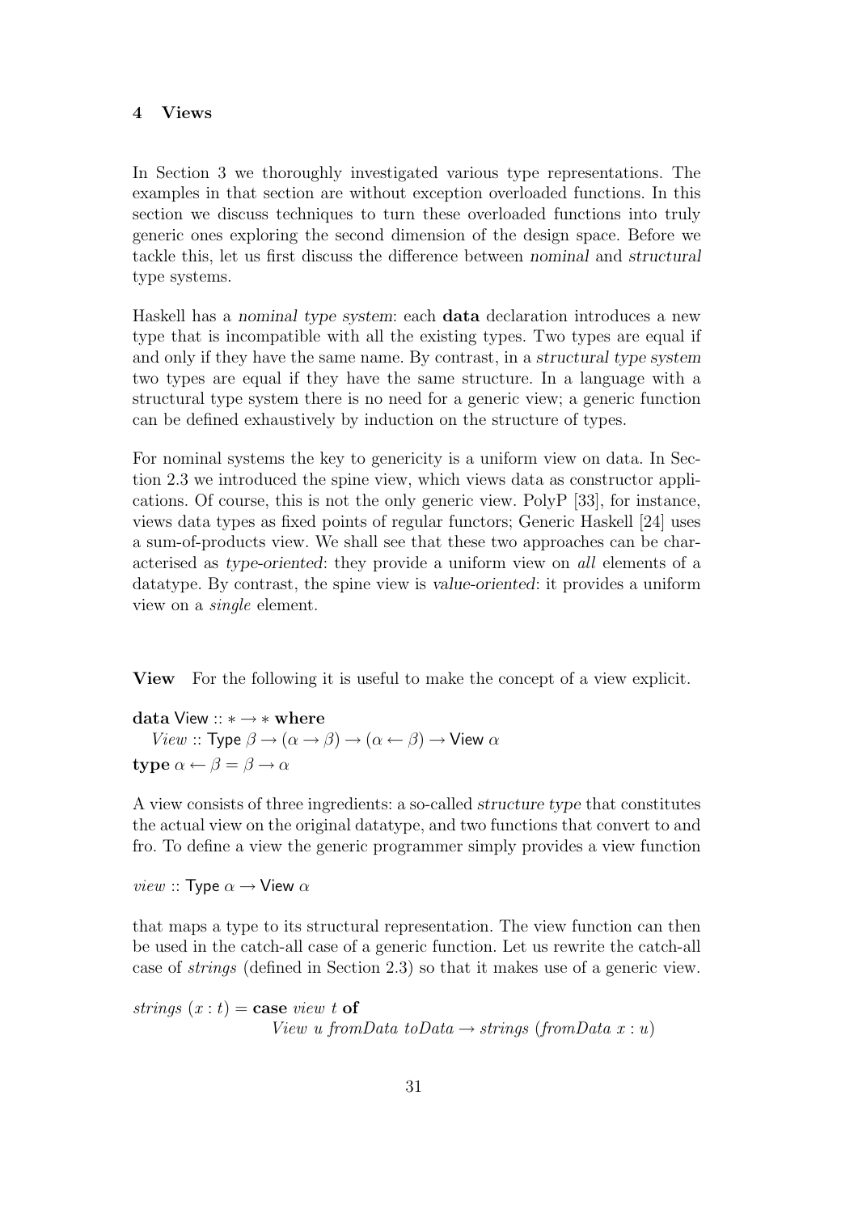## 4 Views

In Section 3 we thoroughly investigated various type representations. The examples in that section are without exception overloaded functions. In this section we discuss techniques to turn these overloaded functions into truly generic ones exploring the second dimension of the design space. Before we tackle this, let us first discuss the difference between *nominal* and *structural* type systems.

Haskell has a *nominal type system*: each **data** declaration introduces a new type that is incompatible with all the existing types. Two types are equal if and only if they have the same name. By contrast, in a *structural type system* two types are equal if they have the same structure. In a language with a structural type system there is no need for a generic view; a generic function can be defined exhaustively by induction on the structure of types.

For nominal systems the key to genericity is a uniform view on data. In Section 2.3 we introduced the spine view, which views data as constructor applications. Of course, this is not the only generic view. PolyP [33], for instance, views data types as fixed points of regular functors; Generic Haskell [24] uses a sum-of-products view. We shall see that these two approaches can be characterised as *type-oriented*: they provide a uniform view on *all* elements of a datatype. By contrast, the spine view is *value-oriented*: it provides a uniform view on a *single* element.

**View** For the following it is useful to make the concept of a view explicit.

```
data View :: * → * where
  View :: Type β → (α → β) → (α ← β) → View α
type α ← β = β → α
```

A view consists of three ingredients: a so-called *structure type* that constitutes the actual view on the original datatype, and two functions that convert to and fro. To define a view the generic programmer simply provides a view function

```
view :: Type α → View α
```

that maps a type to its structural representation. The view function can then be used in the catch-all case of a generic function. Let us rewrite the catch-all case of *strings* (defined in Section 2.3) so that it makes use of a generic view.

```
strings (x : t) = case view t of
                    View u fromData toData → strings (fromData x : u)
```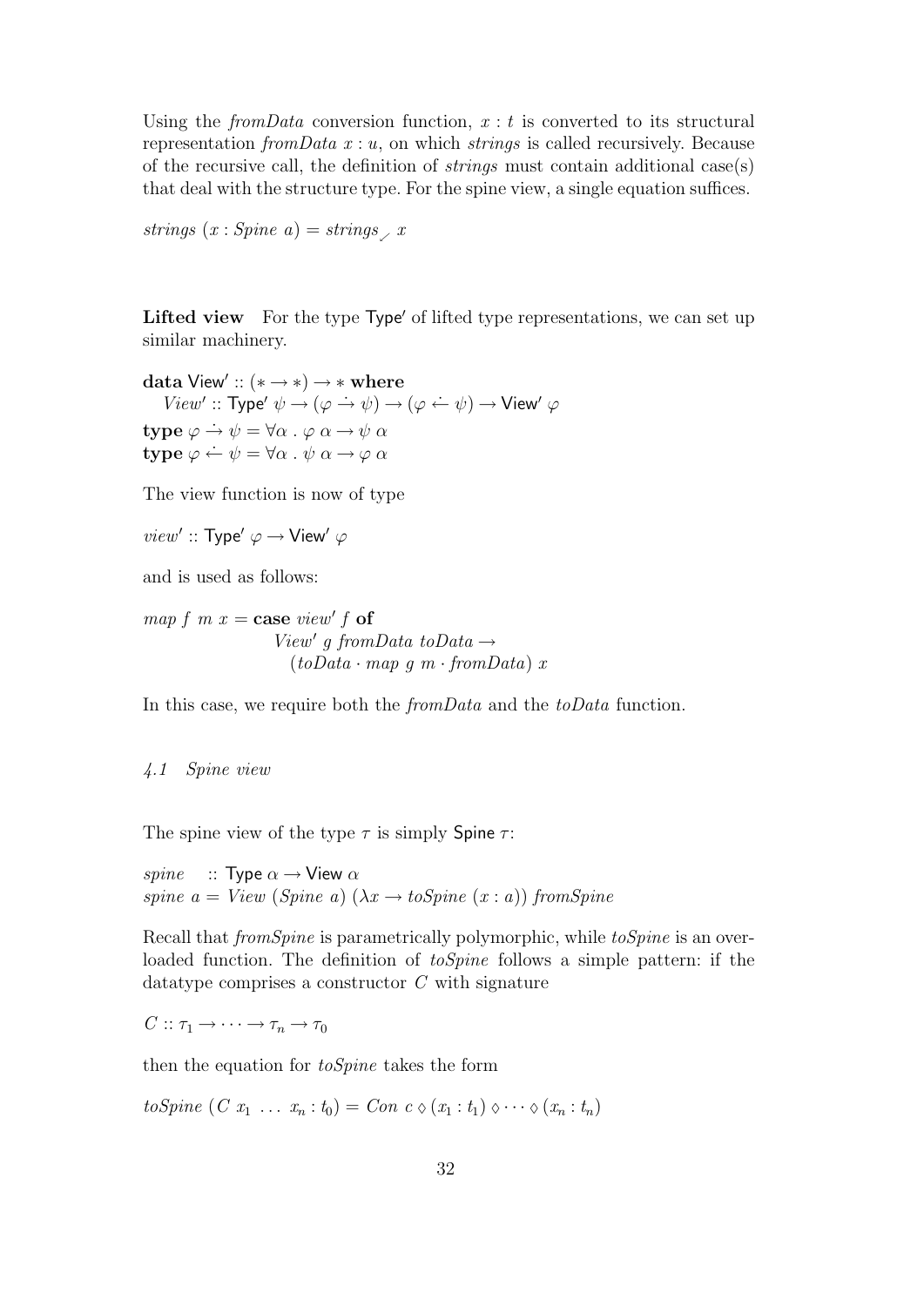Using the *fromData* conversion function, $x : t$ is converted to its structural representation *fromData* $x : u$, on which *strings* is called recursively. Because of the recursive call, the definition of *strings* must contain additional case(s) that deal with the structure type. For the spine view, a single equation suffices.

$$\mathit{strings}\ (x : \mathit{Spine}\ a) = \mathit{strings}_{\swarrow}\ x$$

**Lifted view** For the type $\mathsf{Type}'$ of lifted type representations, we can set up similar machinery.

$$\begin{array}{l}
\textbf{data}\ \mathsf{View}' :: (* \to *) \to *\ \textbf{where} \\
\quad \mathit{View}' :: \mathsf{Type}'\ \psi \to (\varphi \mathrel{\dot{\to}} \psi) \to (\varphi \mathrel{\dot{\leftarrow}} \psi) \to \mathsf{View}'\ \varphi \\
\textbf{type}\ \varphi \mathrel{\dot{\to}} \psi = \forall \alpha\ .\ \varphi\ \alpha \to \psi\ \alpha \\
\textbf{type}\ \varphi \mathrel{\dot{\leftarrow}} \psi = \forall \alpha\ .\ \psi\ \alpha \to \varphi\ \alpha
\end{array}$$

The view function is now of type

$$\mathit{view}' :: \mathsf{Type}'\ \varphi \to \mathsf{View}'\ \varphi$$

and is used as follows:

$$\begin{array}{l}
\mathit{map}\ f\ m\ x = \textbf{case}\ \mathit{view}'\ f\ \textbf{of} \\
\qquad\qquad\qquad \mathit{View}'\ g\ \mathit{fromData}\ \mathit{toData} \to \\
\qquad\qquad\qquad\quad (\mathit{toData} \cdot \mathit{map}\ g\ m \cdot \mathit{fromData})\ x
\end{array}$$

In this case, we require both the *fromData* and the *toData* function.

### 4.1 Spine view

The spine view of the type $\tau$ is simply $\mathsf{Spine}\ \tau$:

$$\begin{array}{l}
\mathit{spine} \quad :: \mathsf{Type}\ \alpha \to \mathsf{View}\ \alpha \\
\mathit{spine}\ a = \mathit{View}\ (\mathit{Spine}\ a)\ (\lambda x \to \mathit{toSpine}\ (x : a))\ \mathit{fromSpine}
\end{array}$$

Recall that *fromSpine* is parametrically polymorphic, while *toSpine* is an overloaded function. The definition of *toSpine* follows a simple pattern: if the datatype comprises a constructor $C$ with signature

$$C :: \tau_1 \to \cdots \to \tau_n \to \tau_0$$

then the equation for *toSpine* takes the form

$$\mathit{toSpine}\ (C\ x_1\ \ldots\ x_n : t_0) = \mathit{Con}\ c \diamond (x_1 : t_1) \diamond \cdots \diamond (x_n : t_n)$$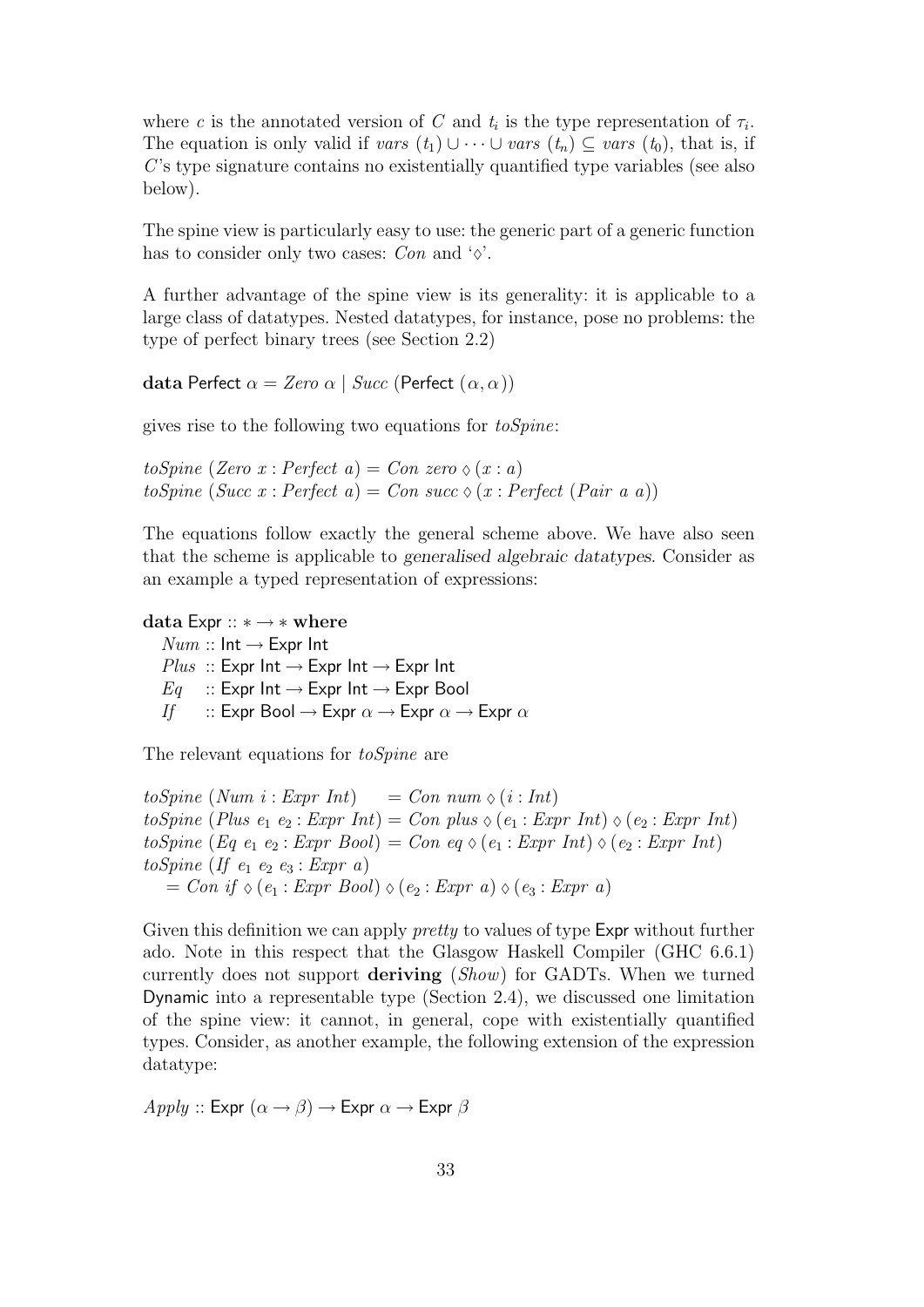where $c$ is the annotated version of $C$ and $t_i$ is the type representation of $\tau_i$. The equation is only valid if $vars\ (t_1) \cup \cdots \cup vars\ (t_n) \subseteq vars\ (t_0)$, that is, if $C$'s type signature contains no existentially quantified type variables (see also below).

The spine view is particularly easy to use: the generic part of a generic function has to consider only two cases: *Con* and '$\diamond$'.

A further advantage of the spine view is its generality: it is applicable to a large class of datatypes. Nested datatypes, for instance, pose no problems: the type of perfect binary trees (see Section 2.2)

$$\mathbf{data}\ \mathsf{Perfect}\ \alpha = \mathit{Zero}\ \alpha \mid \mathit{Succ}\ (\mathsf{Perfect}\ (\alpha, \alpha))$$

gives rise to the following two equations for *toSpine*:

$$\begin{aligned}
&\mathit{toSpine}\ (\mathit{Zero}\ x : \mathit{Perfect}\ a) = \mathit{Con}\ \mathit{zero} \diamond (x : a) \\
&\mathit{toSpine}\ (\mathit{Succ}\ x : \mathit{Perfect}\ a) = \mathit{Con}\ \mathit{succ} \diamond (x : \mathit{Perfect}\ (\mathit{Pair}\ a\ a))
\end{aligned}$$

The equations follow exactly the general scheme above. We have also seen that the scheme is applicable to *generalised algebraic datatypes*. Consider as an example a typed representation of expressions:

$$\begin{aligned}
&\mathbf{data}\ \mathsf{Expr} :: * \to *\ \mathbf{where} \\
&\quad \mathit{Num} :: \mathsf{Int} \to \mathsf{Expr}\ \mathsf{Int} \\
&\quad \mathit{Plus} :: \mathsf{Expr}\ \mathsf{Int} \to \mathsf{Expr}\ \mathsf{Int} \to \mathsf{Expr}\ \mathsf{Int} \\
&\quad \mathit{Eq} \quad :: \mathsf{Expr}\ \mathsf{Int} \to \mathsf{Expr}\ \mathsf{Int} \to \mathsf{Expr}\ \mathsf{Bool} \\
&\quad \mathit{If} \quad\ :: \mathsf{Expr}\ \mathsf{Bool} \to \mathsf{Expr}\ \alpha \to \mathsf{Expr}\ \alpha \to \mathsf{Expr}\ \alpha
\end{aligned}$$

The relevant equations for *toSpine* are

$$\begin{aligned}
&\mathit{toSpine}\ (\mathit{Num}\ i : \mathit{Expr}\ \mathit{Int}) \quad\ = \mathit{Con}\ \mathit{num} \diamond (i : \mathit{Int}) \\
&\mathit{toSpine}\ (\mathit{Plus}\ e_1\ e_2 : \mathit{Expr}\ \mathit{Int}) = \mathit{Con}\ \mathit{plus} \diamond (e_1 : \mathit{Expr}\ \mathit{Int}) \diamond (e_2 : \mathit{Expr}\ \mathit{Int}) \\
&\mathit{toSpine}\ (\mathit{Eq}\ e_1\ e_2 : \mathit{Expr}\ \mathit{Bool}) = \mathit{Con}\ \mathit{eq} \diamond (e_1 : \mathit{Expr}\ \mathit{Int}) \diamond (e_2 : \mathit{Expr}\ \mathit{Int}) \\
&\mathit{toSpine}\ (\mathit{If}\ e_1\ e_2\ e_3 : \mathit{Expr}\ a) \\
&\quad = \mathit{Con}\ \mathit{if} \diamond (e_1 : \mathit{Expr}\ \mathit{Bool}) \diamond (e_2 : \mathit{Expr}\ a) \diamond (e_3 : \mathit{Expr}\ a)
\end{aligned}$$

Given this definition we can apply *pretty* to values of type Expr without further ado. Note in this respect that the Glasgow Haskell Compiler (GHC 6.6.1) currently does not support **deriving** (*Show*) for GADTs. When we turned Dynamic into a representable type (Section 2.4), we discussed one limitation of the spine view: it cannot, in general, cope with existentially quantified types. Consider, as another example, the following extension of the expression datatype:

$$\mathit{Apply} :: \mathsf{Expr}\ (\alpha \to \beta) \to \mathsf{Expr}\ \alpha \to \mathsf{Expr}\ \beta$$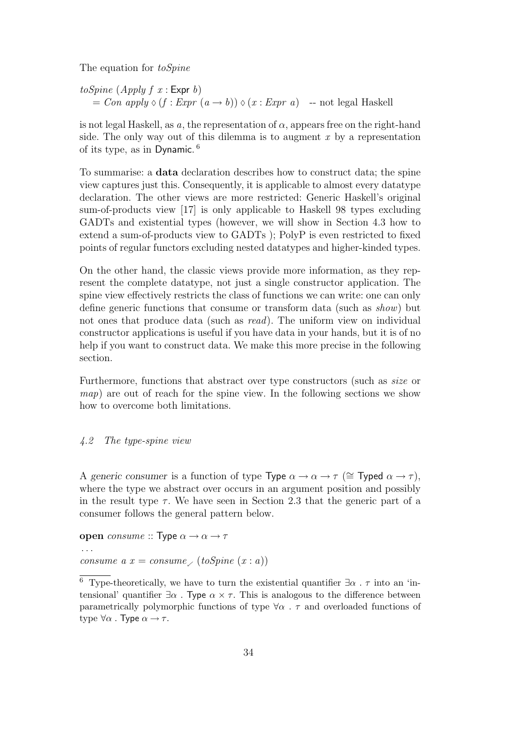The equation for *toSpine*

```
toSpine (Apply f x : Expr b)
  = Con apply ◇ (f : Expr (a → b)) ◇ (x : Expr a)   -- not legal Haskell
```

is not legal Haskell, as $a$, the representation of $\alpha$, appears free on the right-hand side. The only way out of this dilemma is to augment $x$ by a representation of its type, as in Dynamic. [6]

To summarise: a **data** declaration describes how to construct data; the spine view captures just this. Consequently, it is applicable to almost every datatype declaration. The other views are more restricted: Generic Haskell's original sum-of-products view [17] is only applicable to Haskell 98 types excluding GADTs and existential types (however, we will show in Section 4.3 how to extend a sum-of-products view to GADTs ); PolyP is even restricted to fixed points of regular functors excluding nested datatypes and higher-kinded types.

On the other hand, the classic views provide more information, as they represent the complete datatype, not just a single constructor application. The spine view effectively restricts the class of functions we can write: one can only define generic functions that consume or transform data (such as *show*) but not ones that produce data (such as *read*). The uniform view on individual constructor applications is useful if you have data in your hands, but it is of no help if you want to construct data. We make this more precise in the following section.

Furthermore, functions that abstract over type constructors (such as *size* or *map*) are out of reach for the spine view. In the following sections we show how to overcome both limitations.

### *4.2 The type-spine view*

A *generic consumer* is a function of type $\mathsf{Type}\ \alpha \rightarrow \alpha \rightarrow \tau$ ($\cong \mathsf{Typed}\ \alpha \rightarrow \tau$), where the type we abstract over occurs in an argument position and possibly in the result type $\tau$. We have seen in Section 2.3 that the generic part of a consumer follows the general pattern below.

```
open consume :: Type α → α → τ
...
consume a x = consume_✓ (toSpine (x : a))
```

[6] Type-theoretically, we have to turn the existential quantifier $\exists\alpha\ .\ \tau$ into an 'intensional' quantifier $\exists\alpha\ .\ \mathsf{Type}\ \alpha \times \tau$. This is analogous to the difference between parametrically polymorphic functions of type $\forall\alpha\ .\ \tau$ and overloaded functions of type $\forall\alpha\ .\ \mathsf{Type}\ \alpha \rightarrow \tau$.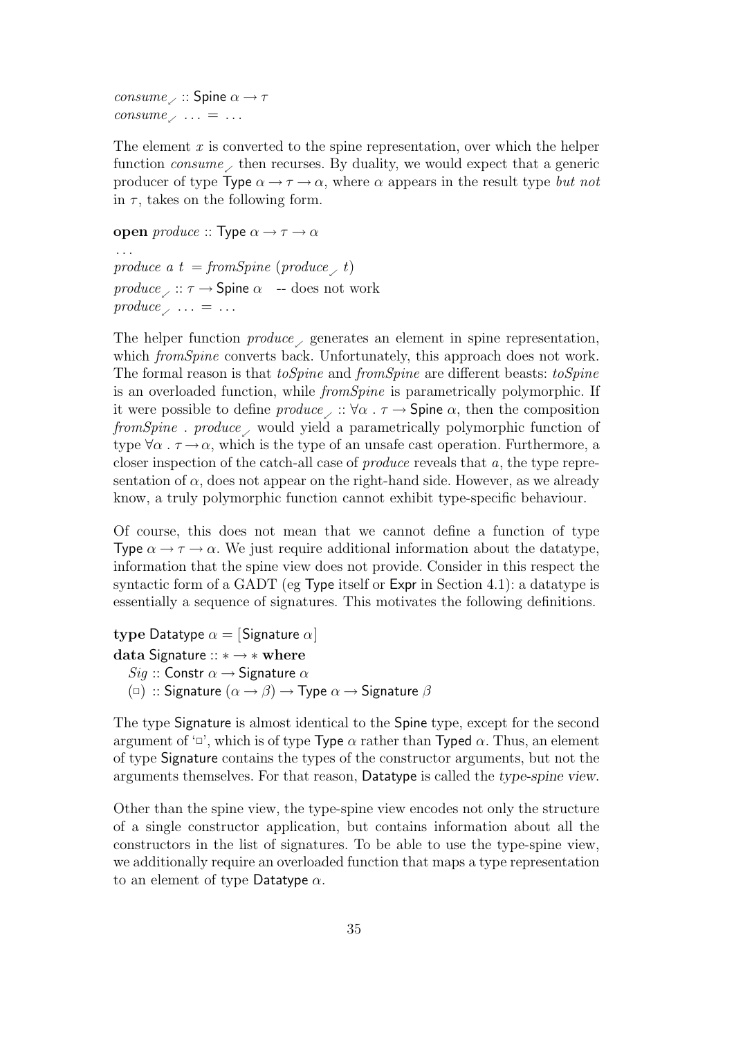```
consume✓ :: Spine α → τ
consume✓ ... = ...
```

The element $x$ is converted to the spine representation, over which the helper function $consume_{\checkmark}$ then recurses. By duality, we would expect that a generic producer of type $\mathsf{Type}\ \alpha \to \tau \to \alpha$, where $\alpha$ appears in the result type *but not* in $\tau$, takes on the following form.

```
open produce :: Type α → τ → α
...
produce a t = fromSpine (produce✓ t)
produce✓ :: τ → Spine α   -- does not work
produce✓ ... = ...
```

The helper function $produce_{\checkmark}$ generates an element in spine representation, which *fromSpine* converts back. Unfortunately, this approach does not work. The formal reason is that *toSpine* and *fromSpine* are different beasts: *toSpine* is an overloaded function, while *fromSpine* is parametrically polymorphic. If it were possible to define $produce_{\checkmark} :: \forall \alpha\ .\ \tau \to \mathsf{Spine}\ \alpha$, then the composition $fromSpine\ .\ produce_{\checkmark}$ would yield a parametrically polymorphic function of type $\forall \alpha\ .\ \tau \to \alpha$, which is the type of an unsafe cast operation. Furthermore, a closer inspection of the catch-all case of *produce* reveals that $a$, the type representation of $\alpha$, does not appear on the right-hand side. However, as we already know, a truly polymorphic function cannot exhibit type-specific behaviour.

Of course, this does not mean that we cannot define a function of type $\mathsf{Type}\ \alpha \to \tau \to \alpha$. We just require additional information about the datatype, information that the spine view does not provide. Consider in this respect the syntactic form of a GADT (eg Type itself or Expr in Section 4.1): a datatype is essentially a sequence of signatures. This motivates the following definitions.

```
type Datatype α = [Signature α]
data Signature :: * → * where
  Sig :: Constr α → Signature α
  (□) :: Signature (α → β) → Type α → Signature β
```

The type Signature is almost identical to the Spine type, except for the second argument of '□', which is of type $\mathsf{Type}\ \alpha$ rather than $\mathsf{Typed}\ \alpha$. Thus, an element of type Signature contains the types of the constructor arguments, but not the arguments themselves. For that reason, Datatype is called the *type-spine view*.

Other than the spine view, the type-spine view encodes not only the structure of a single constructor application, but contains information about all the constructors in the list of signatures. To be able to use the type-spine view, we additionally require an overloaded function that maps a type representation to an element of type $\mathsf{Datatype}\ \alpha$.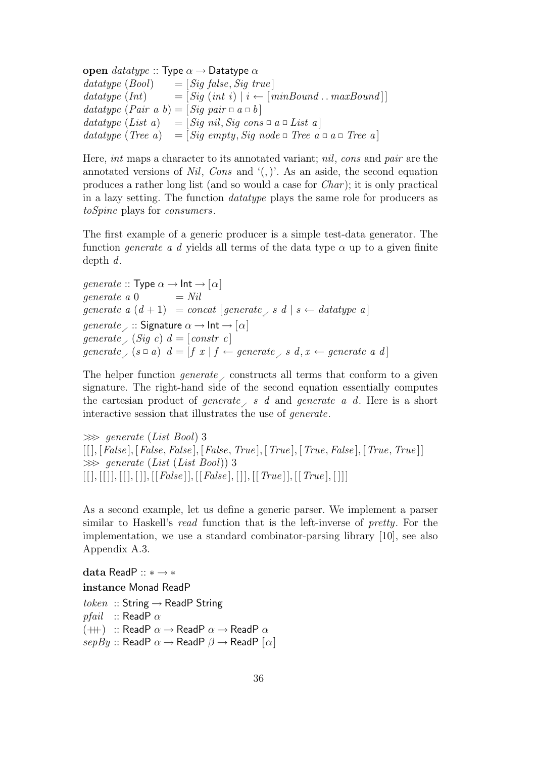```
open datatype :: Type α → Datatype α
datatype (Bool)     = [Sig false, Sig true]
datatype (Int)      = [Sig (int i) | i ← [minBound .. maxBound]]
datatype (Pair a b) = [Sig pair □ a □ b]
datatype (List a)   = [Sig nil, Sig cons □ a □ List a]
datatype (Tree a)   = [Sig empty, Sig node □ Tree a □ a □ Tree a]
```

Here, *int* maps a character to its annotated variant; *nil*, *cons* and *pair* are the annotated versions of *Nil*, *Cons* and '(,)'. As an aside, the second equation produces a rather long list (and so would a case for *Char*); it is only practical in a lazy setting. The function *datatype* plays the same role for producers as *toSpine* plays for *consumers*.

The first example of a generic producer is a simple test-data generator. The function *generate a d* yields all terms of the data type $\alpha$ up to a given finite depth $d$.

```
generate :: Type α → Int → [α]
generate a 0       = Nil
generate a (d + 1) = concat [generate✓ s d | s ← datatype a]
generate✓ :: Signature α → Int → [α]
generate✓ (Sig c) d = [constr c]
generate✓ (s □ a) d = [f x | f ← generate✓ s d, x ← generate a d]
```

The helper function *generate*$_\checkmark$ constructs all terms that conform to a given signature. The right-hand side of the second equation essentially computes the cartesian product of *generate*$_\checkmark$ *s d* and *generate a d*. Here is a short interactive session that illustrates the use of *generate*.

```
⋙ generate (List Bool) 3
[[], [False], [False, False], [False, True], [True], [True, False], [True, True]]
⋙ generate (List (List Bool)) 3
[[], [[]], [[], []], [[False]], [[False], []], [[True]], [[True], []]]
```

As a second example, let us define a generic parser. We implement a parser similar to Haskell's *read* function that is the left-inverse of *pretty*. For the implementation, we use a standard combinator-parsing library [10], see also Appendix A.3.

```
data ReadP :: * → *
instance Monad ReadP
token :: String → ReadP String
pfail :: ReadP α
(+++) :: ReadP α → ReadP α → ReadP α
sepBy :: ReadP α → ReadP β → ReadP [α]
```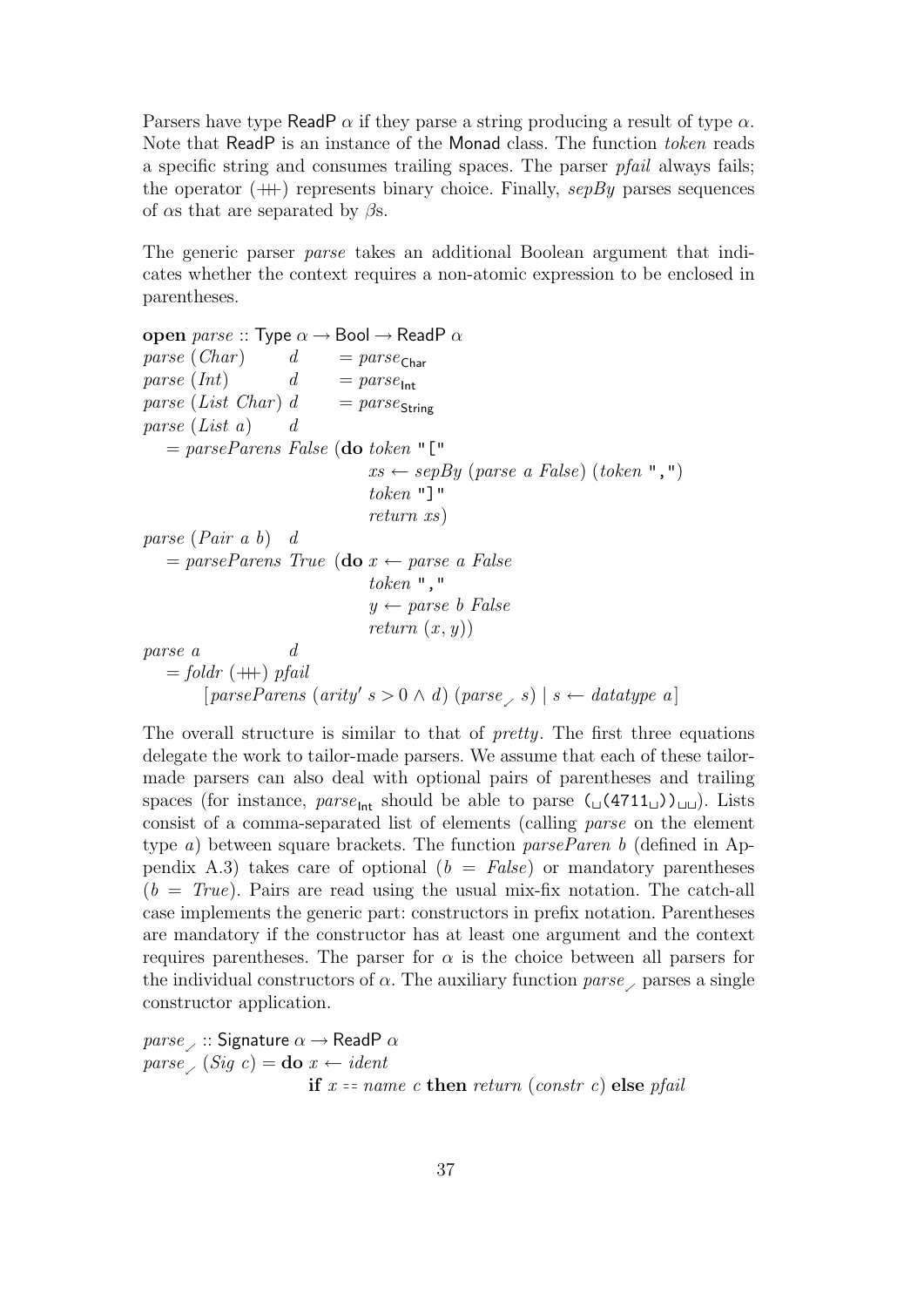Parsers have type ReadP $\alpha$ if they parse a string producing a result of type $\alpha$. Note that ReadP is an instance of the Monad class. The function *token* reads a specific string and consumes trailing spaces. The parser *pfail* always fails; the operator (+++) represents binary choice. Finally, *sepBy* parses sequences of $\alpha$s that are separated by $\beta$s.

The generic parser *parse* takes an additional Boolean argument that indicates whether the context requires a non-atomic expression to be enclosed in parentheses.

```
open parse :: Type α → Bool → ReadP α
parse (Char)      d  = parse_Char
parse (Int)       d  = parse_Int
parse (List Char) d  = parse_String
parse (List a)    d
  = parseParens False (do token "["
                          xs ← sepBy (parse a False) (token ",")
                          token "]"
                          return xs)
parse (Pair a b)  d
  = parseParens True  (do x ← parse a False
                          token ","
                          y ← parse b False
                          return (x, y))
parse a           d
  = foldr (+++) pfail
      [parseParens (arity' s > 0 ∧ d) (parse_✓ s) | s ← datatype a]
```

The overall structure is similar to that of *pretty*. The first three equations delegate the work to tailor-made parsers. We assume that each of these tailor-made parsers can also deal with optional pairs of parentheses and trailing spaces (for instance, $parse_{\mathsf{Int}}$ should be able to parse `(␣(4711␣))␣␣`). Lists consist of a comma-separated list of elements (calling *parse* on the element type *a*) between square brackets. The function *parseParen b* (defined in Appendix A.3) takes care of optional ($b = False$) or mandatory parentheses ($b = True$). Pairs are read using the usual mix-fix notation. The catch-all case implements the generic part: constructors in prefix notation. Parentheses are mandatory if the constructor has at least one argument and the context requires parentheses. The parser for $\alpha$ is the choice between all parsers for the individual constructors of $\alpha$. The auxiliary function $parse_{\checkmark}$ parses a single constructor application.

```
parse_✓ :: Signature α → ReadP α
parse_✓ (Sig c) = do x ← ident
                     if x == name c then return (constr c) else pfail
```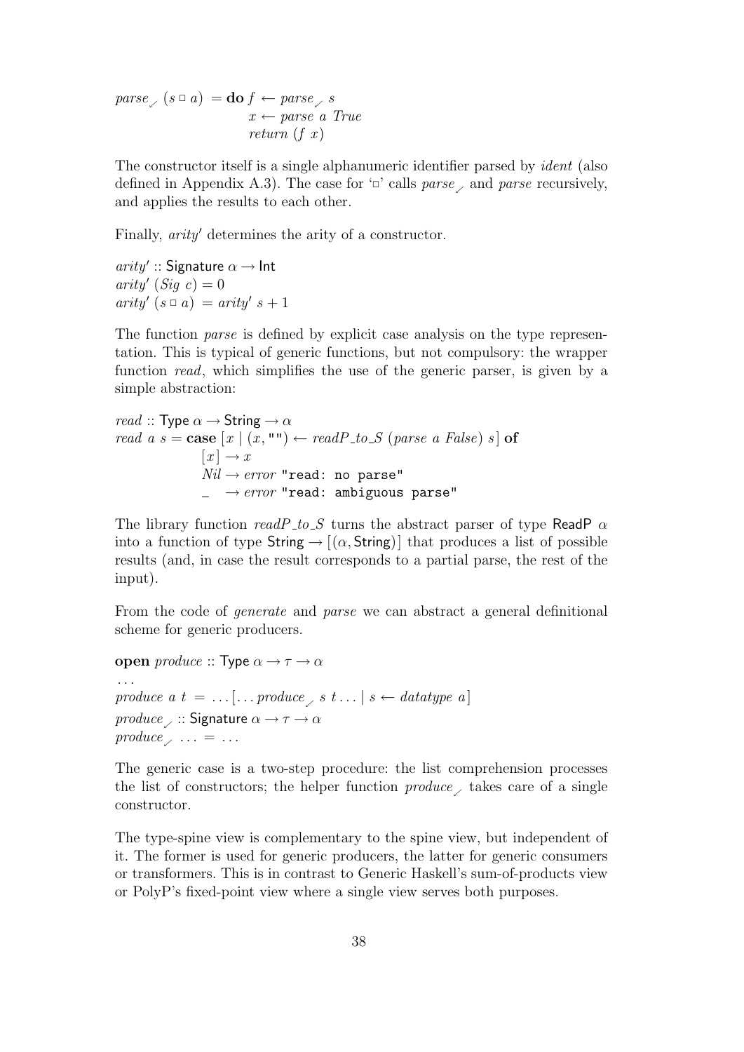```
parse✓ (s □ a) = do f ← parse✓ s
                     x ← parse a True
                     return (f x)
```

The constructor itself is a single alphanumeric identifier parsed by *ident* (also defined in Appendix A.3). The case for '□' calls *parse*✓ and *parse* recursively, and applies the results to each other.

Finally, *arity*′ determines the arity of a constructor.

```
arity′ :: Signature α → Int
arity′ (Sig c) = 0
arity′ (s □ a) = arity′ s + 1
```

The function *parse* is defined by explicit case analysis on the type representation. This is typical of generic functions, but not compulsory: the wrapper function *read*, which simplifies the use of the generic parser, is given by a simple abstraction:

```
read :: Type α → String → α
read a s = case [x | (x, "") ← readP_to_S (parse a False) s] of
             [x] → x
             Nil → error "read: no parse"
             _   → error "read: ambiguous parse"
```

The library function *readP_to_S* turns the abstract parser of type ReadP $\alpha$ into a function of type String $\rightarrow [(\alpha, \text{String})]$ that produces a list of possible results (and, in case the result corresponds to a partial parse, the rest of the input).

From the code of *generate* and *parse* we can abstract a general definitional scheme for generic producers.

```
open produce :: Type α → τ → α
...
produce a t = ... [... produce✓ s t ... | s ← datatype a]
produce✓ :: Signature α → τ → α
produce✓ ... = ...
```

The generic case is a two-step procedure: the list comprehension processes the list of constructors; the helper function *produce*✓ takes care of a single constructor.

The type-spine view is complementary to the spine view, but independent of it. The former is used for generic producers, the latter for generic consumers or transformers. This is in contrast to Generic Haskell's sum-of-products view or PolyP's fixed-point view where a single view serves both purposes.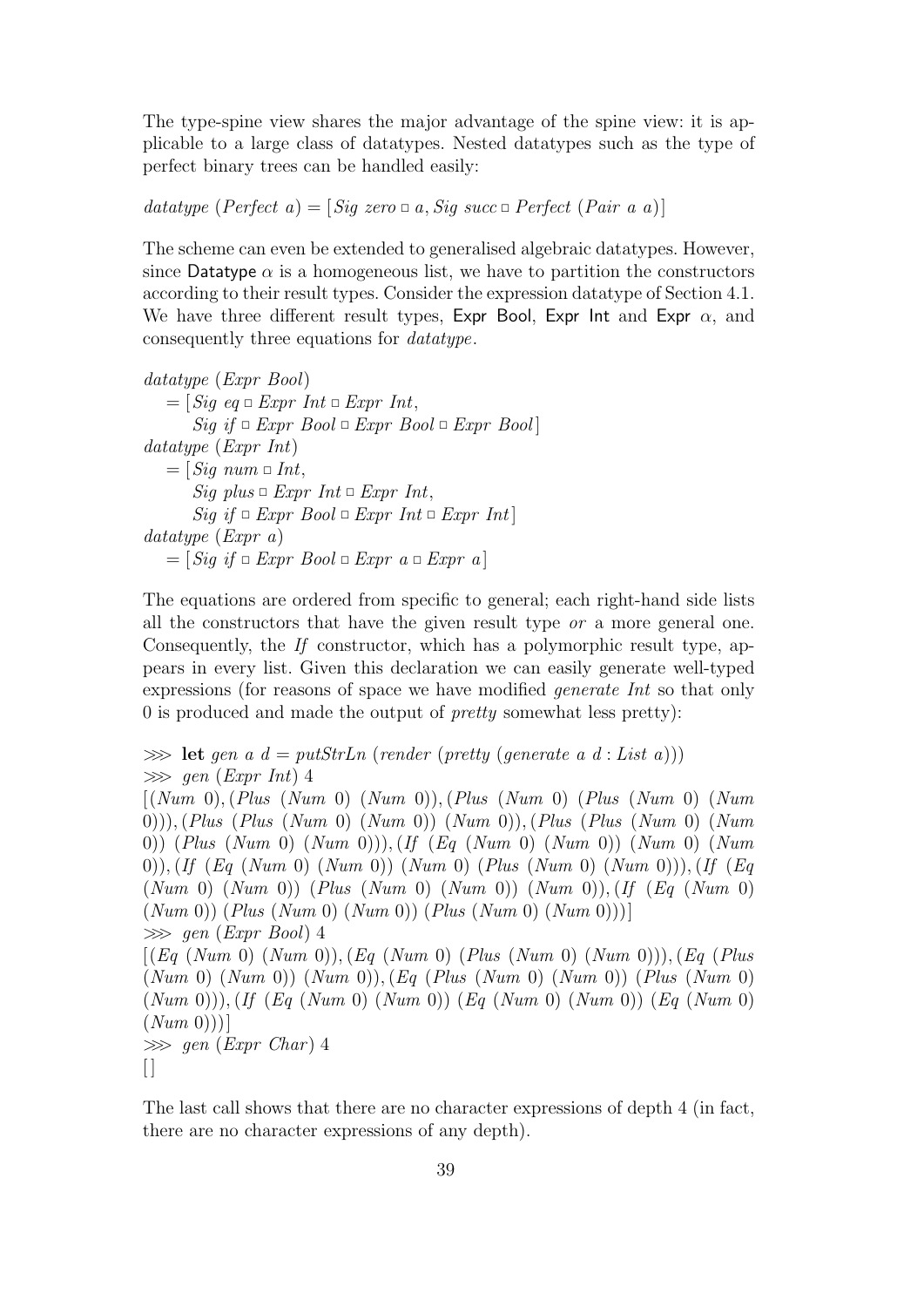The type-spine view shares the major advantage of the spine view: it is applicable to a large class of datatypes. Nested datatypes such as the type of perfect binary trees can be handled easily:

$$datatype\ (Perfect\ a) = [Sig\ zero \mathbin{\square} a, Sig\ succ \mathbin{\square} Perfect\ (Pair\ a\ a)]$$

The scheme can even be extended to generalised algebraic datatypes. However, since Datatype $\alpha$ is a homogeneous list, we have to partition the constructors according to their result types. Consider the expression datatype of Section 4.1. We have three different result types, Expr Bool, Expr Int and Expr $\alpha$, and consequently three equations for *datatype*.

```
datatype (Expr Bool)
  = [Sig eq □ Expr Int □ Expr Int,
     Sig if □ Expr Bool □ Expr Bool □ Expr Bool]
datatype (Expr Int)
  = [Sig num □ Int,
     Sig plus □ Expr Int □ Expr Int,
     Sig if □ Expr Bool □ Expr Int □ Expr Int]
datatype (Expr a)
  = [Sig if □ Expr Bool □ Expr a □ Expr a]
```

The equations are ordered from specific to general; each right-hand side lists all the constructors that have the given result type *or* a more general one. Consequently, the *If* constructor, which has a polymorphic result type, appears in every list. Given this declaration we can easily generate well-typed expressions (for reasons of space we have modified *generate Int* so that only 0 is produced and made the output of *pretty* somewhat less pretty):

```
⋙ let gen a d = putStrLn (render (pretty (generate a d : List a)))
⋙ gen (Expr Int) 4
[(Num 0), (Plus (Num 0) (Num 0)), (Plus (Num 0) (Plus (Num 0) (Num 0))), (Plus (Plus (Num 0) (Num 0)) (Num 0)), (Plus (Plus (Num 0) (Num 0)) (Plus (Num 0) (Num 0))), (If (Eq (Num 0) (Num 0)) (Num 0) (Num 0)), (If (Eq (Num 0) (Num 0)) (Num 0) (Plus (Num 0) (Num 0))), (If (Eq (Num 0) (Num 0)) (Plus (Num 0) (Num 0)) (Num 0)), (If (Eq (Num 0) (Num 0)) (Plus (Num 0) (Num 0)) (Plus (Num 0) (Num 0)))]
⋙ gen (Expr Bool) 4
[(Eq (Num 0) (Num 0)), (Eq (Num 0) (Plus (Num 0) (Num 0))), (Eq (Plus (Num 0) (Num 0)) (Num 0)), (Eq (Plus (Num 0) (Num 0)) (Plus (Num 0) (Num 0))), (If (Eq (Num 0) (Num 0)) (Eq (Num 0) (Num 0)) (Eq (Num 0) (Num 0)))]
⋙ gen (Expr Char) 4
[]
```

The last call shows that there are no character expressions of depth 4 (in fact, there are no character expressions of any depth).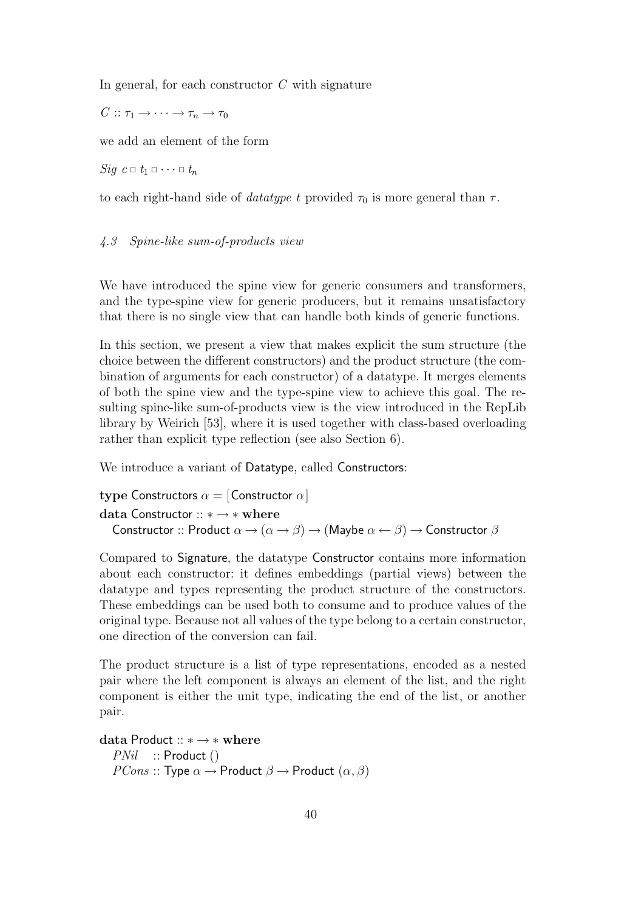In general, for each constructor $C$ with signature

$C :: \tau_1 \to \cdots \to \tau_n \to \tau_0$

we add an element of the form

$Sig\ c \,\square\, t_1 \,\square \cdots \square\, t_n$

to each right-hand side of *datatype* $t$ provided $\tau_0$ is more general than $\tau$.

### *4.3 Spine-like sum-of-products view*

We have introduced the spine view for generic consumers and transformers, and the type-spine view for generic producers, but it remains unsatisfactory that there is no single view that can handle both kinds of generic functions.

In this section, we present a view that makes explicit the sum structure (the choice between the different constructors) and the product structure (the combination of arguments for each constructor) of a datatype. It merges elements of both the spine view and the type-spine view to achieve this goal. The resulting spine-like sum-of-products view is the view introduced in the RepLib library by Weirich [53], where it is used together with class-based overloading rather than explicit type reflection (see also Section 6).

We introduce a variant of Datatype, called Constructors:

```
type Constructors α = [Constructor α]
data Constructor :: * → * where
  Constructor :: Product α → (α → β) → (Maybe α ← β) → Constructor β
```

Compared to Signature, the datatype Constructor contains more information about each constructor: it defines embeddings (partial views) between the datatype and types representing the product structure of the constructors. These embeddings can be used both to consume and to produce values of the original type. Because not all values of the type belong to a certain constructor, one direction of the conversion can fail.

The product structure is a list of type representations, encoded as a nested pair where the left component is always an element of the list, and the right component is either the unit type, indicating the end of the list, or another pair.

```
data Product :: * → * where
  PNil  :: Product ()
  PCons :: Type α → Product β → Product (α, β)
```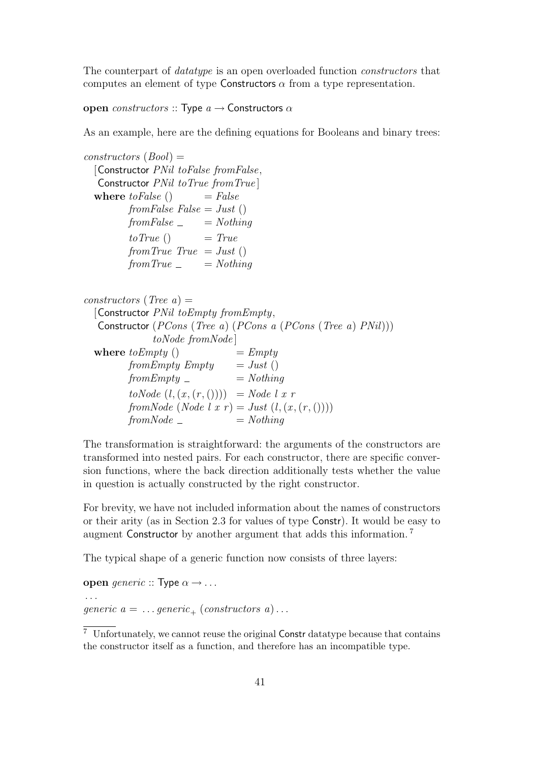The counterpart of *datatype* is an open overloaded function *constructors* that computes an element of type Constructors $\alpha$ from a type representation.

```
open constructors :: Type a → Constructors α
```

As an example, here are the defining equations for Booleans and binary trees:

```
constructors (Bool) =
  [Constructor PNil toFalse fromFalse,
   Constructor PNil toTrue fromTrue]
  where toFalse ()       = False
        fromFalse False  = Just ()
        fromFalse _      = Nothing
        toTrue ()        = True
        fromTrue True    = Just ()
        fromTrue _       = Nothing

constructors (Tree a) =
  [Constructor PNil toEmpty fromEmpty,
   Constructor (PCons (Tree a) (PCons a (PCons (Tree a) PNil)))
               toNode fromNode]
  where toEmpty ()                = Empty
        fromEmpty Empty           = Just ()
        fromEmpty _               = Nothing
        toNode (l, (x, (r, ())))  = Node l x r
        fromNode (Node l x r)     = Just (l, (x, (r, ())))
        fromNode _                = Nothing
```

The transformation is straightforward: the arguments of the constructors are transformed into nested pairs. For each constructor, there are specific conversion functions, where the back direction additionally tests whether the value in question is actually constructed by the right constructor.

For brevity, we have not included information about the names of constructors or their arity (as in Section 2.3 for values of type Constr). It would be easy to augment Constructor by another argument that adds this information.[7]

The typical shape of a generic function now consists of three layers:

```
open generic :: Type α → ...
...
generic a = ... generic₊ (constructors a) ...
```

[7] Unfortunately, we cannot reuse the original Constr datatype because that contains the constructor itself as a function, and therefore has an incompatible type.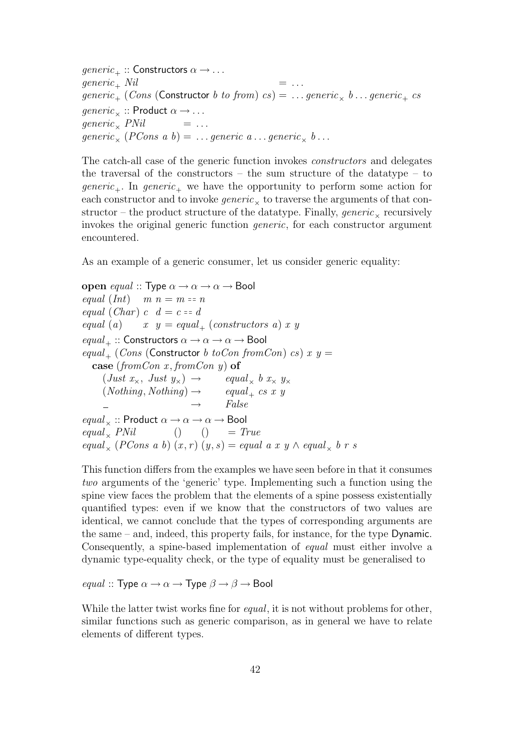```
generic+ :: Constructors α → ...
generic+ Nil                                  = ...
generic+ (Cons (Constructor b to from) cs) = ... generic× b ... generic+ cs
generic× :: Product α → ...
generic× PNil        = ...
generic× (PCons a b) = ... generic a ... generic× b ...
```

The catch-all case of the generic function invokes *constructors* and delegates the traversal of the constructors – the sum structure of the datatype – to $generic_+$. In $generic_+$ we have the opportunity to perform some action for each constructor and to invoke $generic_\times$ to traverse the arguments of that constructor – the product structure of the datatype. Finally, $generic_\times$ recursively invokes the original generic function *generic*, for each constructor argument encountered.

As an example of a generic consumer, let us consider generic equality:

```
open equal :: Type α → α → α → Bool
equal (Int)   m n = m == n
equal (Char) c  d = c == d
equal (a)     x  y = equal+ (constructors a) x y
equal+ :: Constructors α → α → α → Bool
equal+ (Cons (Constructor b toCon fromCon) cs) x y =
  case (fromCon x, fromCon y) of
    (Just x×, Just y×) →      equal× b x× y×
    (Nothing, Nothing) →      equal+ cs x y
    _                  →      False
equal× :: Product α → α → α → Bool
equal× PNil        ()     ()    = True
equal× (PCons a b) (x, r) (y, s) = equal a x y ∧ equal× b r s
```

This function differs from the examples we have seen before in that it consumes *two* arguments of the 'generic' type. Implementing such a function using the spine view faces the problem that the elements of a spine possess existentially quantified types: even if we know that the constructors of two values are identical, we cannot conclude that the types of corresponding arguments are the same – and, indeed, this property fails, for instance, for the type Dynamic. Consequently, a spine-based implementation of *equal* must either involve a dynamic type-equality check, or the type of equality must be generalised to

```
equal :: Type α → α → Type β → β → Bool
```

While the latter twist works fine for *equal*, it is not without problems for other, similar functions such as generic comparison, as in general we have to relate elements of different types.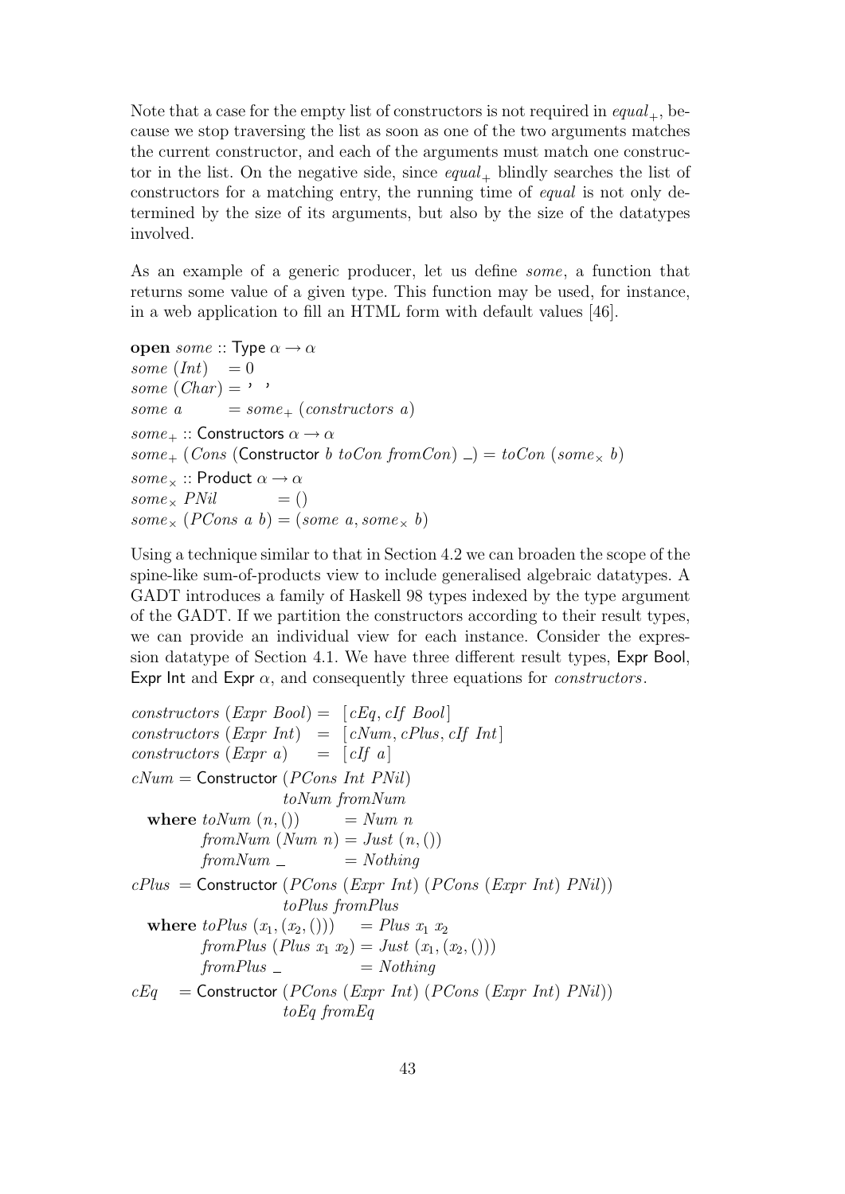Note that a case for the empty list of constructors is not required in $equal_+$, because we stop traversing the list as soon as one of the two arguments matches the current constructor, and each of the arguments must match one constructor in the list. On the negative side, since $equal_+$ blindly searches the list of constructors for a matching entry, the running time of *equal* is not only determined by the size of its arguments, but also by the size of the datatypes involved.

As an example of a generic producer, let us define *some*, a function that returns some value of a given type. This function may be used, for instance, in a web application to fill an HTML form with default values [46].

```
open some :: Type α → α
some (Int)   = 0
some (Char)  = ' '
some a       = some₊ (constructors a)

some₊ :: Constructors α → α
some₊ (Cons (Constructor b toCon fromCon) _) = toCon (some× b)

some× :: Product α → α
some× PNil          = ()
some× (PCons a b)   = (some a, some× b)
```

Using a technique similar to that in Section 4.2 we can broaden the scope of the spine-like sum-of-products view to include generalised algebraic datatypes. A GADT introduces a family of Haskell 98 types indexed by the type argument of the GADT. If we partition the constructors according to their result types, we can provide an individual view for each instance. Consider the expression datatype of Section 4.1. We have three different result types, Expr Bool, Expr Int and Expr $\alpha$, and consequently three equations for *constructors*.

```
constructors (Expr Bool) = [cEq, cIf Bool]
constructors (Expr Int)  = [cNum, cPlus, cIf Int]
constructors (Expr a)    = [cIf a]

cNum = Constructor (PCons Int PNil)
                   toNum fromNum
  where toNum (n, ())       = Num n
        fromNum (Num n)     = Just (n, ())
        fromNum _           = Nothing

cPlus = Constructor (PCons (Expr Int) (PCons (Expr Int) PNil))
                    toPlus fromPlus
  where toPlus (x1, (x2, ()))     = Plus x1 x2
        fromPlus (Plus x1 x2)     = Just (x1, (x2, ()))
        fromPlus _                = Nothing

cEq   = Constructor (PCons (Expr Int) (PCons (Expr Int) PNil))
                    toEq fromEq
```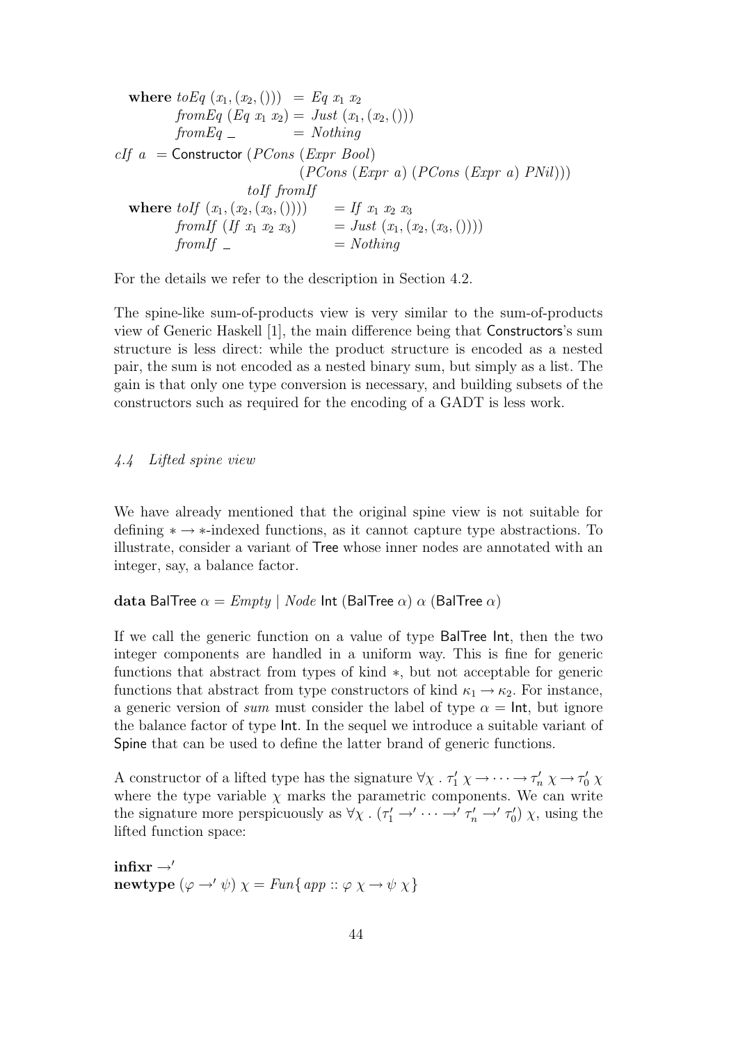```
  where toEq (x1, (x2, ()))  = Eq x1 x2
        fromEq (Eq x1 x2) = Just (x1, (x2, ()))
        fromEq _          = Nothing
cIf a  = Constructor (PCons (Expr Bool)
                            (PCons (Expr a) (PCons (Expr a) PNil)))
                     toIf fromIf
  where toIf (x1, (x2, (x3, ())))    = If x1 x2 x3
        fromIf (If x1 x2 x3)         = Just (x1, (x2, (x3, ())))
        fromIf _                     = Nothing
```

For the details we refer to the description in Section 4.2.

The spine-like sum-of-products view is very similar to the sum-of-products view of Generic Haskell [1], the main difference being that Constructors's sum structure is less direct: while the product structure is encoded as a nested pair, the sum is not encoded as a nested binary sum, but simply as a list. The gain is that only one type conversion is necessary, and building subsets of the constructors such as required for the encoding of a GADT is less work.

### *4.4 Lifted spine view*

We have already mentioned that the original spine view is not suitable for defining $* \to *$-indexed functions, as it cannot capture type abstractions. To illustrate, consider a variant of Tree whose inner nodes are annotated with an integer, say, a balance factor.

```
data BalTree α = Empty | Node Int (BalTree α) α (BalTree α)
```

If we call the generic function on a value of type BalTree Int, then the two integer components are handled in a uniform way. This is fine for generic functions that abstract from types of kind $*$, but not acceptable for generic functions that abstract from type constructors of kind $\kappa_1 \to \kappa_2$. For instance, a generic version of *sum* must consider the label of type $\alpha = \mathsf{Int}$, but ignore the balance factor of type Int. In the sequel we introduce a suitable variant of Spine that can be used to define the latter brand of generic functions.

A constructor of a lifted type has the signature $\forall \chi \,.\, \tau'_1\ \chi \to \cdots \to \tau'_n\ \chi \to \tau'_0\ \chi$ where the type variable $\chi$ marks the parametric components. We can write the signature more perspicuously as $\forall \chi \,.\, (\tau'_1 \to' \cdots \to' \tau'_n \to' \tau'_0)\ \chi$, using the lifted function space:

```
infixr →'
newtype (φ →' ψ) χ = Fun{ app :: φ χ → ψ χ }
```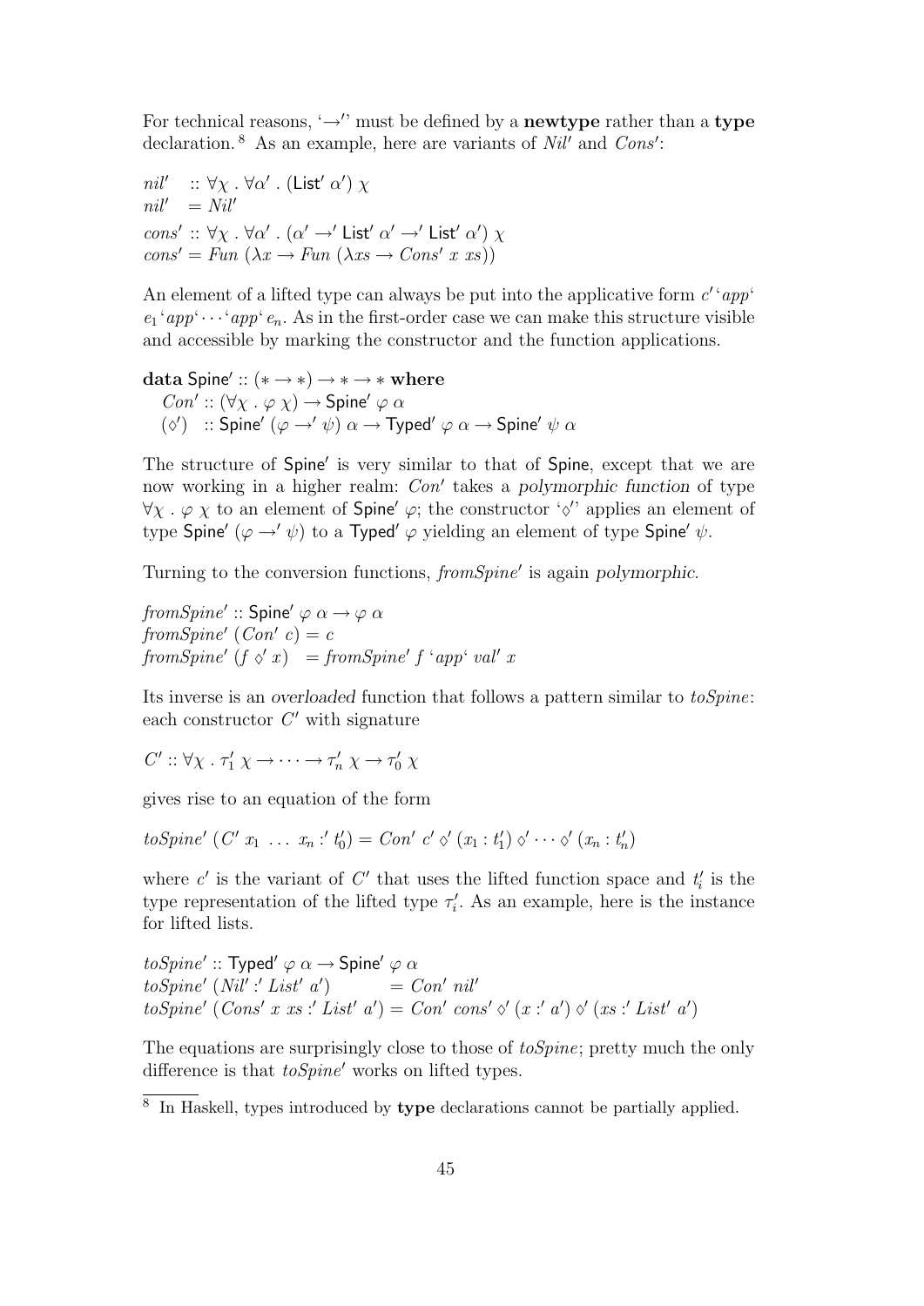For technical reasons, '$\rightarrow'$' must be defined by a **newtype** rather than a **type** declaration.[8] As an example, here are variants of *Nil′* and *Cons′*:

$$
\begin{aligned}
&\mathit{nil}' \;\; :: \forall\chi\,.\,\forall\alpha'\,.\,(\mathsf{List}'\;\alpha')\;\chi\\
&\mathit{nil}' \;\; = \mathit{Nil}'\\
&\mathit{cons}' :: \forall\chi\,.\,\forall\alpha'\,.\,(\alpha' \rightarrow' \mathsf{List}'\;\alpha' \rightarrow' \mathsf{List}'\;\alpha')\;\chi\\
&\mathit{cons}' = \mathit{Fun}\;(\lambda x \rightarrow \mathit{Fun}\;(\lambda xs \rightarrow \mathit{Cons}'\;x\;xs))
\end{aligned}
$$

An element of a lifted type can always be put into the applicative form $c'$ '*app*' $e_1$ '*app*' $\cdots$ '*app*' $e_n$. As in the first-order case we can make this structure visible and accessible by marking the constructor and the function applications.

$$
\begin{aligned}
&\textbf{data}\;\mathsf{Spine}' :: (* \rightarrow *) \rightarrow * \rightarrow * \;\textbf{where}\\
&\quad \mathit{Con}' :: (\forall\chi\,.\,\varphi\;\chi) \rightarrow \mathsf{Spine}'\;\varphi\;\alpha\\
&\quad (\diamond') \;\; :: \mathsf{Spine}'\;(\varphi \rightarrow' \psi)\;\alpha \rightarrow \mathsf{Typed}'\;\varphi\;\alpha \rightarrow \mathsf{Spine}'\;\psi\;\alpha
\end{aligned}
$$

The structure of $\mathsf{Spine}'$ is very similar to that of $\mathsf{Spine}$, except that we are now working in a higher realm: *Con′* takes a *polymorphic function* of type $\forall\chi\,.\,\varphi\;\chi$ to an element of $\mathsf{Spine}'\;\varphi$; the constructor '$\diamond'$' applies an element of type $\mathsf{Spine}'\;(\varphi \rightarrow' \psi)$ to a $\mathsf{Typed}'\;\varphi$ yielding an element of type $\mathsf{Spine}'\;\psi$.

Turning to the conversion functions, *fromSpine′* is again *polymorphic*.

$$
\begin{aligned}
&\mathit{fromSpine}' :: \mathsf{Spine}'\;\varphi\;\alpha \rightarrow \varphi\;\alpha\\
&\mathit{fromSpine}'\;(\mathit{Con}'\;c) = c\\
&\mathit{fromSpine}'\;(f \diamond' x) \;\; = \mathit{fromSpine}'\;f\;\text{`}\mathit{app}\text{`}\;\mathit{val}'\;x
\end{aligned}
$$

Its inverse is an *overloaded* function that follows a pattern similar to *toSpine*: each constructor $C'$ with signature

$$C' :: \forall\chi\,.\,\tau_1'\;\chi \rightarrow \cdots \rightarrow \tau_n'\;\chi \rightarrow \tau_0'\;\chi$$

gives rise to an equation of the form

$$\mathit{toSpine}'\;(C'\;x_1\;\ldots\;x_n :' t_0') = \mathit{Con}'\;c' \diamond' (x_1 : t_1') \diamond' \cdots \diamond' (x_n : t_n')$$

where $c'$ is the variant of $C'$ that uses the lifted function space and $t_i'$ is the type representation of the lifted type $\tau_i'$. As an example, here is the instance for lifted lists.

$$
\begin{aligned}
&\mathit{toSpine}' :: \mathsf{Typed}'\;\varphi\;\alpha \rightarrow \mathsf{Spine}'\;\varphi\;\alpha\\
&\mathit{toSpine}'\;(\mathit{Nil}' :' \mathit{List}'\;a') \qquad\quad = \mathit{Con}'\;\mathit{nil}'\\
&\mathit{toSpine}'\;(\mathit{Cons}'\;x\;xs :' \mathit{List}'\;a') = \mathit{Con}'\;\mathit{cons}' \diamond' (x :' a') \diamond' (xs :' \mathit{List}'\;a')
\end{aligned}
$$

The equations are surprisingly close to those of *toSpine*; pretty much the only difference is that *toSpine′* works on lifted types.

[8] In Haskell, types introduced by **type** declarations cannot be partially applied.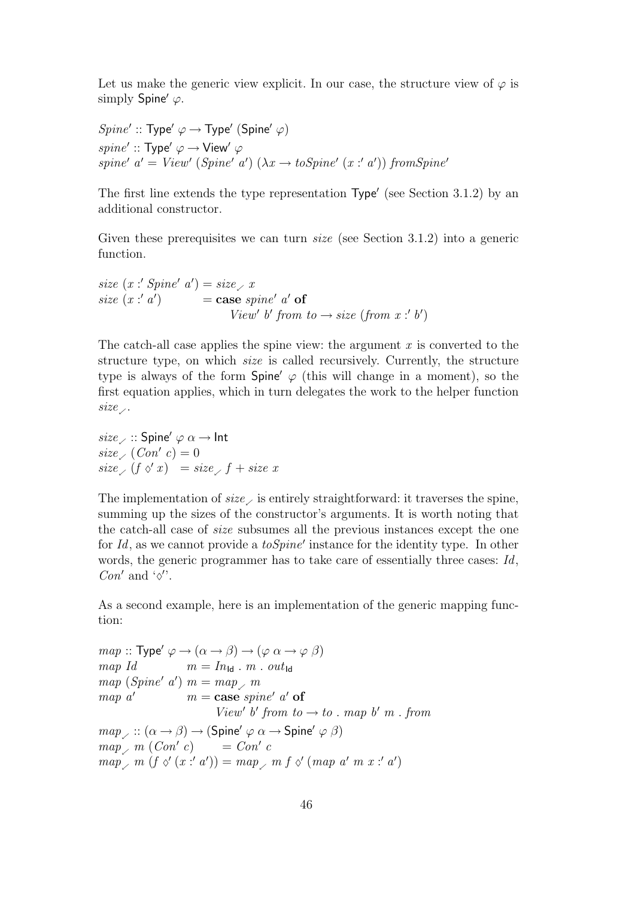Let us make the generic view explicit. In our case, the structure view of $\varphi$ is simply $\mathsf{Spine}'\ \varphi$.

$$
\begin{aligned}
&\mathit{Spine}' :: \mathsf{Type}'\ \varphi \rightarrow \mathsf{Type}'\ (\mathsf{Spine}'\ \varphi) \\
&\mathit{spine}' :: \mathsf{Type}'\ \varphi \rightarrow \mathsf{View}'\ \varphi \\
&\mathit{spine}'\ a' = \mathit{View}'\ (\mathit{Spine}'\ a')\ (\lambda x \rightarrow \mathit{toSpine}'\ (x :' a'))\ \mathit{fromSpine}'
\end{aligned}
$$

The first line extends the type representation $\mathsf{Type}'$ (see Section 3.1.2) by an additional constructor.

Given these prerequisites we can turn *size* (see Section 3.1.2) into a generic function.

$$
\begin{aligned}
&\mathit{size}\ (x :' \mathit{Spine}'\ a') = \mathit{size}_{\checkmark}\ x \\
&\mathit{size}\ (x :' a') \qquad\quad\ = \mathbf{case}\ \mathit{spine}'\ a'\ \mathbf{of} \\
&\qquad\qquad\qquad\qquad\qquad \mathit{View}'\ b'\ \mathit{from}\ \mathit{to} \rightarrow \mathit{size}\ (\mathit{from}\ x :' b')
\end{aligned}
$$

The catch-all case applies the spine view: the argument $x$ is converted to the structure type, on which *size* is called recursively. Currently, the structure type is always of the form $\mathsf{Spine}'\ \varphi$ (this will change in a moment), so the first equation applies, which in turn delegates the work to the helper function $\mathit{size}_{\checkmark}$.

$$
\begin{aligned}
&\mathit{size}_{\checkmark} :: \mathsf{Spine}'\ \varphi\ \alpha \rightarrow \mathsf{Int} \\
&\mathit{size}_{\checkmark}\ (\mathit{Con}'\ c) = 0 \\
&\mathit{size}_{\checkmark}\ (f \diamond' x) \quad = \mathit{size}_{\checkmark}\ f + \mathit{size}\ x
\end{aligned}
$$

The implementation of $\mathit{size}_{\checkmark}$ is entirely straightforward: it traverses the spine, summing up the sizes of the constructor's arguments. It is worth noting that the catch-all case of *size* subsumes all the previous instances except the one for *Id*, as we cannot provide a $\mathit{toSpine}'$ instance for the identity type. In other words, the generic programmer has to take care of essentially three cases: *Id*, $\mathit{Con}'$ and '$\diamond'$'.

As a second example, here is an implementation of the generic mapping function:

$$
\begin{aligned}
&\mathit{map} :: \mathsf{Type}'\ \varphi \rightarrow (\alpha \rightarrow \beta) \rightarrow (\varphi\ \alpha \rightarrow \varphi\ \beta) \\
&\mathit{map}\ \mathit{Id} \qquad\quad\ \ m = \mathit{In}_{\mathsf{Id}}\ .\ m\ .\ \mathit{out}_{\mathsf{Id}} \\
&\mathit{map}\ (\mathit{Spine}'\ a')\ m = \mathit{map}_{\checkmark}\ m \\
&\mathit{map}\ a' \qquad\qquad m = \mathbf{case}\ \mathit{spine}'\ a'\ \mathbf{of} \\
&\qquad\qquad\qquad\qquad\ \ \mathit{View}'\ b'\ \mathit{from}\ \mathit{to} \rightarrow \mathit{to}\ .\ \mathit{map}\ b'\ m\ .\ \mathit{from} \\
&\mathit{map}_{\checkmark} :: (\alpha \rightarrow \beta) \rightarrow (\mathsf{Spine}'\ \varphi\ \alpha \rightarrow \mathsf{Spine}'\ \varphi\ \beta) \\
&\mathit{map}_{\checkmark}\ m\ (\mathit{Con}'\ c) \qquad\ = \mathit{Con}'\ c \\
&\mathit{map}_{\checkmark}\ m\ (f \diamond' (x :' a')) = \mathit{map}_{\checkmark}\ m\ f \diamond' (\mathit{map}\ a'\ m\ x :' a')
\end{aligned}
$$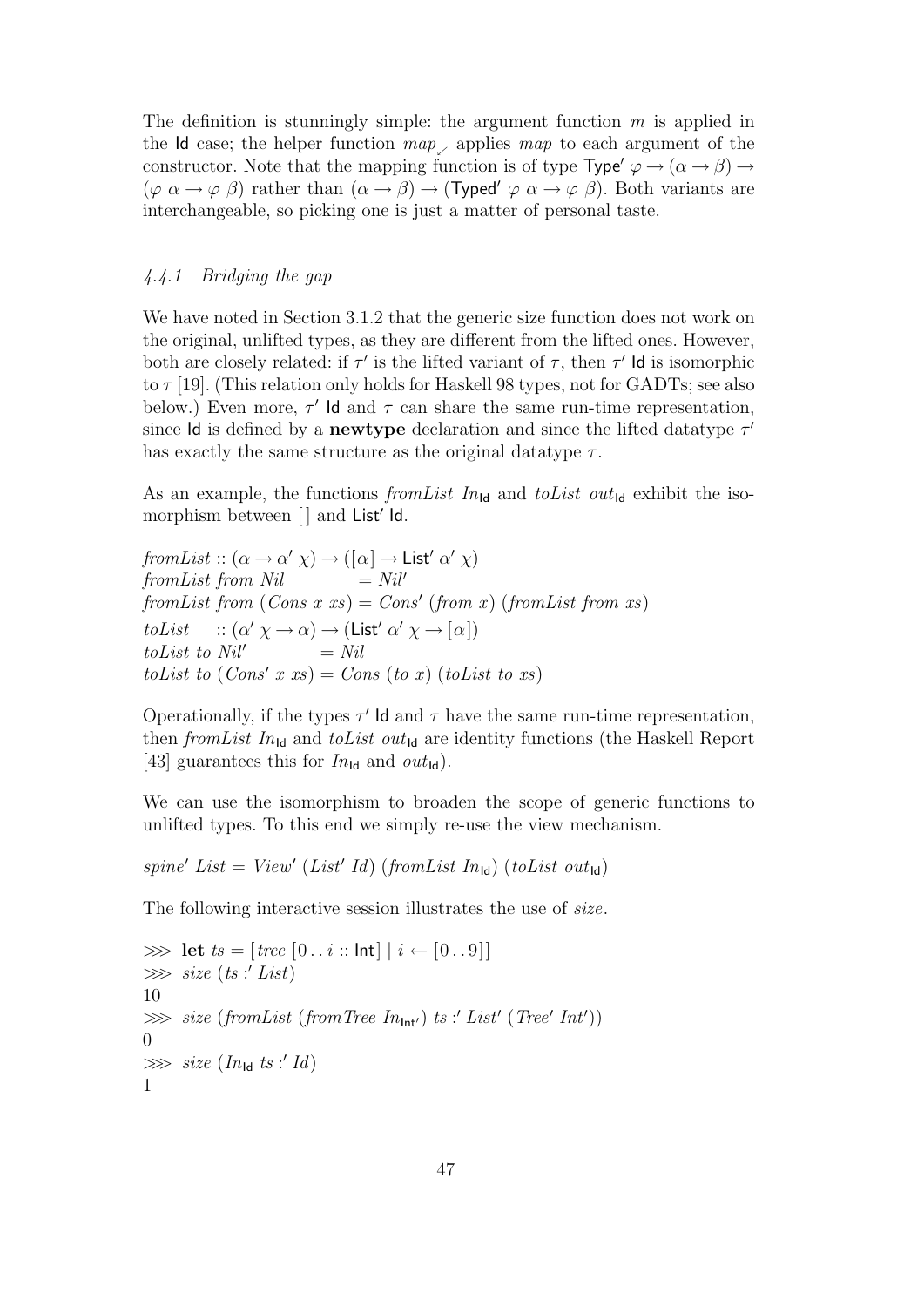The definition is stunningly simple: the argument function $m$ is applied in the $\mathsf{Id}$ case; the helper function $map_{\checkmark}$ applies $map$ to each argument of the constructor. Note that the mapping function is of type $\mathsf{Type}'\ \varphi \to (\alpha \to \beta) \to (\varphi\ \alpha \to \varphi\ \beta)$ rather than $(\alpha \to \beta) \to (\mathsf{Typed}'\ \varphi\ \alpha \to \varphi\ \beta)$. Both variants are interchangeable, so picking one is just a matter of personal taste.

#### *4.4.1 Bridging the gap*

We have noted in Section 3.1.2 that the generic size function does not work on the original, unlifted types, as they are different from the lifted ones. However, both are closely related: if $\tau'$ is the lifted variant of $\tau$, then $\tau'\ \mathsf{Id}$ is isomorphic to $\tau$ [19]. (This relation only holds for Haskell 98 types, not for GADTs; see also below.) Even more, $\tau'\ \mathsf{Id}$ and $\tau$ can share the same run-time representation, since $\mathsf{Id}$ is defined by a **newtype** declaration and since the lifted datatype $\tau'$ has exactly the same structure as the original datatype $\tau$.

As an example, the functions $fromList\ In_{\mathsf{Id}}$ and $toList\ out_{\mathsf{Id}}$ exhibit the isomorphism between $[\,]$ and $\mathsf{List}'\ \mathsf{Id}$.

```
fromList :: (α → α' χ) → ([α] → List' α' χ)
fromList from Nil          = Nil'
fromList from (Cons x xs) = Cons' (from x) (fromList from xs)
toList   :: (α' χ → α) → (List' α' χ → [α])
toList to Nil'             = Nil
toList to (Cons' x xs)    = Cons (to x) (toList to xs)
```

Operationally, if the types $\tau'\ \mathsf{Id}$ and $\tau$ have the same run-time representation, then $fromList\ In_{\mathsf{Id}}$ and $toList\ out_{\mathsf{Id}}$ are identity functions (the Haskell Report [43] guarantees this for $In_{\mathsf{Id}}$ and $out_{\mathsf{Id}}$).

We can use the isomorphism to broaden the scope of generic functions to unlifted types. To this end we simply re-use the view mechanism.

```
spine' List = View' (List' Id) (fromList In_Id) (toList out_Id)
```

The following interactive session illustrates the use of $size$.

```
⋙ let ts = [tree [0 .. i :: Int] | i ← [0 .. 9]]
⋙ size (ts :' List)
10
⋙ size (fromList (fromTree In_Int') ts :' List' (Tree' Int'))
0
⋙ size (In_Id ts :' Id)
1
```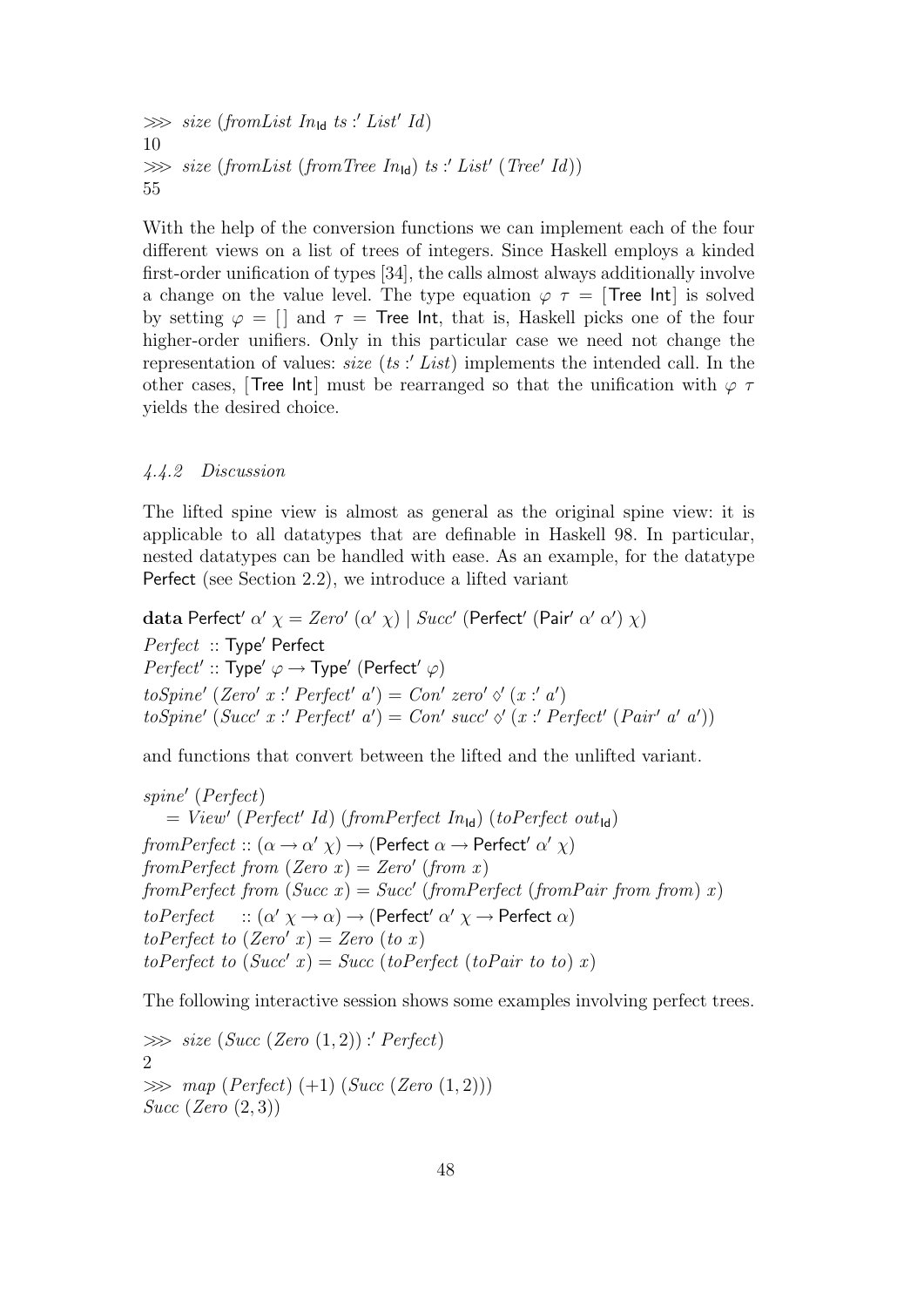$\ggg$ *size* (*fromList* $In_{\mathsf{Id}}$ *ts* :′ *List*′ *Id*)
10
$\ggg$ *size* (*fromList* (*fromTree* $In_{\mathsf{Id}}$) *ts* :′ *List*′ (*Tree*′ *Id*))
55

With the help of the conversion functions we can implement each of the four different views on a list of trees of integers. Since Haskell employs a kinded first-order unification of types [34], the calls almost always additionally involve a change on the value level. The type equation $\varphi\ \tau = [\mathsf{Tree\ Int}]$ is solved by setting $\varphi = [\,]$ and $\tau = \mathsf{Tree\ Int}$, that is, Haskell picks one of the four higher-order unifiers. Only in this particular case we need not change the representation of values: *size* (*ts* :′ *List*) implements the intended call. In the other cases, [Tree Int] must be rearranged so that the unification with $\varphi\ \tau$ yields the desired choice.

#### *4.4.2 Discussion*

The lifted spine view is almost as general as the original spine view: it is applicable to all datatypes that are definable in Haskell 98. In particular, nested datatypes can be handled with ease. As an example, for the datatype Perfect (see Section 2.2), we introduce a lifted variant

```
data Perfect′ α′ χ = Zero′ (α′ χ) | Succ′ (Perfect′ (Pair′ α′ α′) χ)
Perfect  :: Type′ Perfect
Perfect′ :: Type′ φ → Type′ (Perfect′ φ)
toSpine′ (Zero′ x :′ Perfect′ a′) = Con′ zero′ ◇′ (x :′ a′)
toSpine′ (Succ′ x :′ Perfect′ a′) = Con′ succ′ ◇′ (x :′ Perfect′ (Pair′ a′ a′))
```

and functions that convert between the lifted and the unlifted variant.

```
spine′ (Perfect)
   = View′ (Perfect′ Id) (fromPerfect In_Id) (toPerfect out_Id)
fromPerfect :: (α → α′ χ) → (Perfect α → Perfect′ α′ χ)
fromPerfect from (Zero x) = Zero′ (from x)
fromPerfect from (Succ x) = Succ′ (fromPerfect (fromPair from from) x)
toPerfect     :: (α′ χ → α) → (Perfect′ α′ χ → Perfect α)
toPerfect to (Zero′ x) = Zero (to x)
toPerfect to (Succ′ x) = Succ (toPerfect (toPair to to) x)
```

The following interactive session shows some examples involving perfect trees.

$\ggg$ *size* (*Succ* (*Zero* (1, 2)) :′ *Perfect*)
2
$\ggg$ *map* (*Perfect*) (+1) (*Succ* (*Zero* (1, 2)))
*Succ* (*Zero* (2, 3))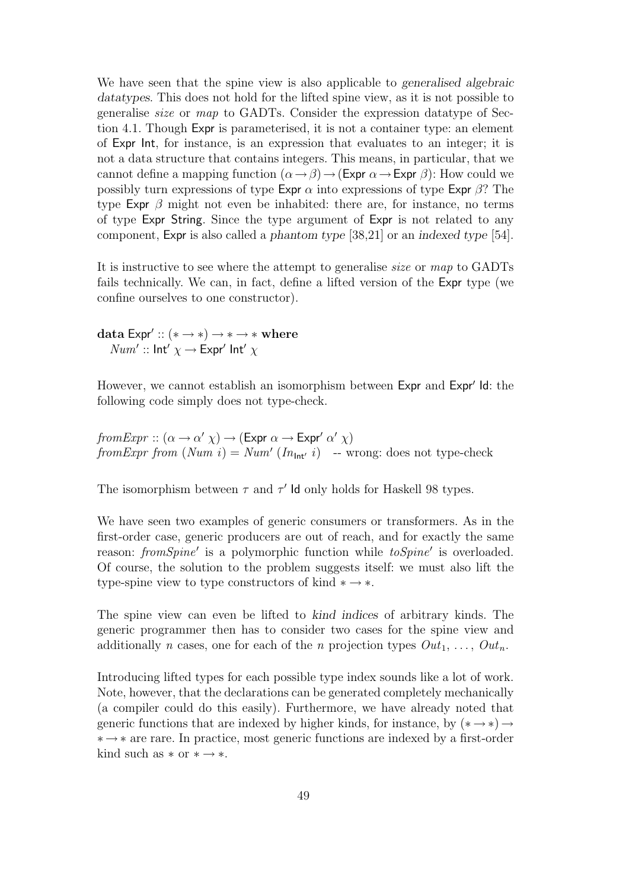We have seen that the spine view is also applicable to *generalised algebraic datatypes*. This does not hold for the lifted spine view, as it is not possible to generalise *size* or *map* to GADTs. Consider the expression datatype of Section 4.1. Though Expr is parameterised, it is not a container type: an element of Expr Int, for instance, is an expression that evaluates to an integer; it is not a data structure that contains integers. This means, in particular, that we cannot define a mapping function $(\alpha \to \beta) \to (\mathsf{Expr}\ \alpha \to \mathsf{Expr}\ \beta)$: How could we possibly turn expressions of type $\mathsf{Expr}\ \alpha$ into expressions of type $\mathsf{Expr}\ \beta$? The type $\mathsf{Expr}\ \beta$ might not even be inhabited: there are, for instance, no terms of type Expr String. Since the type argument of Expr is not related to any component, Expr is also called a *phantom type* [38,21] or an *indexed type* [54].

It is instructive to see where the attempt to generalise *size* or *map* to GADTs fails technically. We can, in fact, define a lifted version of the Expr type (we confine ourselves to one constructor).

```
data Expr' :: (* → *) → * → * where
  Num' :: Int' χ → Expr' Int' χ
```

However, we cannot establish an isomorphism between Expr and Expr′ Id: the following code simply does not type-check.

```
fromExpr :: (α → α' χ) → (Expr α → Expr' α' χ)
fromExpr from (Num i) = Num' (In_Int' i)   -- wrong: does not type-check
```

The isomorphism between $\tau$ and $\tau'$ Id only holds for Haskell 98 types.

We have seen two examples of generic consumers or transformers. As in the first-order case, generic producers are out of reach, and for exactly the same reason: *fromSpine′* is a polymorphic function while *toSpine′* is overloaded. Of course, the solution to the problem suggests itself: we must also lift the type-spine view to type constructors of kind $* \to *$.

The spine view can even be lifted to *kind indices* of arbitrary kinds. The generic programmer then has to consider two cases for the spine view and additionally $n$ cases, one for each of the $n$ projection types $Out_1, \ldots, Out_n$.

Introducing lifted types for each possible type index sounds like a lot of work. Note, however, that the declarations can be generated completely mechanically (a compiler could do this easily). Furthermore, we have already noted that generic functions that are indexed by higher kinds, for instance, by $(* \to *) \to * \to *$ are rare. In practice, most generic functions are indexed by a first-order kind such as $*$ or $* \to *$.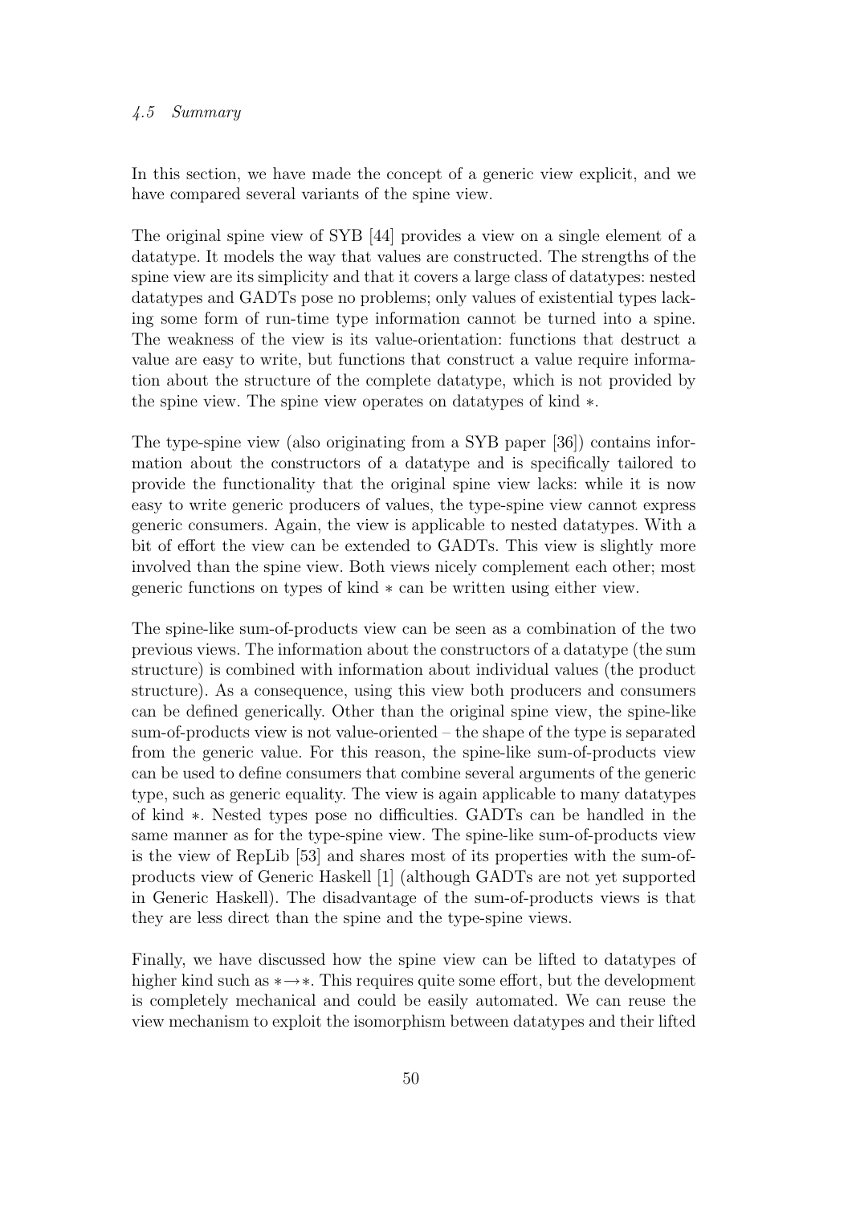### *4.5 Summary*

In this section, we have made the concept of a generic view explicit, and we have compared several variants of the spine view.

The original spine view of SYB [44] provides a view on a single element of a datatype. It models the way that values are constructed. The strengths of the spine view are its simplicity and that it covers a large class of datatypes: nested datatypes and GADTs pose no problems; only values of existential types lacking some form of run-time type information cannot be turned into a spine. The weakness of the view is its value-orientation: functions that destruct a value are easy to write, but functions that construct a value require information about the structure of the complete datatype, which is not provided by the spine view. The spine view operates on datatypes of kind $*$.

The type-spine view (also originating from a SYB paper [36]) contains information about the constructors of a datatype and is specifically tailored to provide the functionality that the original spine view lacks: while it is now easy to write generic producers of values, the type-spine view cannot express generic consumers. Again, the view is applicable to nested datatypes. With a bit of effort the view can be extended to GADTs. This view is slightly more involved than the spine view. Both views nicely complement each other; most generic functions on types of kind $*$ can be written using either view.

The spine-like sum-of-products view can be seen as a combination of the two previous views. The information about the constructors of a datatype (the sum structure) is combined with information about individual values (the product structure). As a consequence, using this view both producers and consumers can be defined generically. Other than the original spine view, the spine-like sum-of-products view is not value-oriented – the shape of the type is separated from the generic value. For this reason, the spine-like sum-of-products view can be used to define consumers that combine several arguments of the generic type, such as generic equality. The view is again applicable to many datatypes of kind $*$. Nested types pose no difficulties. GADTs can be handled in the same manner as for the type-spine view. The spine-like sum-of-products view is the view of RepLib [53] and shares most of its properties with the sum-of-products view of Generic Haskell [1] (although GADTs are not yet supported in Generic Haskell). The disadvantage of the sum-of-products views is that they are less direct than the spine and the type-spine views.

Finally, we have discussed how the spine view can be lifted to datatypes of higher kind such as $* \rightarrow *$. This requires quite some effort, but the development is completely mechanical and could be easily automated. We can reuse the view mechanism to exploit the isomorphism between datatypes and their lifted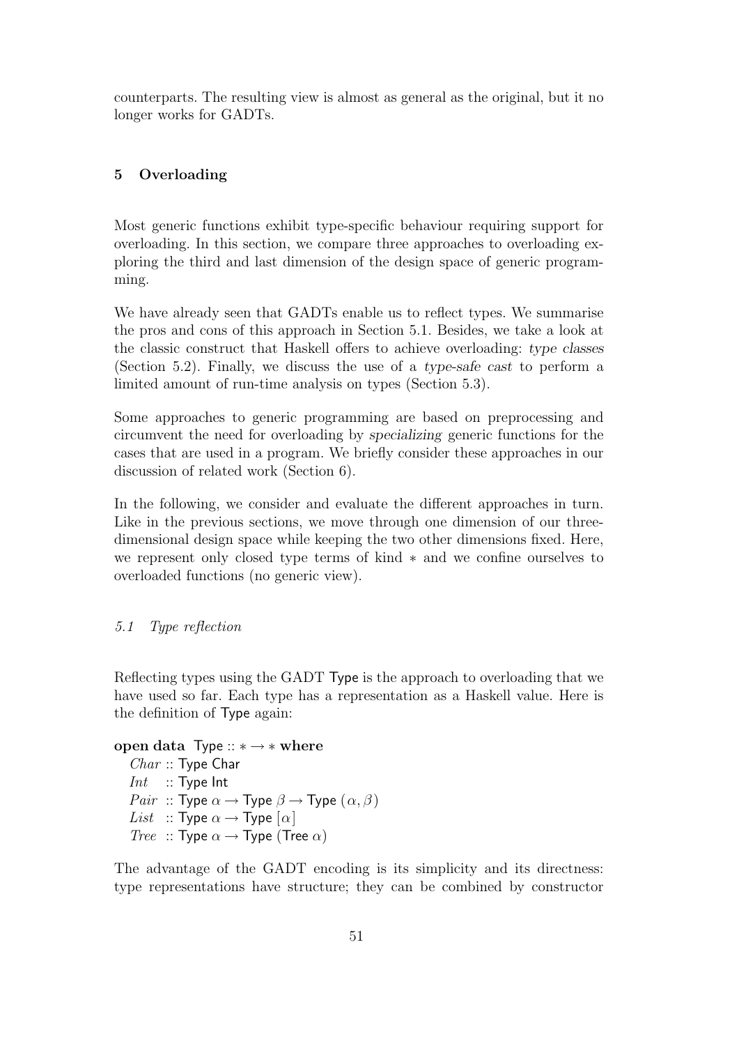counterparts. The resulting view is almost as general as the original, but it no longer works for GADTs.

## 5 Overloading

Most generic functions exhibit type-specific behaviour requiring support for overloading. In this section, we compare three approaches to overloading exploring the third and last dimension of the design space of generic programming.

We have already seen that GADTs enable us to reflect types. We summarise the pros and cons of this approach in Section 5.1. Besides, we take a look at the classic construct that Haskell offers to achieve overloading: *type classes* (Section 5.2). Finally, we discuss the use of a *type-safe cast* to perform a limited amount of run-time analysis on types (Section 5.3).

Some approaches to generic programming are based on preprocessing and circumvent the need for overloading by *specializing* generic functions for the cases that are used in a program. We briefly consider these approaches in our discussion of related work (Section 6).

In the following, we consider and evaluate the different approaches in turn. Like in the previous sections, we move through one dimension of our three-dimensional design space while keeping the two other dimensions fixed. Here, we represent only closed type terms of kind $*$ and we confine ourselves to overloaded functions (no generic view).

### *5.1 Type reflection*

Reflecting types using the GADT Type is the approach to overloading that we have used so far. Each type has a representation as a Haskell value. Here is the definition of Type again:

```
open data Type :: * → * where
  Char :: Type Char
  Int  :: Type Int
  Pair :: Type α → Type β → Type (α, β)
  List :: Type α → Type [α]
  Tree :: Type α → Type (Tree α)
```

The advantage of the GADT encoding is its simplicity and its directness: type representations have structure; they can be combined by constructor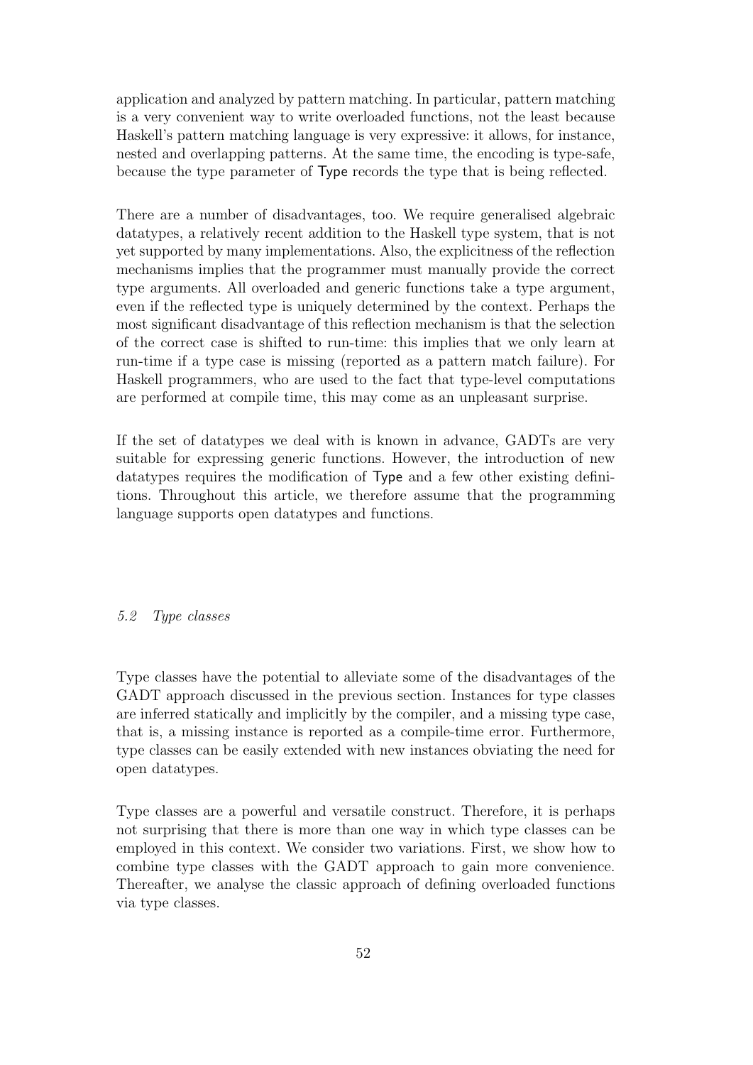application and analyzed by pattern matching. In particular, pattern matching is a very convenient way to write overloaded functions, not the least because Haskell's pattern matching language is very expressive: it allows, for instance, nested and overlapping patterns. At the same time, the encoding is type-safe, because the type parameter of Type records the type that is being reflected.

There are a number of disadvantages, too. We require generalised algebraic datatypes, a relatively recent addition to the Haskell type system, that is not yet supported by many implementations. Also, the explicitness of the reflection mechanisms implies that the programmer must manually provide the correct type arguments. All overloaded and generic functions take a type argument, even if the reflected type is uniquely determined by the context. Perhaps the most significant disadvantage of this reflection mechanism is that the selection of the correct case is shifted to run-time: this implies that we only learn at run-time if a type case is missing (reported as a pattern match failure). For Haskell programmers, who are used to the fact that type-level computations are performed at compile time, this may come as an unpleasant surprise.

If the set of datatypes we deal with is known in advance, GADTs are very suitable for expressing generic functions. However, the introduction of new datatypes requires the modification of Type and a few other existing definitions. Throughout this article, we therefore assume that the programming language supports open datatypes and functions.

### *5.2 Type classes*

Type classes have the potential to alleviate some of the disadvantages of the GADT approach discussed in the previous section. Instances for type classes are inferred statically and implicitly by the compiler, and a missing type case, that is, a missing instance is reported as a compile-time error. Furthermore, type classes can be easily extended with new instances obviating the need for open datatypes.

Type classes are a powerful and versatile construct. Therefore, it is perhaps not surprising that there is more than one way in which type classes can be employed in this context. We consider two variations. First, we show how to combine type classes with the GADT approach to gain more convenience. Thereafter, we analyse the classic approach of defining overloaded functions via type classes.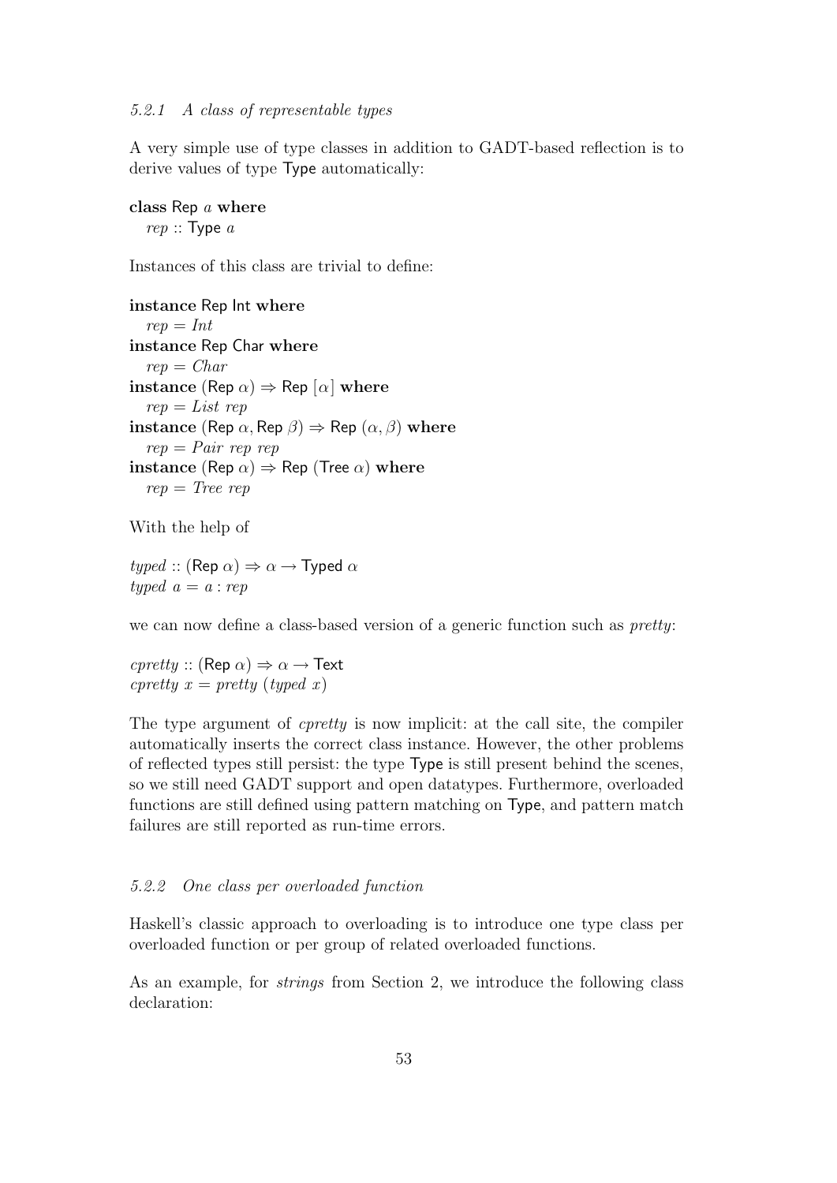#### 5.2.1 A class of representable types

A very simple use of type classes in addition to GADT-based reflection is to derive values of type Type automatically:

```
class Rep a where
  rep :: Type a
```

Instances of this class are trivial to define:

```
instance Rep Int where
  rep = Int
instance Rep Char where
  rep = Char
instance (Rep α) ⇒ Rep [α] where
  rep = List rep
instance (Rep α, Rep β) ⇒ Rep (α, β) where
  rep = Pair rep rep
instance (Rep α) ⇒ Rep (Tree α) where
  rep = Tree rep
```

With the help of

```
typed :: (Rep α) ⇒ α → Typed α
typed a = a : rep
```

we can now define a class-based version of a generic function such as *pretty*:

```
cpretty :: (Rep α) ⇒ α → Text
cpretty x = pretty (typed x)
```

The type argument of *cpretty* is now implicit: at the call site, the compiler automatically inserts the correct class instance. However, the other problems of reflected types still persist: the type Type is still present behind the scenes, so we still need GADT support and open datatypes. Furthermore, overloaded functions are still defined using pattern matching on Type, and pattern match failures are still reported as run-time errors.

#### 5.2.2 One class per overloaded function

Haskell's classic approach to overloading is to introduce one type class per overloaded function or per group of related overloaded functions.

As an example, for *strings* from Section 2, we introduce the following class declaration: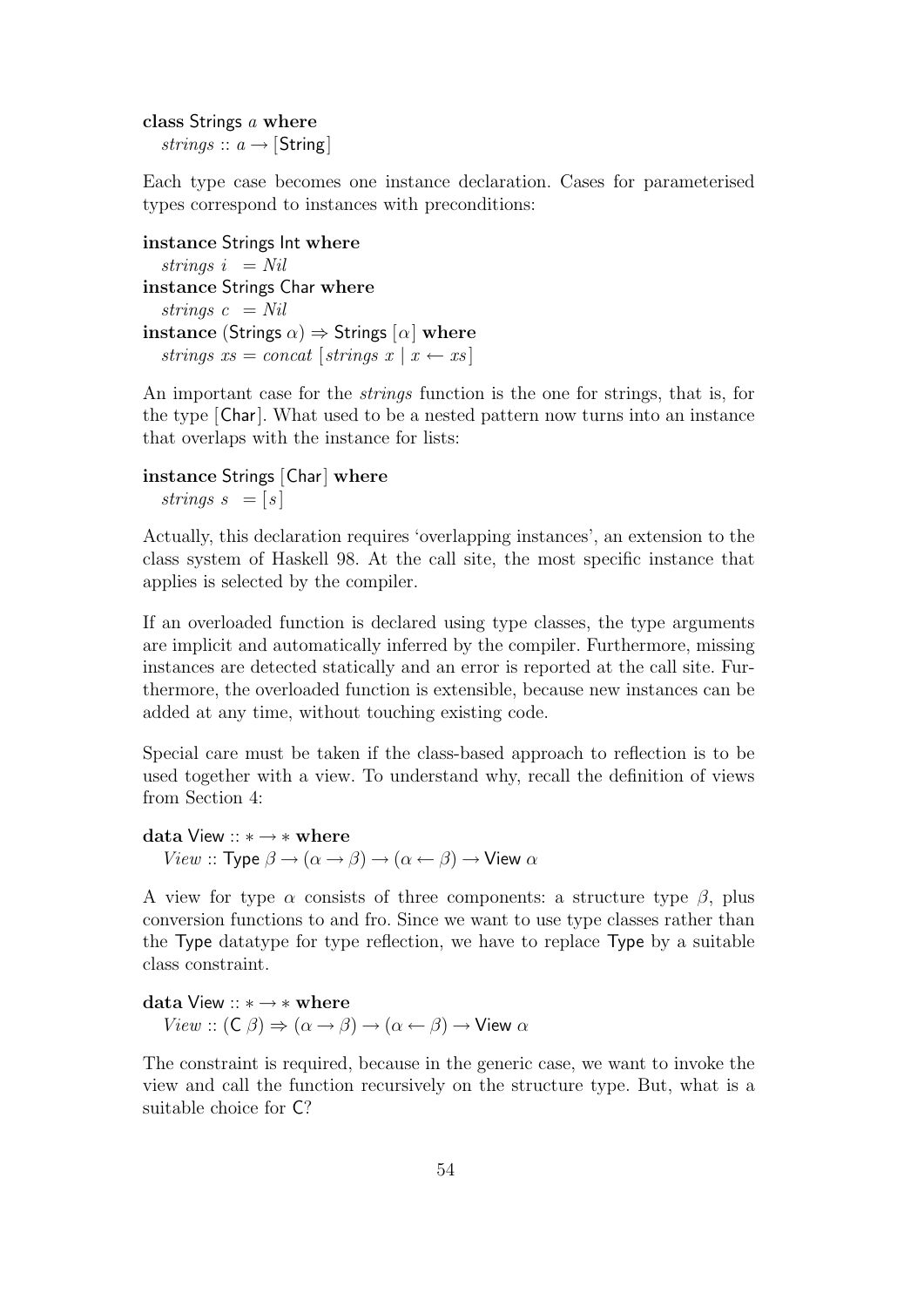```
class Strings a where
  strings :: a → [String]
```

Each type case becomes one instance declaration. Cases for parameterised types correspond to instances with preconditions:

```
instance Strings Int where
  strings i  = Nil
instance Strings Char where
  strings c  = Nil
instance (Strings α) ⇒ Strings [α] where
  strings xs = concat [strings x | x ← xs]
```

An important case for the *strings* function is the one for strings, that is, for the type [Char]. What used to be a nested pattern now turns into an instance that overlaps with the instance for lists:

```
instance Strings [Char] where
  strings s  = [s]
```

Actually, this declaration requires 'overlapping instances', an extension to the class system of Haskell 98. At the call site, the most specific instance that applies is selected by the compiler.

If an overloaded function is declared using type classes, the type arguments are implicit and automatically inferred by the compiler. Furthermore, missing instances are detected statically and an error is reported at the call site. Furthermore, the overloaded function is extensible, because new instances can be added at any time, without touching existing code.

Special care must be taken if the class-based approach to reflection is to be used together with a view. To understand why, recall the definition of views from Section 4:

```
data View :: * → * where
  View :: Type β → (α → β) → (α ← β) → View α
```

A view for type $\alpha$ consists of three components: a structure type $\beta$, plus conversion functions to and fro. Since we want to use type classes rather than the Type datatype for type reflection, we have to replace Type by a suitable class constraint.

```
data View :: * → * where
  View :: (C β) ⇒ (α → β) → (α ← β) → View α
```

The constraint is required, because in the generic case, we want to invoke the view and call the function recursively on the structure type. But, what is a suitable choice for C?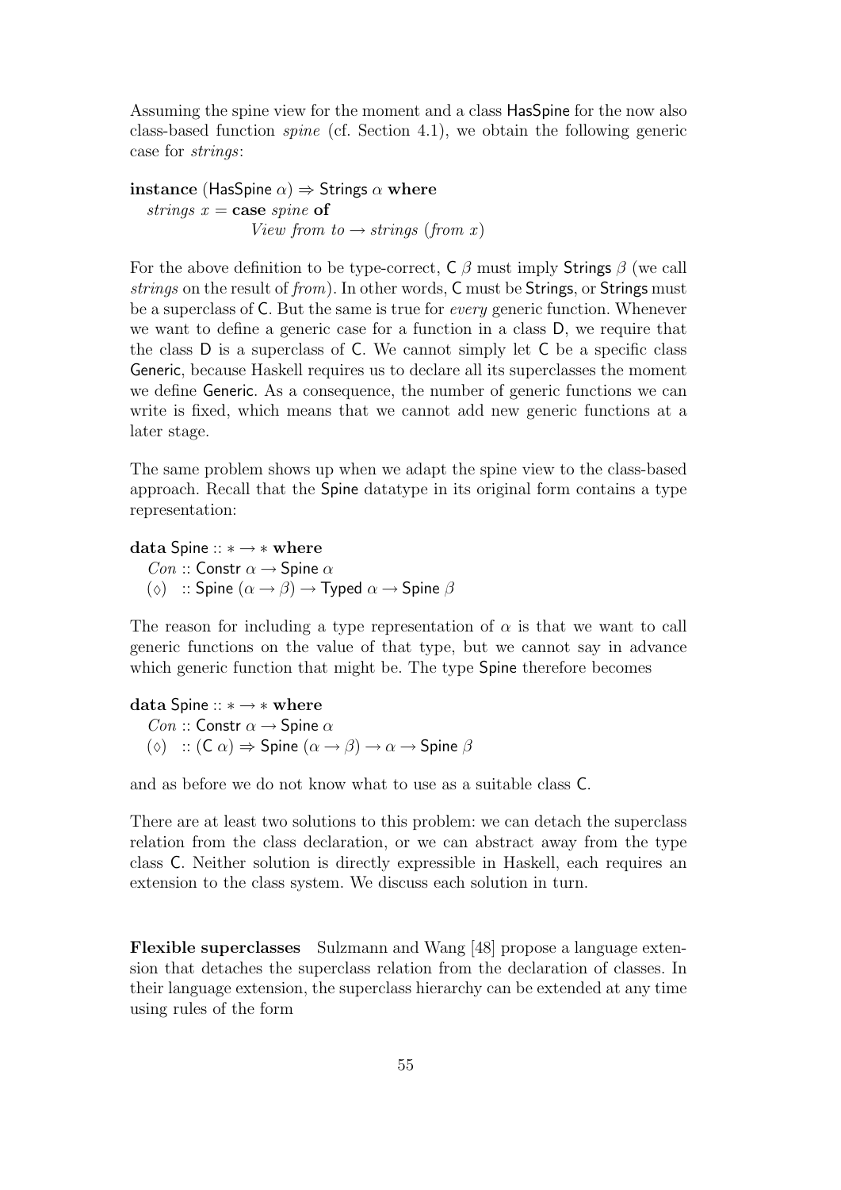Assuming the spine view for the moment and a class HasSpine for the now also class-based function *spine* (cf. Section 4.1), we obtain the following generic case for *strings*:

$$
\begin{array}{l}
\textbf{instance}\ (\mathsf{HasSpine}\ \alpha) \Rightarrow \mathsf{Strings}\ \alpha\ \textbf{where} \\
\quad \textit{strings}\ x = \textbf{case}\ \textit{spine}\ \textbf{of} \\
\qquad\qquad\quad \textit{View from to} \rightarrow \textit{strings}\ (\textit{from}\ x)
\end{array}
$$

For the above definition to be type-correct, $\mathsf{C}\ \beta$ must imply $\mathsf{Strings}\ \beta$ (we call *strings* on the result of *from*). In other words, C must be Strings, or Strings must be a superclass of C. But the same is true for *every* generic function. Whenever we want to define a generic case for a function in a class D, we require that the class D is a superclass of C. We cannot simply let C be a specific class Generic, because Haskell requires us to declare all its superclasses the moment we define Generic. As a consequence, the number of generic functions we can write is fixed, which means that we cannot add new generic functions at a later stage.

The same problem shows up when we adapt the spine view to the class-based approach. Recall that the Spine datatype in its original form contains a type representation:

$$
\begin{array}{l}
\textbf{data}\ \mathsf{Spine} :: * \rightarrow *\ \textbf{where} \\
\quad \textit{Con} :: \mathsf{Constr}\ \alpha \rightarrow \mathsf{Spine}\ \alpha \\
\quad (\diamond)\ \ :: \mathsf{Spine}\ (\alpha \rightarrow \beta) \rightarrow \mathsf{Typed}\ \alpha \rightarrow \mathsf{Spine}\ \beta
\end{array}
$$

The reason for including a type representation of $\alpha$ is that we want to call generic functions on the value of that type, but we cannot say in advance which generic function that might be. The type Spine therefore becomes

$$
\begin{array}{l}
\textbf{data}\ \mathsf{Spine} :: * \rightarrow *\ \textbf{where} \\
\quad \textit{Con} :: \mathsf{Constr}\ \alpha \rightarrow \mathsf{Spine}\ \alpha \\
\quad (\diamond)\ \ :: (\mathsf{C}\ \alpha) \Rightarrow \mathsf{Spine}\ (\alpha \rightarrow \beta) \rightarrow \alpha \rightarrow \mathsf{Spine}\ \beta
\end{array}
$$

and as before we do not know what to use as a suitable class C.

There are at least two solutions to this problem: we can detach the superclass relation from the class declaration, or we can abstract away from the type class C. Neither solution is directly expressible in Haskell, each requires an extension to the class system. We discuss each solution in turn.

**Flexible superclasses** Sulzmann and Wang [48] propose a language extension that detaches the superclass relation from the declaration of classes. In their language extension, the superclass hierarchy can be extended at any time using rules of the form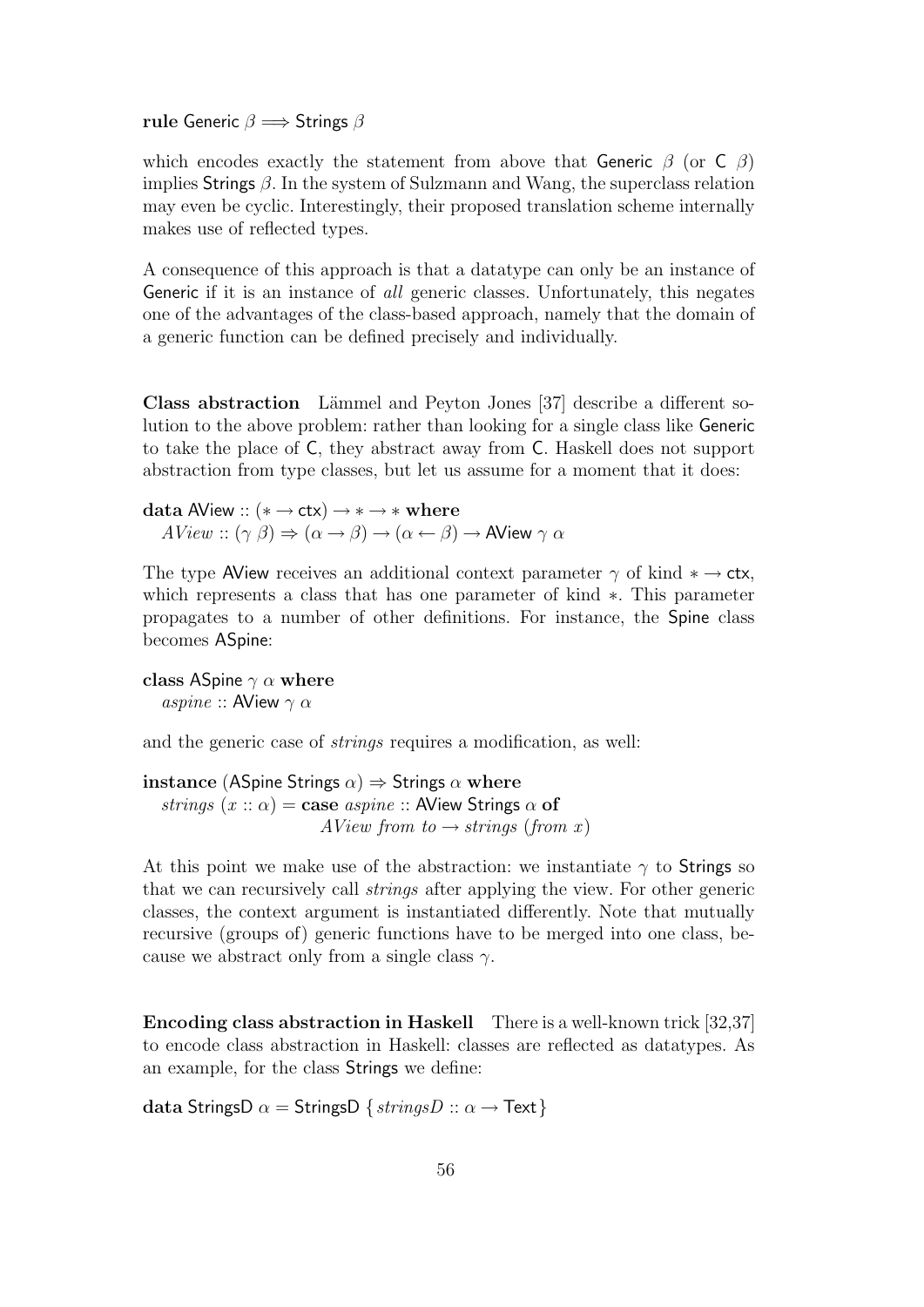**rule** Generic $\beta \Longrightarrow$ Strings $\beta$

which encodes exactly the statement from above that Generic $\beta$ (or C $\beta$) implies Strings $\beta$. In the system of Sulzmann and Wang, the superclass relation may even be cyclic. Interestingly, their proposed translation scheme internally makes use of reflected types.

A consequence of this approach is that a datatype can only be an instance of Generic if it is an instance of *all* generic classes. Unfortunately, this negates one of the advantages of the class-based approach, namely that the domain of a generic function can be defined precisely and individually.

**Class abstraction** Lämmel and Peyton Jones [37] describe a different solution to the above problem: rather than looking for a single class like Generic to take the place of C, they abstract away from C. Haskell does not support abstraction from type classes, but let us assume for a moment that it does:

```
data AView :: (* → ctx) → * → * where
  AView :: (γ β) ⇒ (α → β) → (α ← β) → AView γ α
```

The type AView receives an additional context parameter $\gamma$ of kind $* \rightarrow$ ctx, which represents a class that has one parameter of kind $*$. This parameter propagates to a number of other definitions. For instance, the Spine class becomes ASpine:

```
class ASpine γ α where
  aspine :: AView γ α
```

and the generic case of *strings* requires a modification, as well:

```
instance (ASpine Strings α) ⇒ Strings α where
  strings (x :: α) = case aspine :: AView Strings α of
                       AView from to → strings (from x)
```

At this point we make use of the abstraction: we instantiate $\gamma$ to Strings so that we can recursively call *strings* after applying the view. For other generic classes, the context argument is instantiated differently. Note that mutually recursive (groups of) generic functions have to be merged into one class, because we abstract only from a single class $\gamma$.

**Encoding class abstraction in Haskell** There is a well-known trick [32,37] to encode class abstraction in Haskell: classes are reflected as datatypes. As an example, for the class Strings we define:

```
data StringsD α = StringsD { stringsD :: α → Text }
```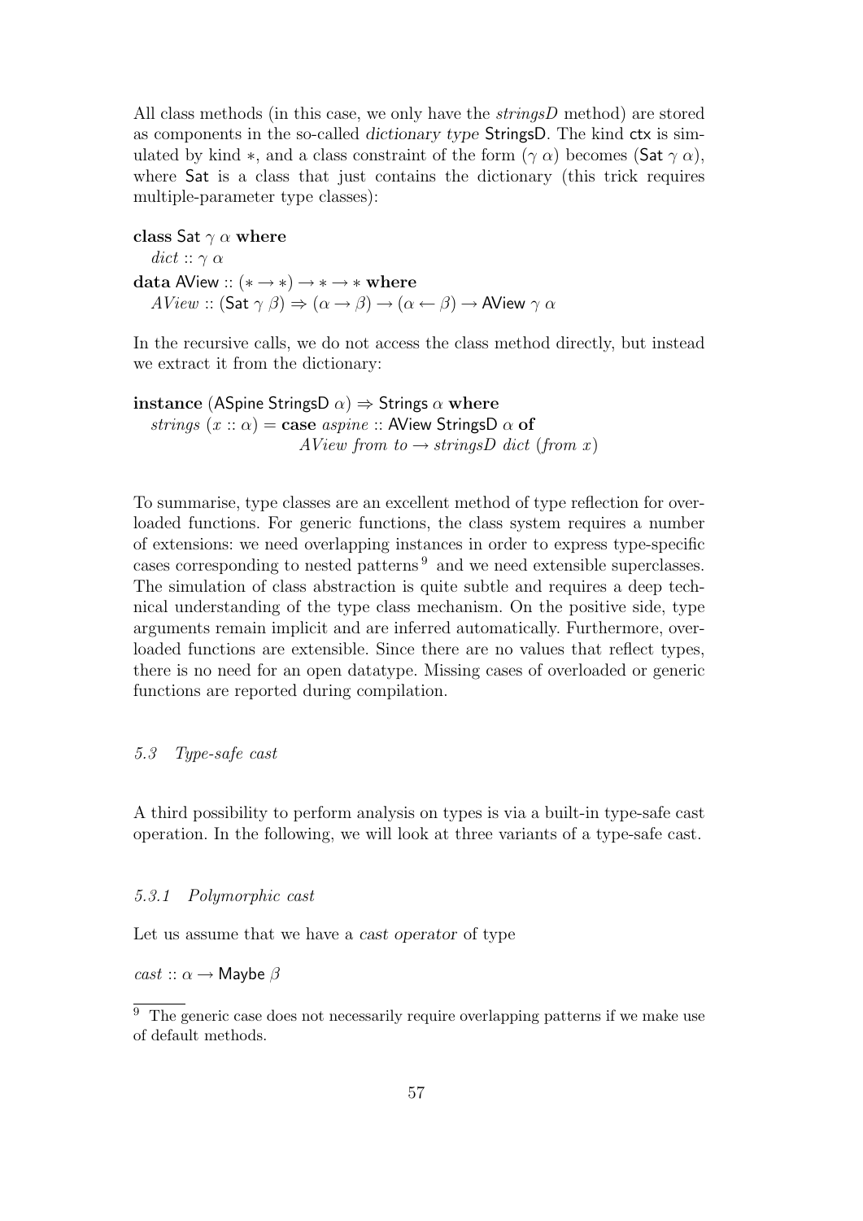All class methods (in this case, we only have the *stringsD* method) are stored as components in the so-called *dictionary type* StringsD. The kind ctx is simulated by kind $*$, and a class constraint of the form $(\gamma\ \alpha)$ becomes $(\mathsf{Sat}\ \gamma\ \alpha)$, where Sat is a class that just contains the dictionary (this trick requires multiple-parameter type classes):

```
class Sat γ α where
  dict :: γ α
data AView :: (* → *) → * → * where
  AView :: (Sat γ β) ⇒ (α → β) → (α ← β) → AView γ α
```

In the recursive calls, we do not access the class method directly, but instead we extract it from the dictionary:

```
instance (ASpine StringsD α) ⇒ Strings α where
  strings (x :: α) = case aspine :: AView StringsD α of
                       AView from to → stringsD dict (from x)
```

To summarise, type classes are an excellent method of type reflection for overloaded functions. For generic functions, the class system requires a number of extensions: we need overlapping instances in order to express type-specific cases corresponding to nested patterns [9] and we need extensible superclasses. The simulation of class abstraction is quite subtle and requires a deep technical understanding of the type class mechanism. On the positive side, type arguments remain implicit and are inferred automatically. Furthermore, overloaded functions are extensible. Since there are no values that reflect types, there is no need for an open datatype. Missing cases of overloaded or generic functions are reported during compilation.

### *5.3 Type-safe cast*

A third possibility to perform analysis on types is via a built-in type-safe cast operation. In the following, we will look at three variants of a type-safe cast.

#### *5.3.1 Polymorphic cast*

Let us assume that we have a *cast operator* of type

```
cast :: α → Maybe β
```

[9] The generic case does not necessarily require overlapping patterns if we make use of default methods.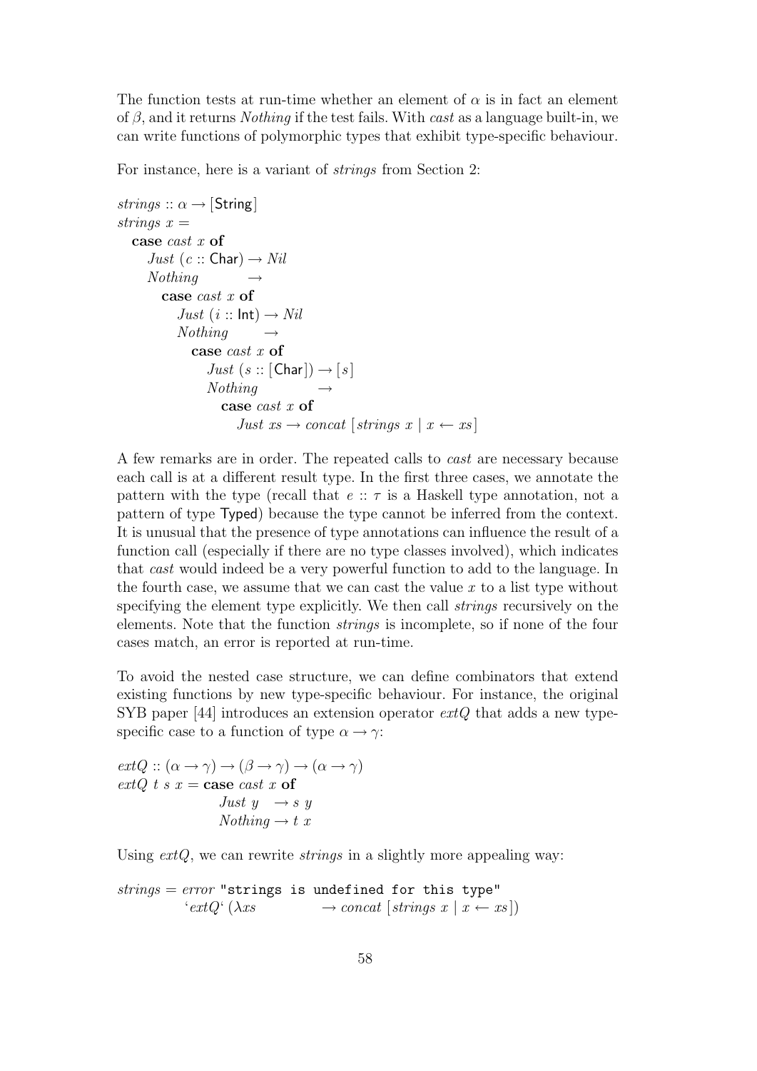The function tests at run-time whether an element of $\alpha$ is in fact an element of $\beta$, and it returns *Nothing* if the test fails. With *cast* as a language built-in, we can write functions of polymorphic types that exhibit type-specific behaviour.

For instance, here is a variant of *strings* from Section 2:

```
strings :: α → [String]
strings x =
  case cast x of
    Just (c :: Char) → Nil
    Nothing          →
      case cast x of
        Just (i :: Int) → Nil
        Nothing         →
          case cast x of
            Just (s :: [Char]) → [s]
            Nothing            →
              case cast x of
                Just xs → concat [strings x | x ← xs]
```

A few remarks are in order. The repeated calls to *cast* are necessary because each call is at a different result type. In the first three cases, we annotate the pattern with the type (recall that $e :: \tau$ is a Haskell type annotation, not a pattern of type Typed) because the type cannot be inferred from the context. It is unusual that the presence of type annotations can influence the result of a function call (especially if there are no type classes involved), which indicates that *cast* would indeed be a very powerful function to add to the language. In the fourth case, we assume that we can cast the value $x$ to a list type without specifying the element type explicitly. We then call *strings* recursively on the elements. Note that the function *strings* is incomplete, so if none of the four cases match, an error is reported at run-time.

To avoid the nested case structure, we can define combinators that extend existing functions by new type-specific behaviour. For instance, the original SYB paper [44] introduces an extension operator *extQ* that adds a new type-specific case to a function of type $\alpha \to \gamma$:

```
extQ :: (α → γ) → (β → γ) → (α → γ)
extQ t s x = case cast x of
               Just y  → s y
               Nothing → t x
```

Using *extQ*, we can rewrite *strings* in a slightly more appealing way:

```
strings = error "strings is undefined for this type"
          `extQ` (λxs          → concat [strings x | x ← xs])
```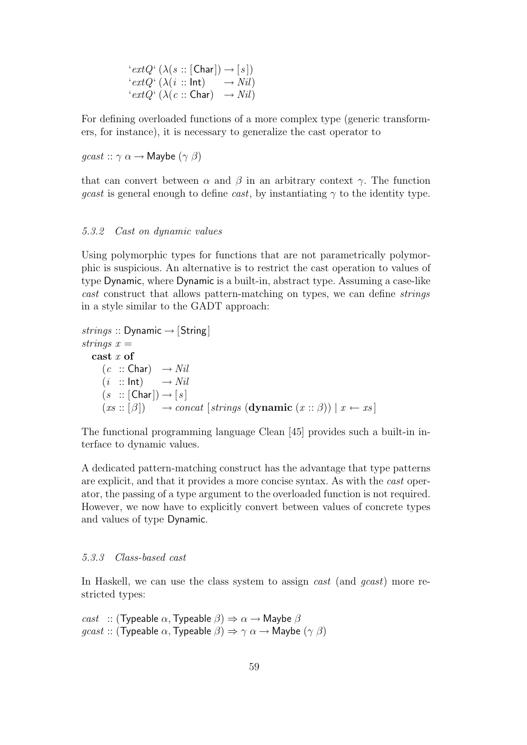```
`extQ` (λ(s :: [Char]) → [s])
`extQ` (λ(i :: Int)    → Nil)
`extQ` (λ(c :: Char)   → Nil)
```

For defining overloaded functions of a more complex type (generic transformers, for instance), it is necessary to generalize the cast operator to

```
gcast :: γ α → Maybe (γ β)
```

that can convert between $\alpha$ and $\beta$ in an arbitrary context $\gamma$. The function *gcast* is general enough to define *cast*, by instantiating $\gamma$ to the identity type.

### 5.3.2 Cast on dynamic values

Using polymorphic types for functions that are not parametrically polymorphic is suspicious. An alternative is to restrict the cast operation to values of type Dynamic, where Dynamic is a built-in, abstract type. Assuming a case-like *cast* construct that allows pattern-matching on types, we can define *strings* in a style similar to the GADT approach:

```
strings :: Dynamic → [String]
strings x =
  cast x of
    (c  :: Char)   → Nil
    (i  :: Int)    → Nil
    (s  :: [Char]) → [s]
    (xs :: [β])    → concat [strings (dynamic (x :: β)) | x ← xs]
```

The functional programming language Clean [45] provides such a built-in interface to dynamic values.

A dedicated pattern-matching construct has the advantage that type patterns are explicit, and that it provides a more concise syntax. As with the *cast* operator, the passing of a type argument to the overloaded function is not required. However, we now have to explicitly convert between values of concrete types and values of type Dynamic.

### 5.3.3 Class-based cast

In Haskell, we can use the class system to assign *cast* (and *gcast*) more restricted types:

```
cast  :: (Typeable α, Typeable β) ⇒ α → Maybe β
gcast :: (Typeable α, Typeable β) ⇒ γ α → Maybe (γ β)
```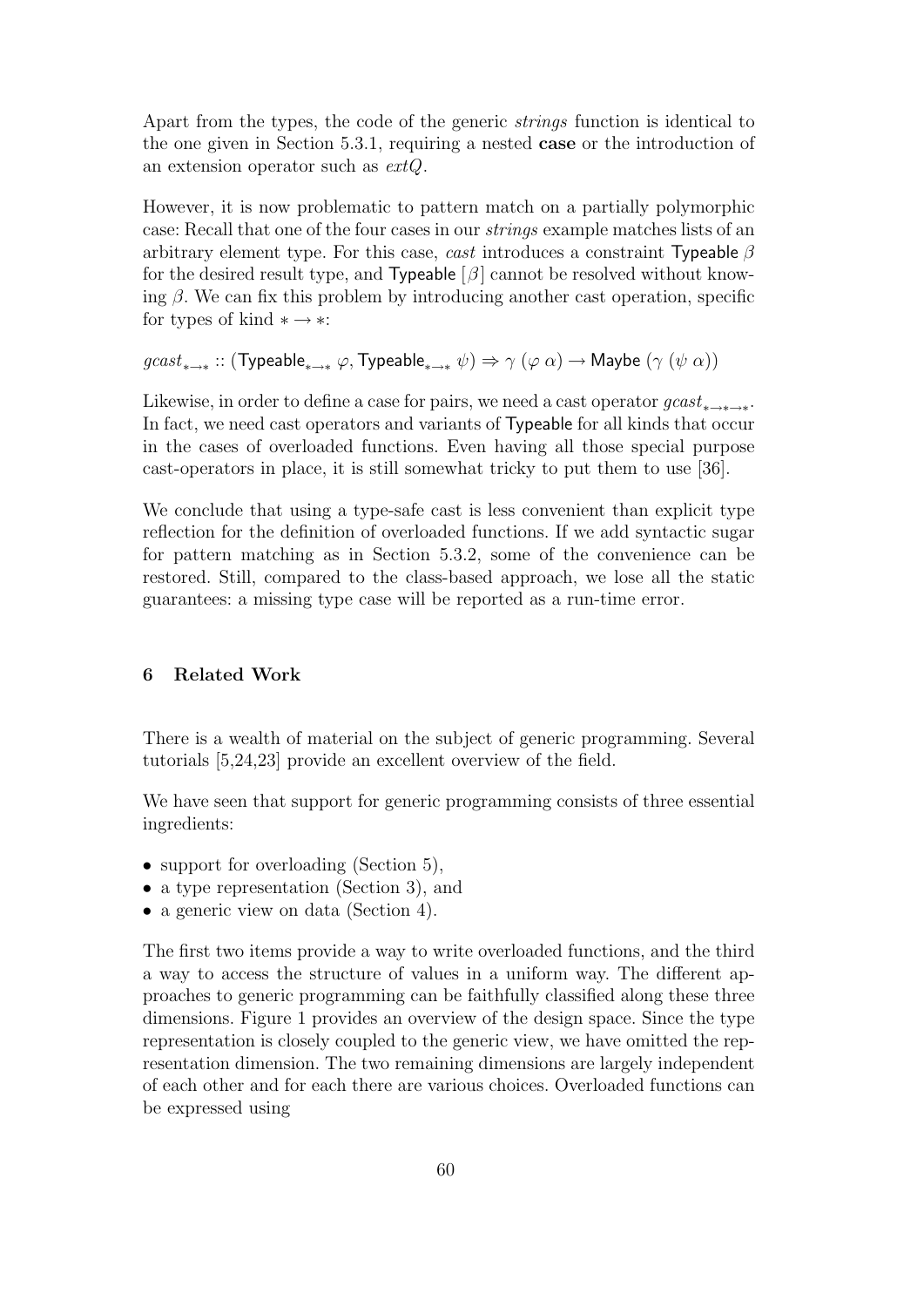Apart from the types, the code of the generic *strings* function is identical to the one given in Section 5.3.1, requiring a nested **case** or the introduction of an extension operator such as *extQ*.

However, it is now problematic to pattern match on a partially polymorphic case: Recall that one of the four cases in our *strings* example matches lists of an arbitrary element type. For this case, *cast* introduces a constraint $\mathsf{Typeable}\ \beta$ for the desired result type, and $\mathsf{Typeable}\ [\beta]$ cannot be resolved without knowing $\beta$. We can fix this problem by introducing another cast operation, specific for types of kind $* \to *$:

$$gcast_{*\to*} :: (\mathsf{Typeable}_{*\to*}\ \varphi, \mathsf{Typeable}_{*\to*}\ \psi) \Rightarrow \gamma\ (\varphi\ \alpha) \to \mathsf{Maybe}\ (\gamma\ (\psi\ \alpha))$$

Likewise, in order to define a case for pairs, we need a cast operator $gcast_{*\to*\to*}$. In fact, we need cast operators and variants of Typeable for all kinds that occur in the cases of overloaded functions. Even having all those special purpose cast-operators in place, it is still somewhat tricky to put them to use [36].

We conclude that using a type-safe cast is less convenient than explicit type reflection for the definition of overloaded functions. If we add syntactic sugar for pattern matching as in Section 5.3.2, some of the convenience can be restored. Still, compared to the class-based approach, we lose all the static guarantees: a missing type case will be reported as a run-time error.

## 6 Related Work

There is a wealth of material on the subject of generic programming. Several tutorials [5,24,23] provide an excellent overview of the field.

We have seen that support for generic programming consists of three essential ingredients:

- support for overloading (Section 5),
- a type representation (Section 3), and
- a generic view on data (Section 4).

The first two items provide a way to write overloaded functions, and the third a way to access the structure of values in a uniform way. The different approaches to generic programming can be faithfully classified along these three dimensions. Figure 1 provides an overview of the design space. Since the type representation is closely coupled to the generic view, we have omitted the representation dimension. The two remaining dimensions are largely independent of each other and for each there are various choices. Overloaded functions can be expressed using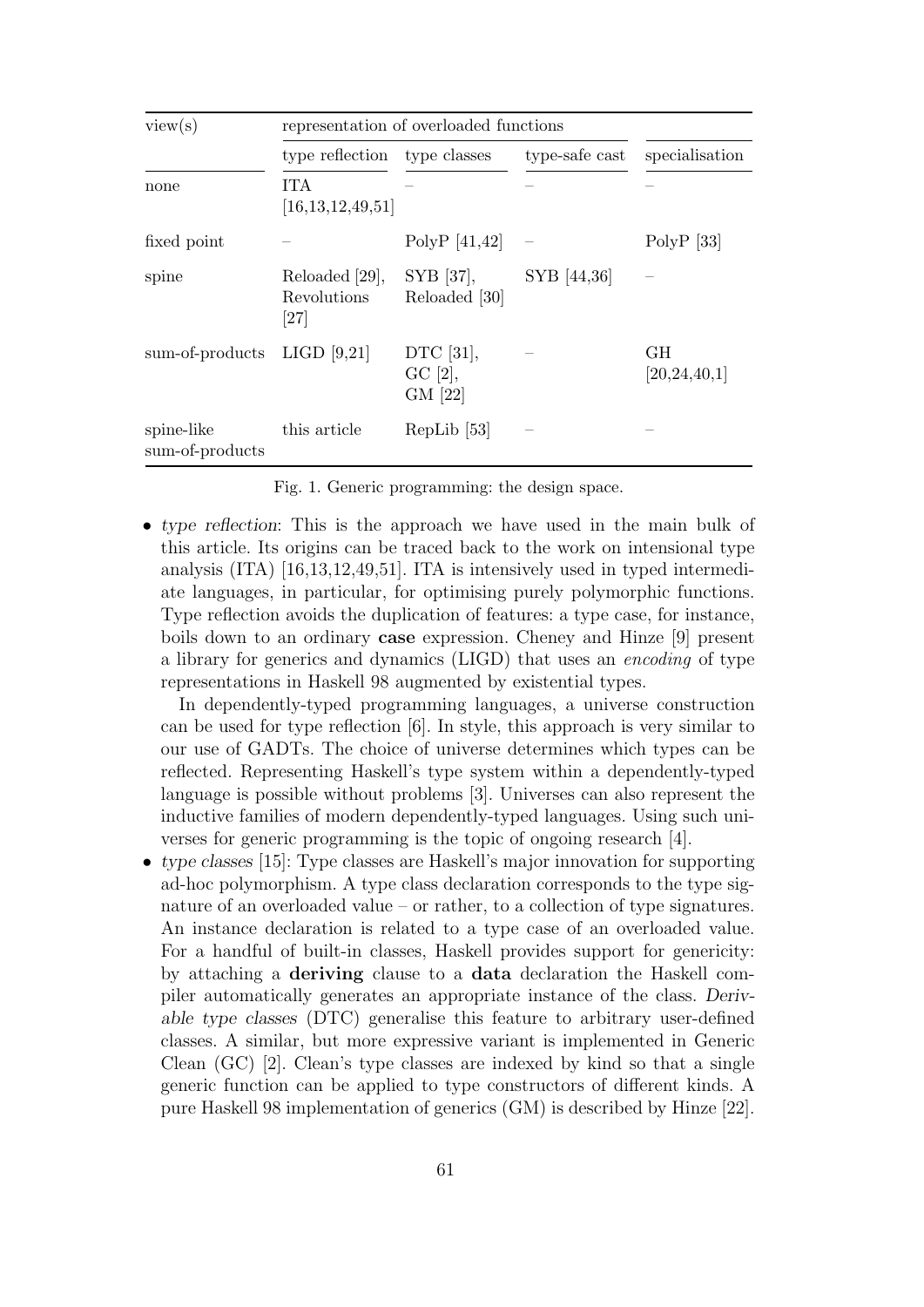| view(s) | representation of overloaded functions | | | |
|---|---|---|---|---|
| | type reflection | type classes | type-safe cast | specialisation |
| none | ITA [16,13,12,49,51] | – | – | – |
| fixed point | – | PolyP [41,42] | – | PolyP [33] |
| spine | Reloaded [29], Revolutions [27] | SYB [37], Reloaded [30] | SYB [44,36] | – |
| sum-of-products | LIGD [9,21] | DTC [31], GC [2], GM [22] | – | GH [20,24,40,1] |
| spine-like sum-of-products | this article | RepLib [53] | – | – |

Fig. 1. Generic programming: the design space.

- *type reflection*: This is the approach we have used in the main bulk of this article. Its origins can be traced back to the work on intensional type analysis (ITA) [16,13,12,49,51]. ITA is intensively used in typed intermediate languages, in particular, for optimising purely polymorphic functions. Type reflection avoids the duplication of features: a type case, for instance, boils down to an ordinary **case** expression. Cheney and Hinze [9] present a library for generics and dynamics (LIGD) that uses an *encoding* of type representations in Haskell 98 augmented by existential types.

  In dependently-typed programming languages, a universe construction can be used for type reflection [6]. In style, this approach is very similar to our use of GADTs. The choice of universe determines which types can be reflected. Representing Haskell's type system within a dependently-typed language is possible without problems [3]. Universes can also represent the inductive families of modern dependently-typed languages. Using such universes for generic programming is the topic of ongoing research [4].
- *type classes* [15]: Type classes are Haskell's major innovation for supporting ad-hoc polymorphism. A type class declaration corresponds to the type signature of an overloaded value – or rather, to a collection of type signatures. An instance declaration is related to a type case of an overloaded value. For a handful of built-in classes, Haskell provides support for genericity: by attaching a **deriving** clause to a **data** declaration the Haskell compiler automatically generates an appropriate instance of the class. *Derivable type classes* (DTC) generalise this feature to arbitrary user-defined classes. A similar, but more expressive variant is implemented in Generic Clean (GC) [2]. Clean's type classes are indexed by kind so that a single generic function can be applied to type constructors of different kinds. A pure Haskell 98 implementation of generics (GM) is described by Hinze [22].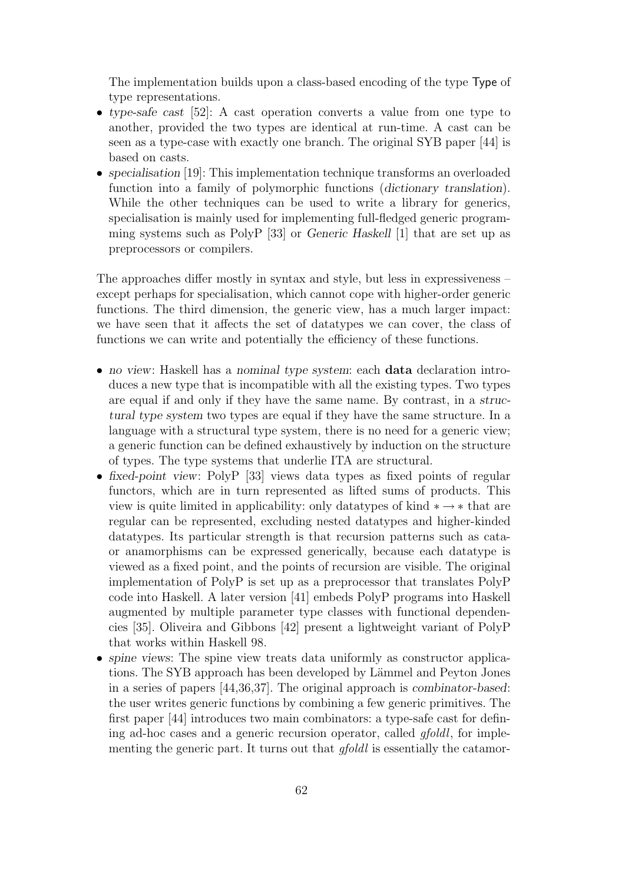The implementation builds upon a class-based encoding of the type Type of type representations.

- *type-safe cast* [52]: A cast operation converts a value from one type to another, provided the two types are identical at run-time. A cast can be seen as a type-case with exactly one branch. The original SYB paper [44] is based on casts.
- *specialisation* [19]: This implementation technique transforms an overloaded function into a family of polymorphic functions (*dictionary translation*). While the other techniques can be used to write a library for generics, specialisation is mainly used for implementing full-fledged generic programming systems such as PolyP [33] or *Generic Haskell* [1] that are set up as preprocessors or compilers.

The approaches differ mostly in syntax and style, but less in expressiveness – except perhaps for specialisation, which cannot cope with higher-order generic functions. The third dimension, the generic view, has a much larger impact: we have seen that it affects the set of datatypes we can cover, the class of functions we can write and potentially the efficiency of these functions.

- *no view*: Haskell has a *nominal type system*: each **data** declaration introduces a new type that is incompatible with all the existing types. Two types are equal if and only if they have the same name. By contrast, in a *structural type system* two types are equal if they have the same structure. In a language with a structural type system, there is no need for a generic view; a generic function can be defined exhaustively by induction on the structure of types. The type systems that underlie ITA are structural.
- *fixed-point view*: PolyP [33] views data types as fixed points of regular functors, which are in turn represented as lifted sums of products. This view is quite limited in applicability: only datatypes of kind $* \to *$ that are regular can be represented, excluding nested datatypes and higher-kinded datatypes. Its particular strength is that recursion patterns such as cata- or anamorphisms can be expressed generically, because each datatype is viewed as a fixed point, and the points of recursion are visible. The original implementation of PolyP is set up as a preprocessor that translates PolyP code into Haskell. A later version [41] embeds PolyP programs into Haskell augmented by multiple parameter type classes with functional dependencies [35]. Oliveira and Gibbons [42] present a lightweight variant of PolyP that works within Haskell 98.
- *spine views*: The spine view treats data uniformly as constructor applications. The SYB approach has been developed by Lämmel and Peyton Jones in a series of papers [44,36,37]. The original approach is *combinator-based*: the user writes generic functions by combining a few generic primitives. The first paper [44] introduces two main combinators: a type-safe cast for defining ad-hoc cases and a generic recursion operator, called *gfoldl*, for implementing the generic part. It turns out that *gfoldl* is essentially the catamor-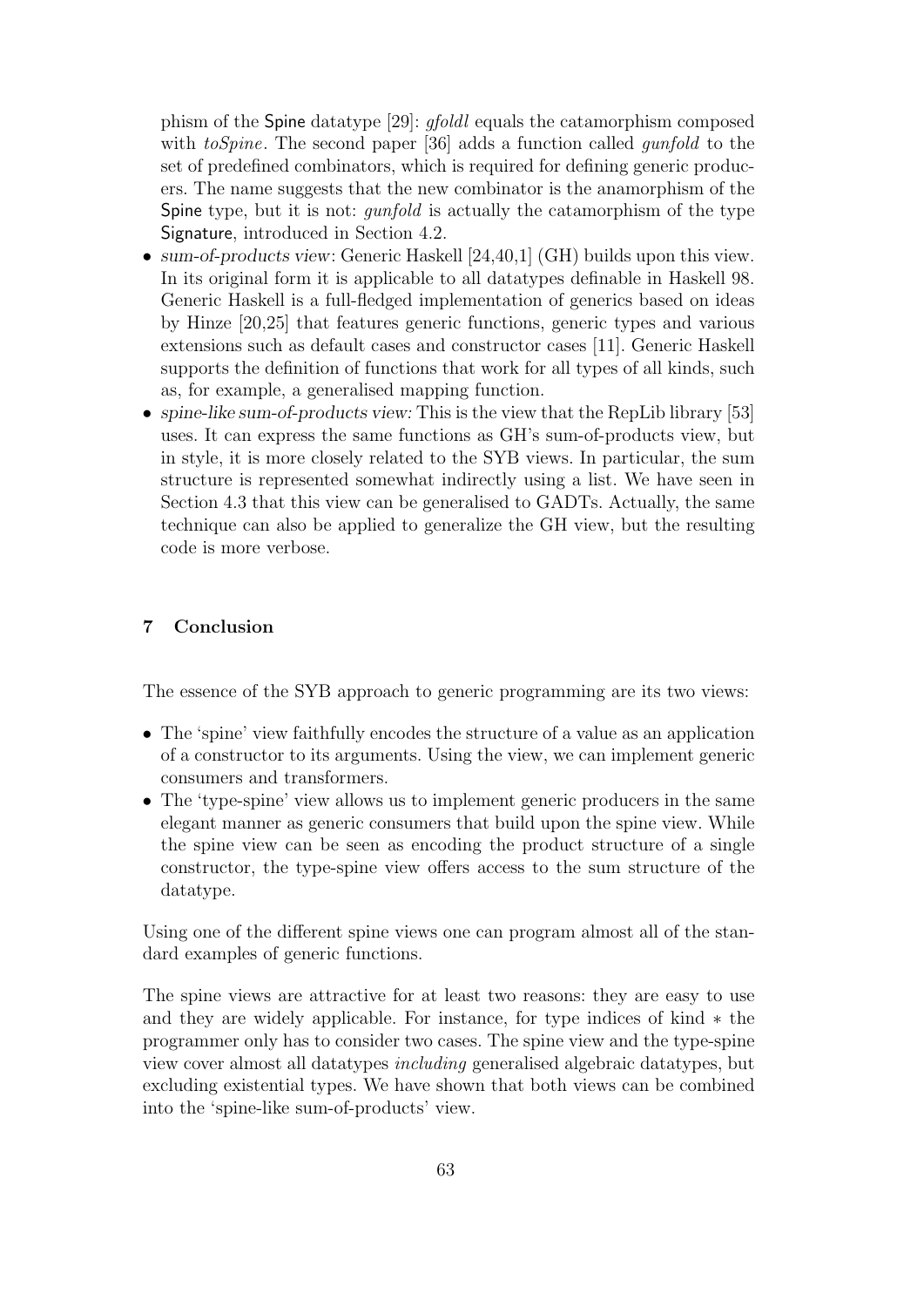phism of the Spine datatype [29]: *gfoldl* equals the catamorphism composed with *toSpine*. The second paper [36] adds a function called *gunfold* to the set of predefined combinators, which is required for defining generic producers. The name suggests that the new combinator is the anamorphism of the Spine type, but it is not: *gunfold* is actually the catamorphism of the type Signature, introduced in Section 4.2.

- *sum-of-products view*: Generic Haskell [24,40,1] (GH) builds upon this view. In its original form it is applicable to all datatypes definable in Haskell 98. Generic Haskell is a full-fledged implementation of generics based on ideas by Hinze [20,25] that features generic functions, generic types and various extensions such as default cases and constructor cases [11]. Generic Haskell supports the definition of functions that work for all types of all kinds, such as, for example, a generalised mapping function.
- *spine-like sum-of-products view:* This is the view that the RepLib library [53] uses. It can express the same functions as GH's sum-of-products view, but in style, it is more closely related to the SYB views. In particular, the sum structure is represented somewhat indirectly using a list. We have seen in Section 4.3 that this view can be generalised to GADTs. Actually, the same technique can also be applied to generalize the GH view, but the resulting code is more verbose.

## 7 Conclusion

The essence of the SYB approach to generic programming are its two views:

- The 'spine' view faithfully encodes the structure of a value as an application of a constructor to its arguments. Using the view, we can implement generic consumers and transformers.
- The 'type-spine' view allows us to implement generic producers in the same elegant manner as generic consumers that build upon the spine view. While the spine view can be seen as encoding the product structure of a single constructor, the type-spine view offers access to the sum structure of the datatype.

Using one of the different spine views one can program almost all of the standard examples of generic functions.

The spine views are attractive for at least two reasons: they are easy to use and they are widely applicable. For instance, for type indices of kind $*$ the programmer only has to consider two cases. The spine view and the type-spine view cover almost all datatypes *including* generalised algebraic datatypes, but excluding existential types. We have shown that both views can be combined into the 'spine-like sum-of-products' view.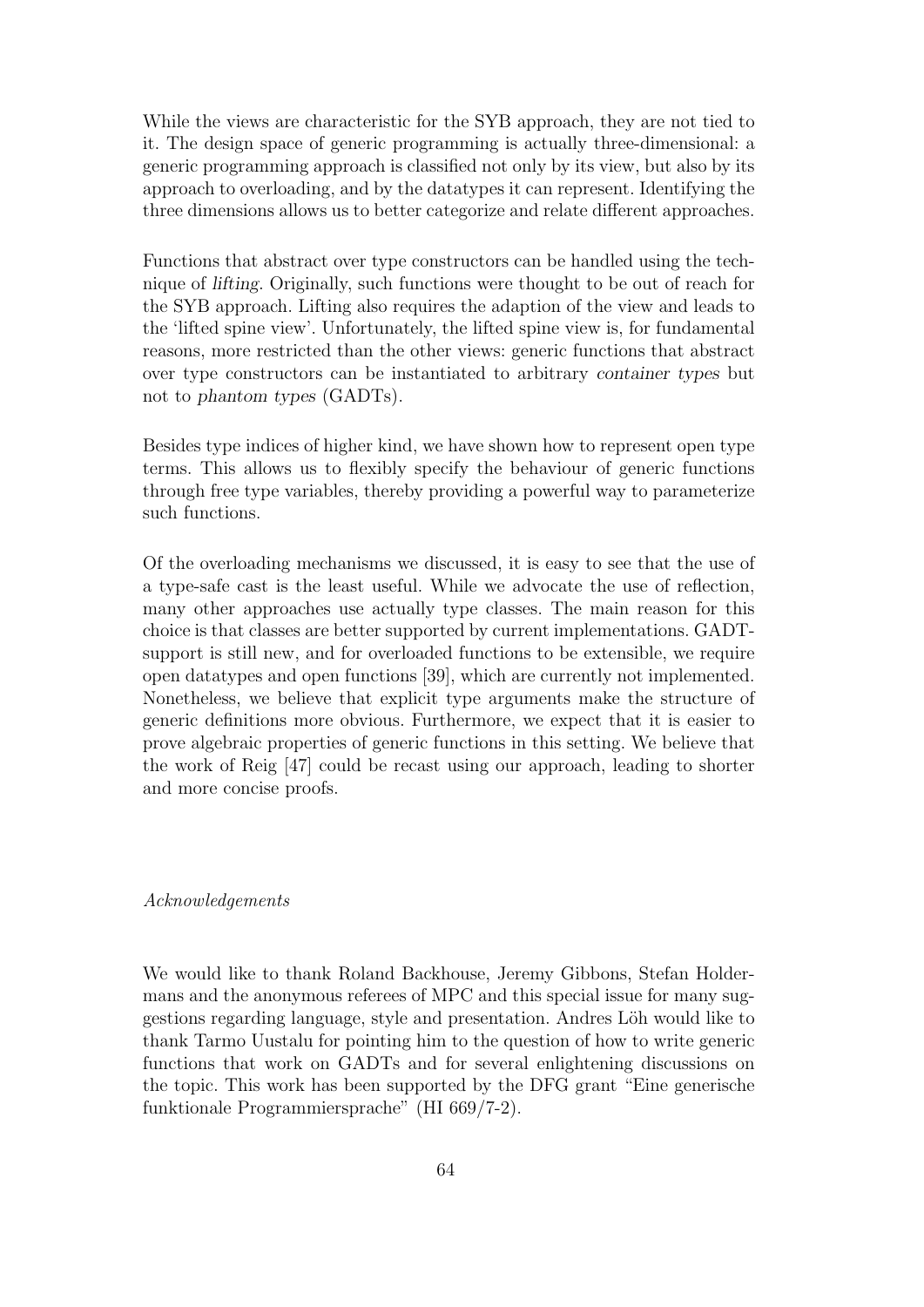While the views are characteristic for the SYB approach, they are not tied to it. The design space of generic programming is actually three-dimensional: a generic programming approach is classified not only by its view, but also by its approach to overloading, and by the datatypes it can represent. Identifying the three dimensions allows us to better categorize and relate different approaches.

Functions that abstract over type constructors can be handled using the technique of *lifting*. Originally, such functions were thought to be out of reach for the SYB approach. Lifting also requires the adaption of the view and leads to the 'lifted spine view'. Unfortunately, the lifted spine view is, for fundamental reasons, more restricted than the other views: generic functions that abstract over type constructors can be instantiated to arbitrary *container types* but not to *phantom types* (GADTs).

Besides type indices of higher kind, we have shown how to represent open type terms. This allows us to flexibly specify the behaviour of generic functions through free type variables, thereby providing a powerful way to parameterize such functions.

Of the overloading mechanisms we discussed, it is easy to see that the use of a type-safe cast is the least useful. While we advocate the use of reflection, many other approaches use actually type classes. The main reason for this choice is that classes are better supported by current implementations. GADT-support is still new, and for overloaded functions to be extensible, we require open datatypes and open functions [39], which are currently not implemented. Nonetheless, we believe that explicit type arguments make the structure of generic definitions more obvious. Furthermore, we expect that it is easier to prove algebraic properties of generic functions in this setting. We believe that the work of Reig [47] could be recast using our approach, leading to shorter and more concise proofs.

*Acknowledgements*

We would like to thank Roland Backhouse, Jeremy Gibbons, Stefan Holdermans and the anonymous referees of MPC and this special issue for many suggestions regarding language, style and presentation. Andres Löh would like to thank Tarmo Uustalu for pointing him to the question of how to write generic functions that work on GADTs and for several enlightening discussions on the topic. This work has been supported by the DFG grant "Eine generische funktionale Programmiersprache" (HI 669/7-2).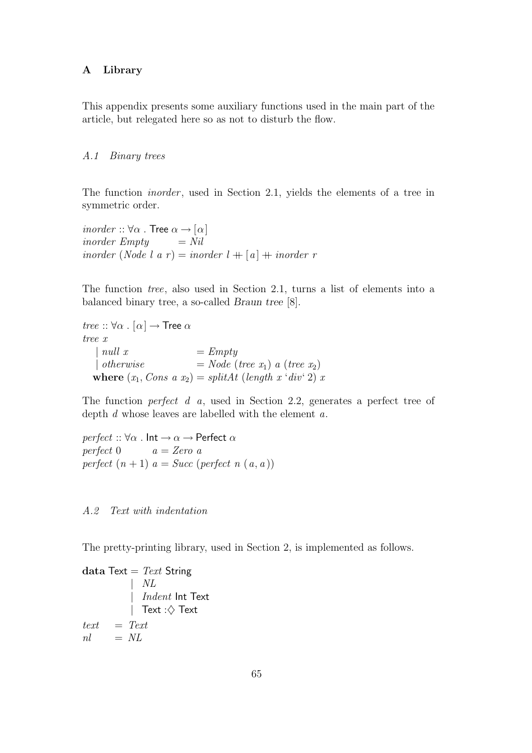## A Library

This appendix presents some auxiliary functions used in the main part of the article, but relegated here so as not to disturb the flow.

### *A.1 Binary trees*

The function *inorder*, used in Section 2.1, yields the elements of a tree in symmetric order.

```
inorder :: ∀α . Tree α → [α]
inorder Empty        = Nil
inorder (Node l a r) = inorder l ++ [a] ++ inorder r
```

The function *tree*, also used in Section 2.1, turns a list of elements into a balanced binary tree, a so-called *Braun tree* [8].

```
tree :: ∀α . [α] → Tree α
tree x
  | null x                  = Empty
  | otherwise               = Node (tree x1) a (tree x2)
  where (x1, Cons a x2) = splitAt (length x `div` 2) x
```

The function *perfect* $d$ $a$, used in Section 2.2, generates a perfect tree of depth $d$ whose leaves are labelled with the element $a$.

```
perfect :: ∀α . Int → α → Perfect α
perfect 0       a = Zero a
perfect (n + 1) a = Succ (perfect n (a, a))
```

### *A.2 Text with indentation*

The pretty-printing library, used in Section 2, is implemented as follows.

```
data Text = Text String
          | NL
          | Indent Int Text
          | Text :◇ Text
text  = Text
nl    = NL
```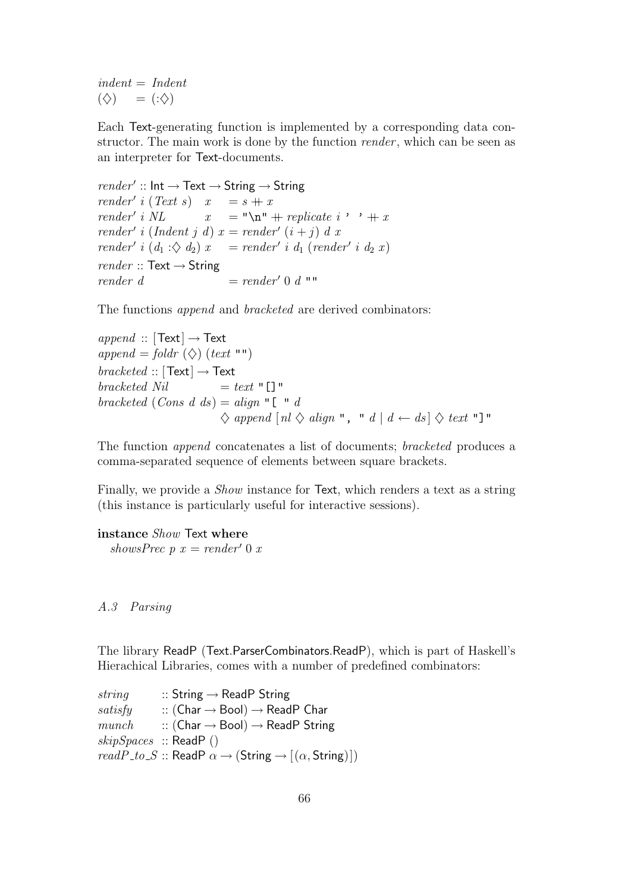```
indent = Indent
(◊)    = (:◊)
```

Each Text-generating function is implemented by a corresponding data constructor. The main work is done by the function *render*, which can be seen as an interpreter for Text-documents.

```
render' :: Int → Text → String → String
render' i (Text s)   x   = s ++ x
render' i NL         x   = "\n" ++ replicate i ' ' ++ x
render' i (Indent j d) x = render' (i + j) d x
render' i (d1 :◊ d2) x   = render' i d1 (render' i d2 x)
render :: Text → String
render d                 = render' 0 d ""
```

The functions *append* and *bracketed* are derived combinators:

```
append :: [Text] → Text
append = foldr (◊) (text "")
bracketed :: [Text] → Text
bracketed Nil           = text "[]"
bracketed (Cons d ds) = align "[ " d
                        ◊ append [nl ◊ align ", " d | d ← ds] ◊ text "]"
```

The function *append* concatenates a list of documents; *bracketed* produces a comma-separated sequence of elements between square brackets.

Finally, we provide a *Show* instance for Text, which renders a text as a string (this instance is particularly useful for interactive sessions).

```
instance Show Text where
  showsPrec p x = render' 0 x
```

### *A.3 Parsing*

The library ReadP (Text.ParserCombinators.ReadP), which is part of Haskell's Hierachical Libraries, comes with a number of predefined combinators:

```
string      :: String → ReadP String
satisfy     :: (Char → Bool) → ReadP Char
munch       :: (Char → Bool) → ReadP String
skipSpaces  :: ReadP ()
readP_to_S  :: ReadP α → (String → [(α, String)])
```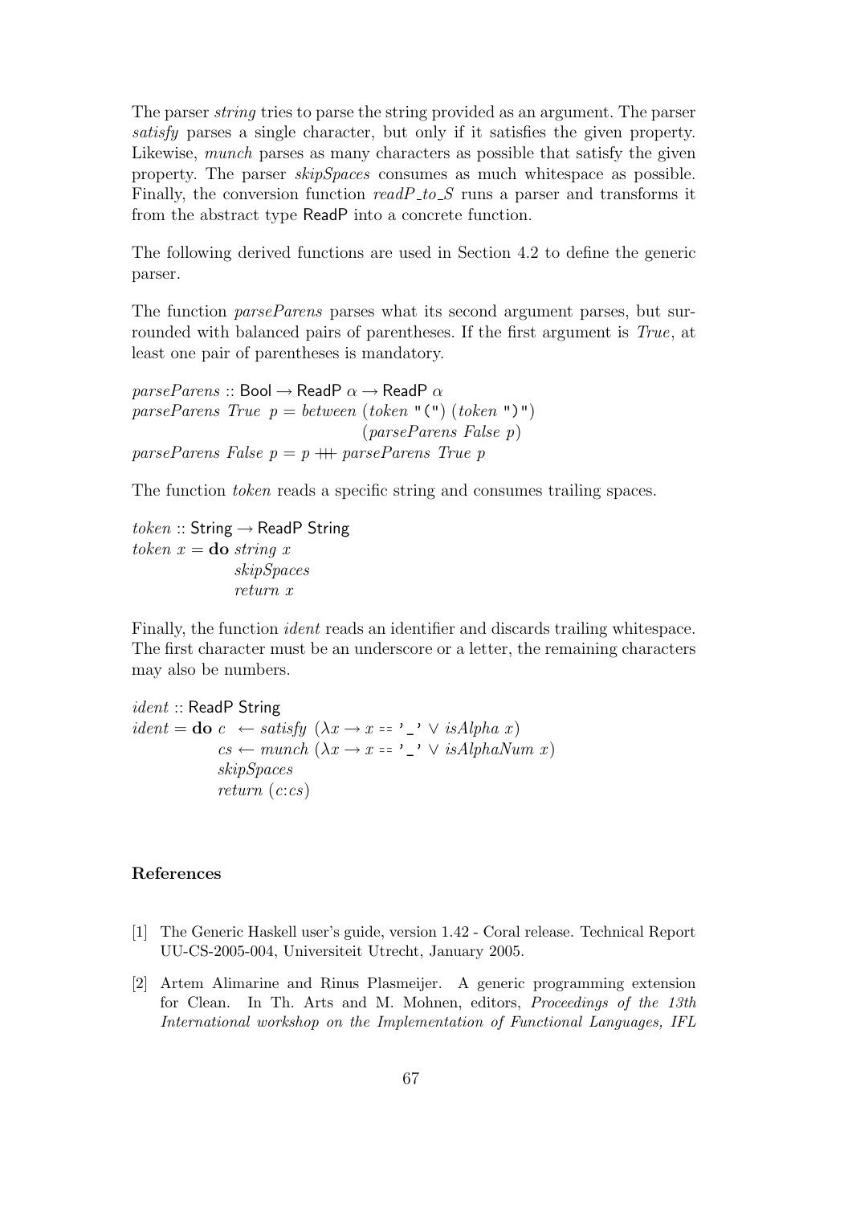The parser *string* tries to parse the string provided as an argument. The parser *satisfy* parses a single character, but only if it satisfies the given property. Likewise, *munch* parses as many characters as possible that satisfy the given property. The parser *skipSpaces* consumes as much whitespace as possible. Finally, the conversion function *readP_to_S* runs a parser and transforms it from the abstract type ReadP into a concrete function.

The following derived functions are used in Section 4.2 to define the generic parser.

The function *parseParens* parses what its second argument parses, but surrounded with balanced pairs of parentheses. If the first argument is *True*, at least one pair of parentheses is mandatory.

```
parseParens :: Bool → ReadP α → ReadP α
parseParens True  p = between (token "(") (token ")")
                              (parseParens False p)
parseParens False p = p +++ parseParens True p
```

The function *token* reads a specific string and consumes trailing spaces.

```
token :: String → ReadP String
token x = do string x
             skipSpaces
             return x
```

Finally, the function *ident* reads an identifier and discards trailing whitespace. The first character must be an underscore or a letter, the remaining characters may also be numbers.

```
ident :: ReadP String
ident = do c  ← satisfy (λx → x == '_' ∨ isAlpha x)
           cs ← munch (λx → x == '_' ∨ isAlphaNum x)
           skipSpaces
           return (c:cs)
```

## References

[1] The Generic Haskell user's guide, version 1.42 - Coral release. Technical Report UU-CS-2005-004, Universiteit Utrecht, January 2005.

[2] Artem Alimarine and Rinus Plasmeijer. A generic programming extension for Clean. In Th. Arts and M. Mohnen, editors, *Proceedings of the 13th International workshop on the Implementation of Functional Languages, IFL*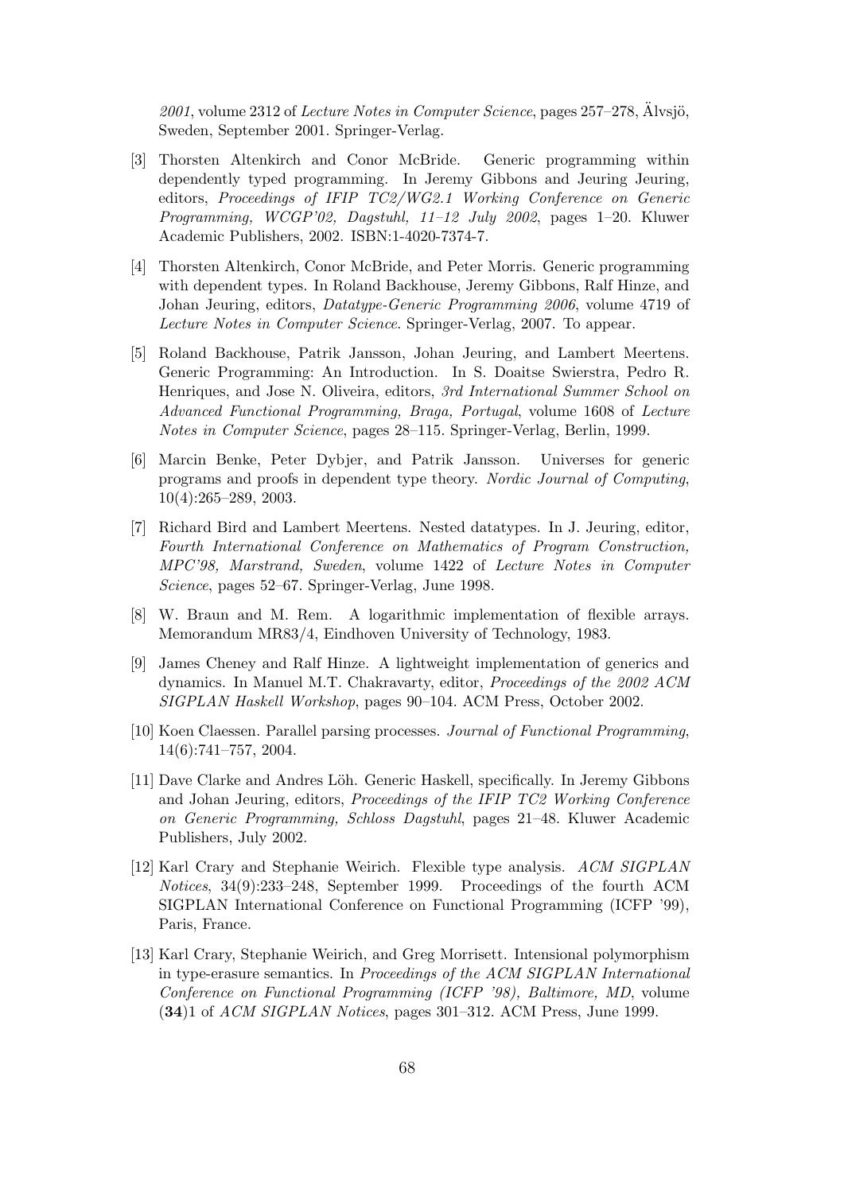*2001*, volume 2312 of *Lecture Notes in Computer Science*, pages 257–278, Älvsjö, Sweden, September 2001. Springer-Verlag.

[3] Thorsten Altenkirch and Conor McBride. Generic programming within dependently typed programming. In Jeremy Gibbons and Jeuring Jeuring, editors, *Proceedings of IFIP TC2/WG2.1 Working Conference on Generic Programming, WCGP'02, Dagstuhl, 11–12 July 2002*, pages 1–20. Kluwer Academic Publishers, 2002. ISBN:1-4020-7374-7.

[4] Thorsten Altenkirch, Conor McBride, and Peter Morris. Generic programming with dependent types. In Roland Backhouse, Jeremy Gibbons, Ralf Hinze, and Johan Jeuring, editors, *Datatype-Generic Programming 2006*, volume 4719 of *Lecture Notes in Computer Science*. Springer-Verlag, 2007. To appear.

[5] Roland Backhouse, Patrik Jansson, Johan Jeuring, and Lambert Meertens. Generic Programming: An Introduction. In S. Doaitse Swierstra, Pedro R. Henriques, and Jose N. Oliveira, editors, *3rd International Summer School on Advanced Functional Programming, Braga, Portugal*, volume 1608 of *Lecture Notes in Computer Science*, pages 28–115. Springer-Verlag, Berlin, 1999.

[6] Marcin Benke, Peter Dybjer, and Patrik Jansson. Universes for generic programs and proofs in dependent type theory. *Nordic Journal of Computing*, 10(4):265–289, 2003.

[7] Richard Bird and Lambert Meertens. Nested datatypes. In J. Jeuring, editor, *Fourth International Conference on Mathematics of Program Construction, MPC'98, Marstrand, Sweden*, volume 1422 of *Lecture Notes in Computer Science*, pages 52–67. Springer-Verlag, June 1998.

[8] W. Braun and M. Rem. A logarithmic implementation of flexible arrays. Memorandum MR83/4, Eindhoven University of Technology, 1983.

[9] James Cheney and Ralf Hinze. A lightweight implementation of generics and dynamics. In Manuel M.T. Chakravarty, editor, *Proceedings of the 2002 ACM SIGPLAN Haskell Workshop*, pages 90–104. ACM Press, October 2002.

[10] Koen Claessen. Parallel parsing processes. *Journal of Functional Programming*, 14(6):741–757, 2004.

[11] Dave Clarke and Andres Löh. Generic Haskell, specifically. In Jeremy Gibbons and Johan Jeuring, editors, *Proceedings of the IFIP TC2 Working Conference on Generic Programming, Schloss Dagstuhl*, pages 21–48. Kluwer Academic Publishers, July 2002.

[12] Karl Crary and Stephanie Weirich. Flexible type analysis. *ACM SIGPLAN Notices*, 34(9):233–248, September 1999. Proceedings of the fourth ACM SIGPLAN International Conference on Functional Programming (ICFP '99), Paris, France.

[13] Karl Crary, Stephanie Weirich, and Greg Morrisett. Intensional polymorphism in type-erasure semantics. In *Proceedings of the ACM SIGPLAN International Conference on Functional Programming (ICFP '98), Baltimore, MD*, volume (**34**)1 of *ACM SIGPLAN Notices*, pages 301–312. ACM Press, June 1999.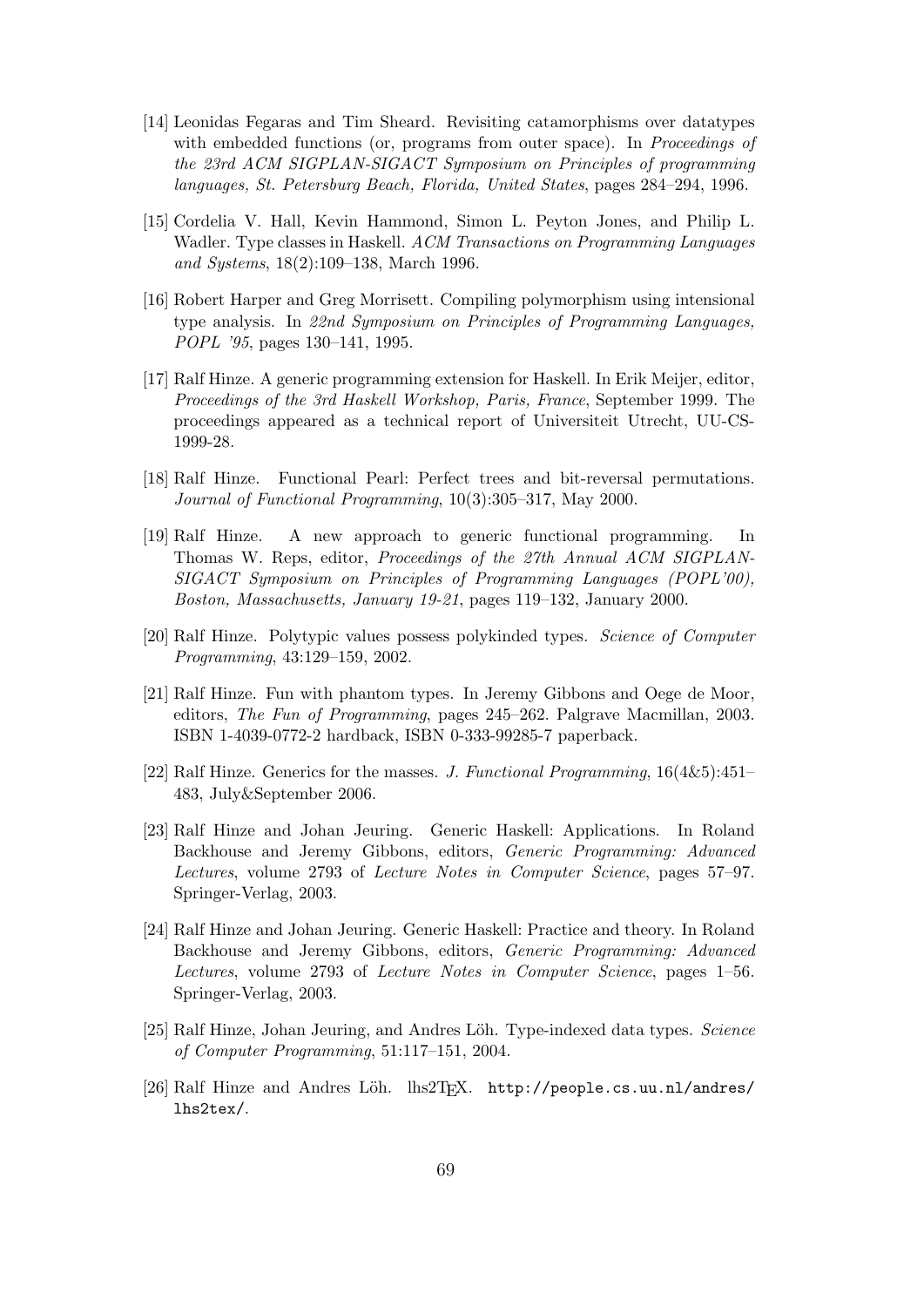[14] Leonidas Fegaras and Tim Sheard. Revisiting catamorphisms over datatypes with embedded functions (or, programs from outer space). In *Proceedings of the 23rd ACM SIGPLAN-SIGACT Symposium on Principles of programming languages, St. Petersburg Beach, Florida, United States*, pages 284–294, 1996.

[15] Cordelia V. Hall, Kevin Hammond, Simon L. Peyton Jones, and Philip L. Wadler. Type classes in Haskell. *ACM Transactions on Programming Languages and Systems*, 18(2):109–138, March 1996.

[16] Robert Harper and Greg Morrisett. Compiling polymorphism using intensional type analysis. In *22nd Symposium on Principles of Programming Languages, POPL '95*, pages 130–141, 1995.

[17] Ralf Hinze. A generic programming extension for Haskell. In Erik Meijer, editor, *Proceedings of the 3rd Haskell Workshop, Paris, France*, September 1999. The proceedings appeared as a technical report of Universiteit Utrecht, UU-CS-1999-28.

[18] Ralf Hinze. Functional Pearl: Perfect trees and bit-reversal permutations. *Journal of Functional Programming*, 10(3):305–317, May 2000.

[19] Ralf Hinze. A new approach to generic functional programming. In Thomas W. Reps, editor, *Proceedings of the 27th Annual ACM SIGPLAN-SIGACT Symposium on Principles of Programming Languages (POPL'00), Boston, Massachusetts, January 19-21*, pages 119–132, January 2000.

[20] Ralf Hinze. Polytypic values possess polykinded types. *Science of Computer Programming*, 43:129–159, 2002.

[21] Ralf Hinze. Fun with phantom types. In Jeremy Gibbons and Oege de Moor, editors, *The Fun of Programming*, pages 245–262. Palgrave Macmillan, 2003. ISBN 1-4039-0772-2 hardback, ISBN 0-333-99285-7 paperback.

[22] Ralf Hinze. Generics for the masses. *J. Functional Programming*, 16(4&5):451–483, July&September 2006.

[23] Ralf Hinze and Johan Jeuring. Generic Haskell: Applications. In Roland Backhouse and Jeremy Gibbons, editors, *Generic Programming: Advanced Lectures*, volume 2793 of *Lecture Notes in Computer Science*, pages 57–97. Springer-Verlag, 2003.

[24] Ralf Hinze and Johan Jeuring. Generic Haskell: Practice and theory. In Roland Backhouse and Jeremy Gibbons, editors, *Generic Programming: Advanced Lectures*, volume 2793 of *Lecture Notes in Computer Science*, pages 1–56. Springer-Verlag, 2003.

[25] Ralf Hinze, Johan Jeuring, and Andres Löh. Type-indexed data types. *Science of Computer Programming*, 51:117–151, 2004.

[26] Ralf Hinze and Andres Löh. lhs2TEX. `http://people.cs.uu.nl/andres/lhs2tex/`.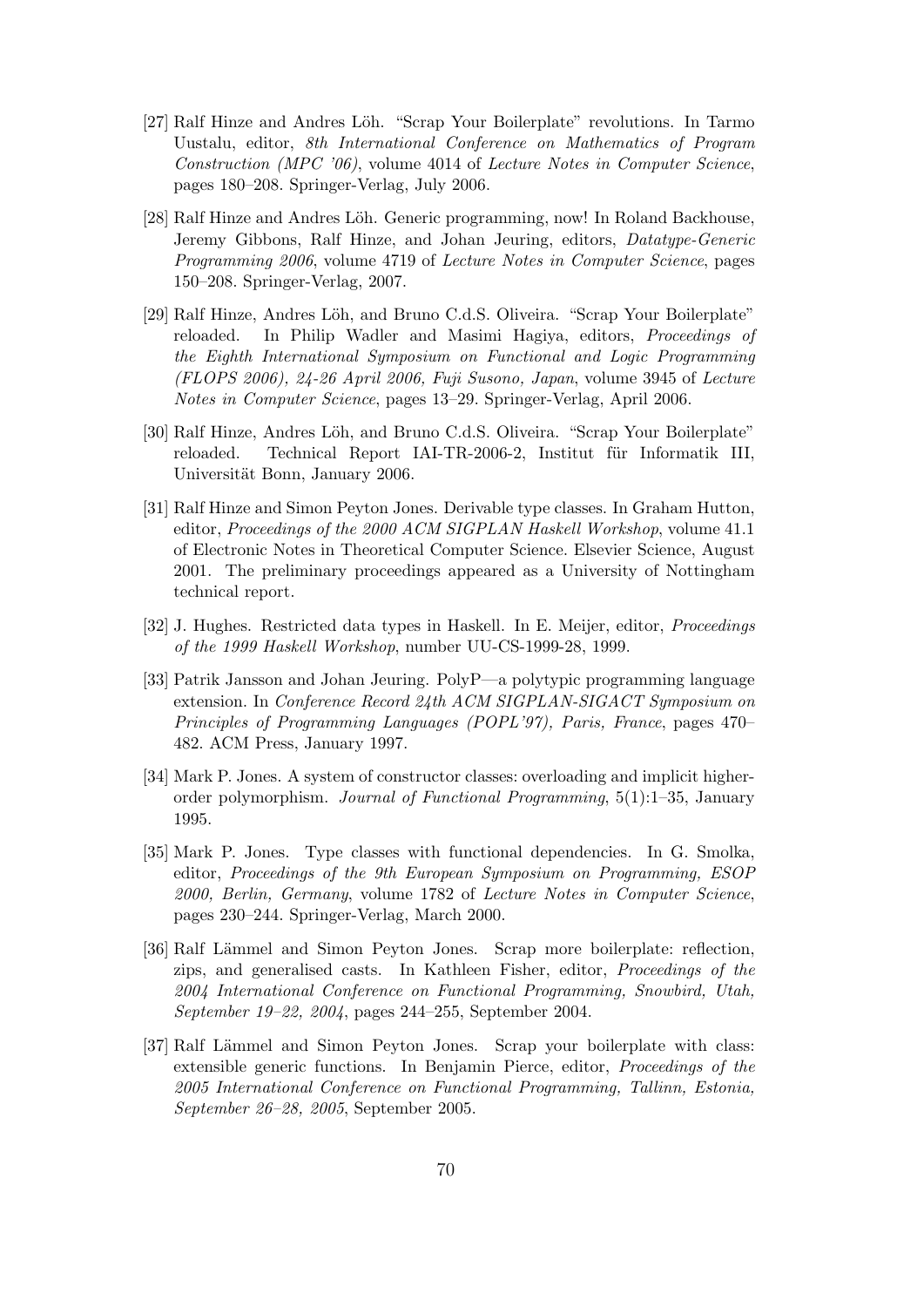[27] Ralf Hinze and Andres Löh. "Scrap Your Boilerplate" revolutions. In Tarmo Uustalu, editor, *8th International Conference on Mathematics of Program Construction (MPC '06)*, volume 4014 of *Lecture Notes in Computer Science*, pages 180–208. Springer-Verlag, July 2006.

[28] Ralf Hinze and Andres Löh. Generic programming, now! In Roland Backhouse, Jeremy Gibbons, Ralf Hinze, and Johan Jeuring, editors, *Datatype-Generic Programming 2006*, volume 4719 of *Lecture Notes in Computer Science*, pages 150–208. Springer-Verlag, 2007.

[29] Ralf Hinze, Andres Löh, and Bruno C.d.S. Oliveira. "Scrap Your Boilerplate" reloaded. In Philip Wadler and Masimi Hagiya, editors, *Proceedings of the Eighth International Symposium on Functional and Logic Programming (FLOPS 2006), 24-26 April 2006, Fuji Susono, Japan*, volume 3945 of *Lecture Notes in Computer Science*, pages 13–29. Springer-Verlag, April 2006.

[30] Ralf Hinze, Andres Löh, and Bruno C.d.S. Oliveira. "Scrap Your Boilerplate" reloaded. Technical Report IAI-TR-2006-2, Institut für Informatik III, Universität Bonn, January 2006.

[31] Ralf Hinze and Simon Peyton Jones. Derivable type classes. In Graham Hutton, editor, *Proceedings of the 2000 ACM SIGPLAN Haskell Workshop*, volume 41.1 of Electronic Notes in Theoretical Computer Science. Elsevier Science, August 2001. The preliminary proceedings appeared as a University of Nottingham technical report.

[32] J. Hughes. Restricted data types in Haskell. In E. Meijer, editor, *Proceedings of the 1999 Haskell Workshop*, number UU-CS-1999-28, 1999.

[33] Patrik Jansson and Johan Jeuring. PolyP—a polytypic programming language extension. In *Conference Record 24th ACM SIGPLAN-SIGACT Symposium on Principles of Programming Languages (POPL'97), Paris, France*, pages 470–482. ACM Press, January 1997.

[34] Mark P. Jones. A system of constructor classes: overloading and implicit higher-order polymorphism. *Journal of Functional Programming*, 5(1):1–35, January 1995.

[35] Mark P. Jones. Type classes with functional dependencies. In G. Smolka, editor, *Proceedings of the 9th European Symposium on Programming, ESOP 2000, Berlin, Germany*, volume 1782 of *Lecture Notes in Computer Science*, pages 230–244. Springer-Verlag, March 2000.

[36] Ralf Lämmel and Simon Peyton Jones. Scrap more boilerplate: reflection, zips, and generalised casts. In Kathleen Fisher, editor, *Proceedings of the 2004 International Conference on Functional Programming, Snowbird, Utah, September 19–22, 2004*, pages 244–255, September 2004.

[37] Ralf Lämmel and Simon Peyton Jones. Scrap your boilerplate with class: extensible generic functions. In Benjamin Pierce, editor, *Proceedings of the 2005 International Conference on Functional Programming, Tallinn, Estonia, September 26–28, 2005*, September 2005.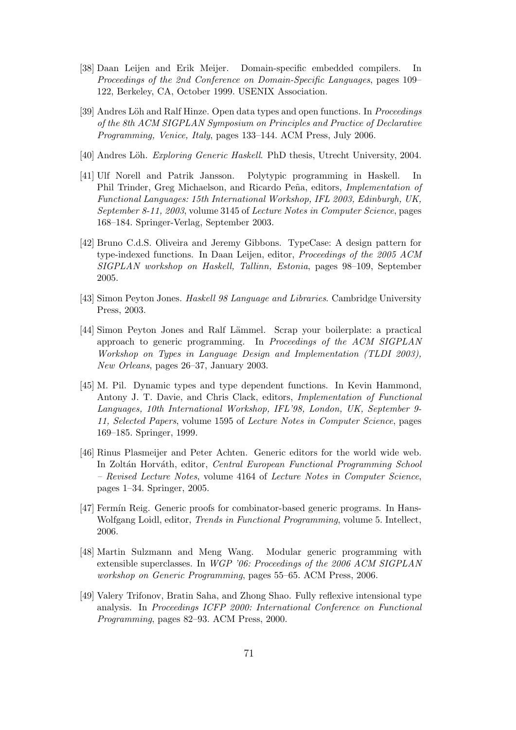[38] Daan Leijen and Erik Meijer. Domain-specific embedded compilers. In *Proceedings of the 2nd Conference on Domain-Specific Languages*, pages 109–122, Berkeley, CA, October 1999. USENIX Association.

[39] Andres Löh and Ralf Hinze. Open data types and open functions. In *Proceedings of the 8th ACM SIGPLAN Symposium on Principles and Practice of Declarative Programming, Venice, Italy*, pages 133–144. ACM Press, July 2006.

[40] Andres Löh. *Exploring Generic Haskell*. PhD thesis, Utrecht University, 2004.

[41] Ulf Norell and Patrik Jansson. Polytypic programming in Haskell. In Phil Trinder, Greg Michaelson, and Ricardo Peña, editors, *Implementation of Functional Languages: 15th International Workshop, IFL 2003, Edinburgh, UK, September 8-11, 2003*, volume 3145 of *Lecture Notes in Computer Science*, pages 168–184. Springer-Verlag, September 2003.

[42] Bruno C.d.S. Oliveira and Jeremy Gibbons. TypeCase: A design pattern for type-indexed functions. In Daan Leijen, editor, *Proceedings of the 2005 ACM SIGPLAN workshop on Haskell, Tallinn, Estonia*, pages 98–109, September 2005.

[43] Simon Peyton Jones. *Haskell 98 Language and Libraries*. Cambridge University Press, 2003.

[44] Simon Peyton Jones and Ralf Lämmel. Scrap your boilerplate: a practical approach to generic programming. In *Proceedings of the ACM SIGPLAN Workshop on Types in Language Design and Implementation (TLDI 2003), New Orleans*, pages 26–37, January 2003.

[45] M. Pil. Dynamic types and type dependent functions. In Kevin Hammond, Antony J. T. Davie, and Chris Clack, editors, *Implementation of Functional Languages, 10th International Workshop, IFL'98, London, UK, September 9-11, Selected Papers*, volume 1595 of *Lecture Notes in Computer Science*, pages 169–185. Springer, 1999.

[46] Rinus Plasmeijer and Peter Achten. Generic editors for the world wide web. In Zoltán Horváth, editor, *Central European Functional Programming School – Revised Lecture Notes*, volume 4164 of *Lecture Notes in Computer Science*, pages 1–34. Springer, 2005.

[47] Fermín Reig. Generic proofs for combinator-based generic programs. In Hans-Wolfgang Loidl, editor, *Trends in Functional Programming*, volume 5. Intellect, 2006.

[48] Martin Sulzmann and Meng Wang. Modular generic programming with extensible superclasses. In *WGP '06: Proceedings of the 2006 ACM SIGPLAN workshop on Generic Programming*, pages 55–65. ACM Press, 2006.

[49] Valery Trifonov, Bratin Saha, and Zhong Shao. Fully reflexive intensional type analysis. In *Proceedings ICFP 2000: International Conference on Functional Programming*, pages 82–93. ACM Press, 2000.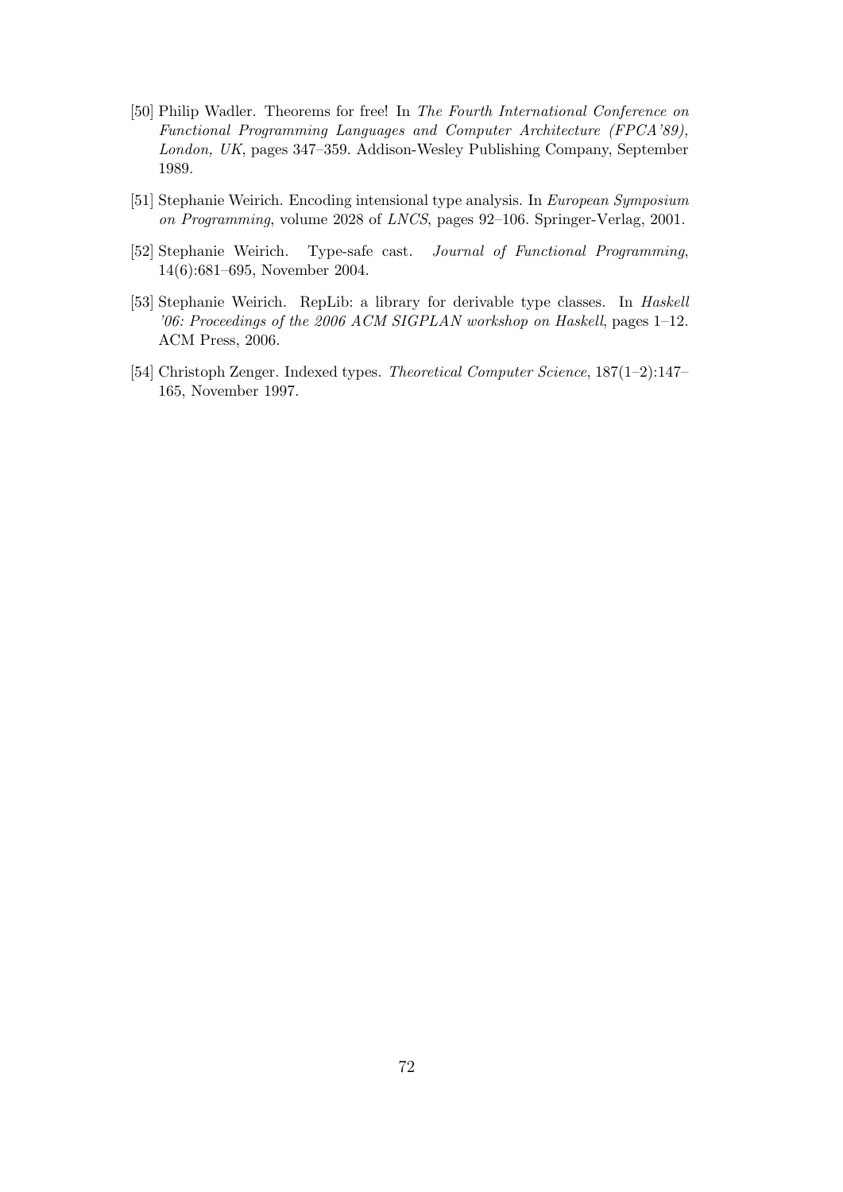[50] Philip Wadler. Theorems for free! In *The Fourth International Conference on Functional Programming Languages and Computer Architecture (FPCA'89), London, UK*, pages 347–359. Addison-Wesley Publishing Company, September 1989.

[51] Stephanie Weirich. Encoding intensional type analysis. In *European Symposium on Programming*, volume 2028 of *LNCS*, pages 92–106. Springer-Verlag, 2001.

[52] Stephanie Weirich. Type-safe cast. *Journal of Functional Programming*, 14(6):681–695, November 2004.

[53] Stephanie Weirich. RepLib: a library for derivable type classes. In *Haskell '06: Proceedings of the 2006 ACM SIGPLAN workshop on Haskell*, pages 1–12. ACM Press, 2006.

[54] Christoph Zenger. Indexed types. *Theoretical Computer Science*, 187(1–2):147–165, November 1997.